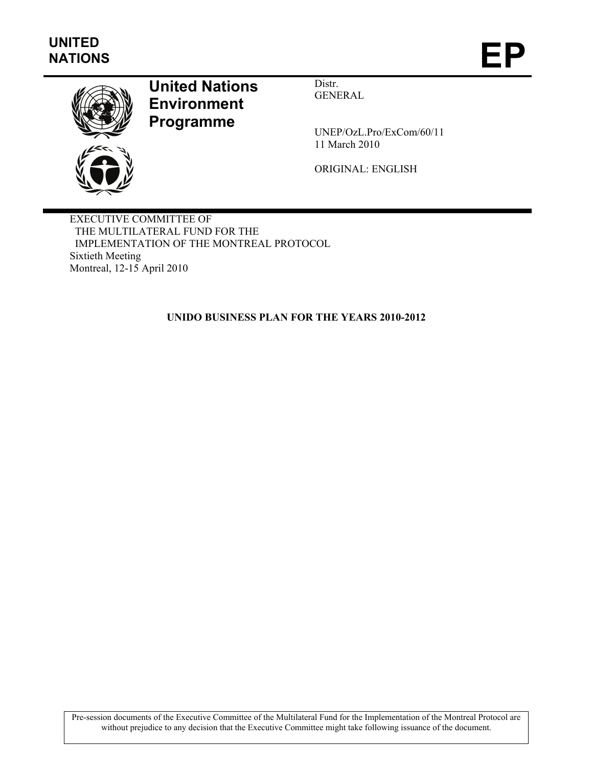UNITED NATIONS

# EP

**United Nations Environment Programme**

Distr.
GENERAL

UNEP/OzL.Pro/ExCom/60/11
11 March 2010

ORIGINAL: ENGLISH

EXECUTIVE COMMITTEE OF
THE MULTILATERAL FUND FOR THE
IMPLEMENTATION OF THE MONTREAL PROTOCOL
Sixtieth Meeting
Montreal, 12-15 April 2010

## UNIDO BUSINESS PLAN FOR THE YEARS 2010-2012

Pre-session documents of the Executive Committee of the Multilateral Fund for the Implementation of the Montreal Protocol are without prejudice to any decision that the Executive Committee might take following issuance of the document.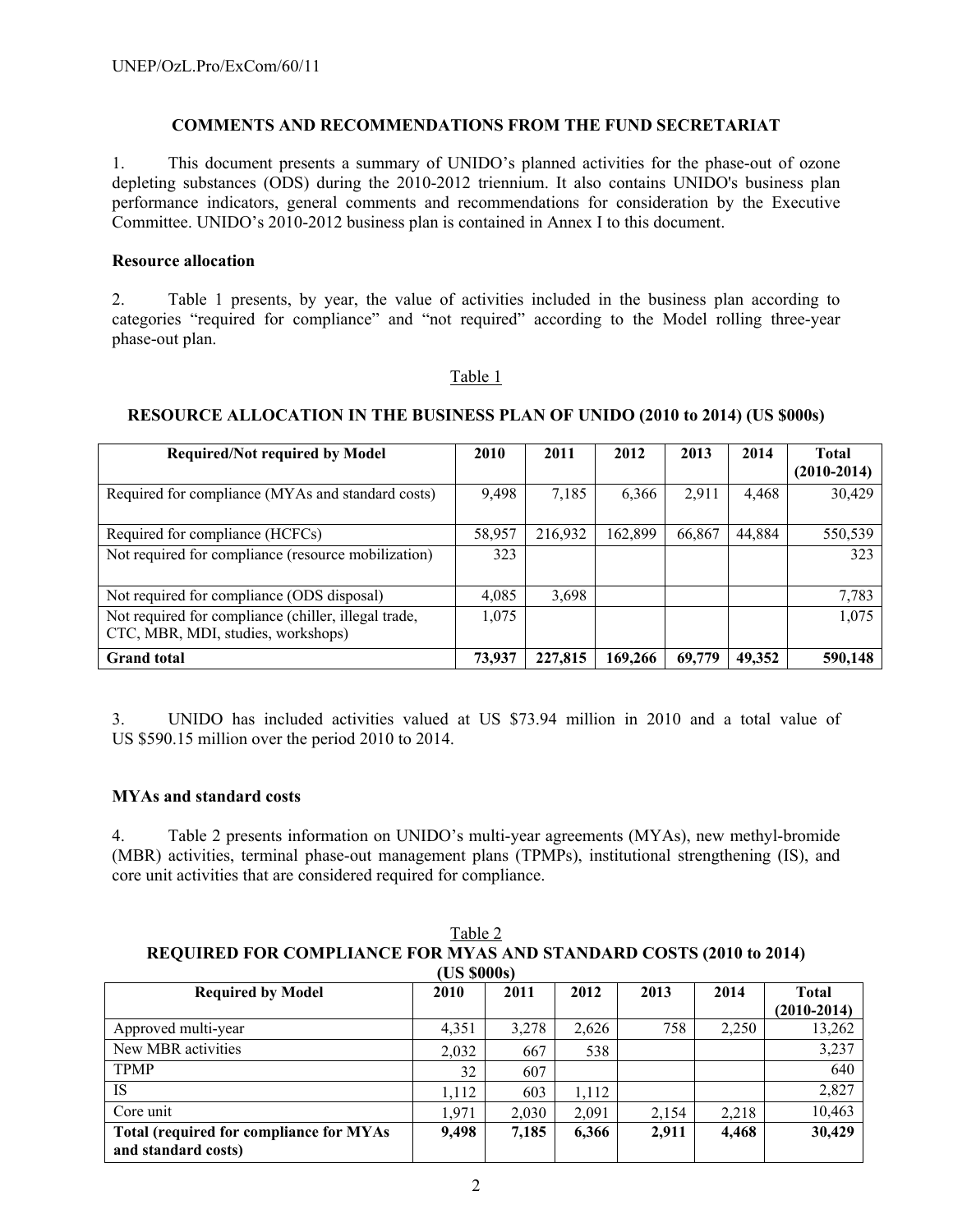## COMMENTS AND RECOMMENDATIONS FROM THE FUND SECRETARIAT

1. This document presents a summary of UNIDO's planned activities for the phase-out of ozone depleting substances (ODS) during the 2010-2012 triennium. It also contains UNIDO's business plan performance indicators, general comments and recommendations for consideration by the Executive Committee. UNIDO's 2010-2012 business plan is contained in Annex I to this document.

### Resource allocation

2. Table 1 presents, by year, the value of activities included in the business plan according to categories "required for compliance" and "not required" according to the Model rolling three-year phase-out plan.

Table 1

**RESOURCE ALLOCATION IN THE BUSINESS PLAN OF UNIDO (2010 to 2014) (US $000s)**

| Required/Not required by Model | 2010 | 2011 | 2012 | 2013 | 2014 | Total (2010-2014) |
|---|---|---|---|---|---|---|
| Required for compliance (MYAs and standard costs) | 9,498 | 7,185 | 6,366 | 2,911 | 4,468 | 30,429 |
| Required for compliance (HCFCs) | 58,957 | 216,932 | 162,899 | 66,867 | 44,884 | 550,539 |
| Not required for compliance (resource mobilization) | 323 | | | | | 323 |
| Not required for compliance (ODS disposal) | 4,085 | 3,698 | | | | 7,783 |
| Not required for compliance (chiller, illegal trade, CTC, MBR, MDI, studies, workshops) | 1,075 | | | | | 1,075 |
| **Grand total** | **73,937** | **227,815** | **169,266** | **69,779** | **49,352** | **590,148** |

3. UNIDO has included activities valued at US $73.94 million in 2010 and a total value of US $590.15 million over the period 2010 to 2014.

### MYAs and standard costs

4. Table 2 presents information on UNIDO's multi-year agreements (MYAs), new methyl-bromide (MBR) activities, terminal phase-out management plans (TPMPs), institutional strengthening (IS), and core unit activities that are considered required for compliance.

Table 2

**REQUIRED FOR COMPLIANCE FOR MYAS AND STANDARD COSTS (2010 to 2014) (US $000s)**

| Required by Model | 2010 | 2011 | 2012 | 2013 | 2014 | Total (2010-2014) |
|---|---|---|---|---|---|---|
| Approved multi-year | 4,351 | 3,278 | 2,626 | 758 | 2,250 | 13,262 |
| New MBR activities | 2,032 | 667 | 538 | | | 3,237 |
| TPMP | 32 | 607 | | | | 640 |
| IS | 1,112 | 603 | 1,112 | | | 2,827 |
| Core unit | 1,971 | 2,030 | 2,091 | 2,154 | 2,218 | 10,463 |
| **Total (required for compliance for MYAs and standard costs)** | **9,498** | **7,185** | **6,366** | **2,911** | **4,468** | **30,429** |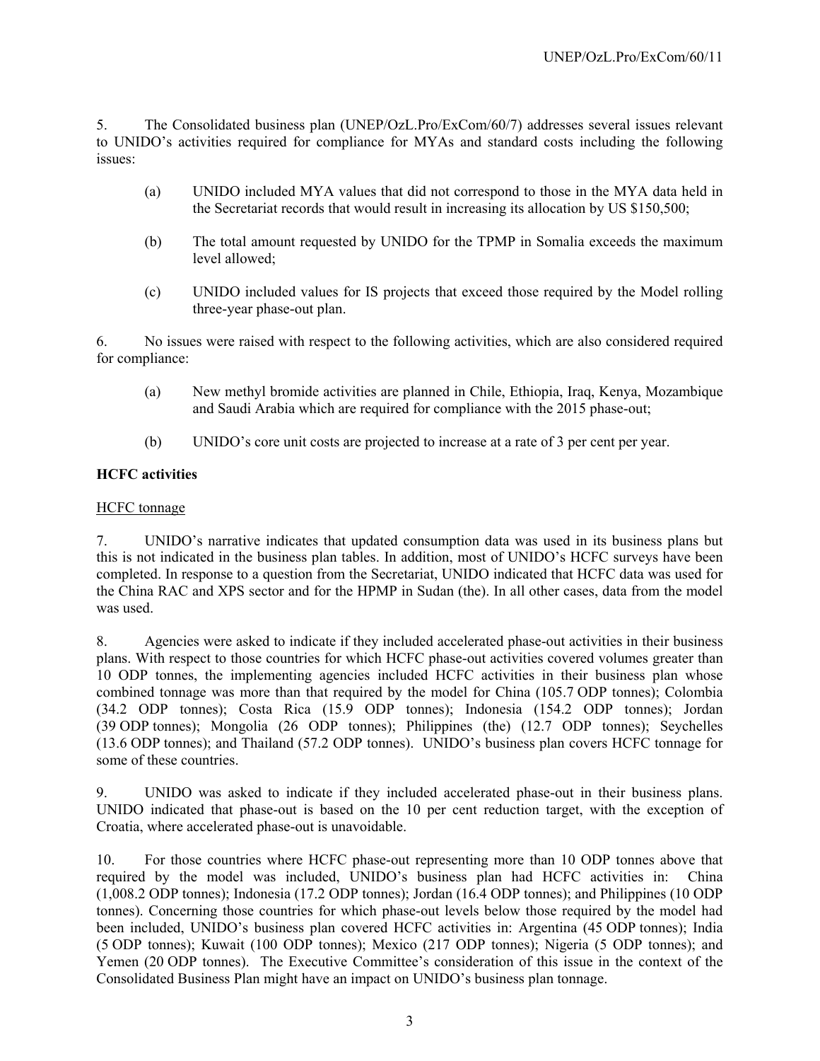5. The Consolidated business plan (UNEP/OzL.Pro/ExCom/60/7) addresses several issues relevant to UNIDO's activities required for compliance for MYAs and standard costs including the following issues:

(a) UNIDO included MYA values that did not correspond to those in the MYA data held in the Secretariat records that would result in increasing its allocation by US $150,500;

(b) The total amount requested by UNIDO for the TPMP in Somalia exceeds the maximum level allowed;

(c) UNIDO included values for IS projects that exceed those required by the Model rolling three-year phase-out plan.

6. No issues were raised with respect to the following activities, which are also considered required for compliance:

(a) New methyl bromide activities are planned in Chile, Ethiopia, Iraq, Kenya, Mozambique and Saudi Arabia which are required for compliance with the 2015 phase-out;

(b) UNIDO's core unit costs are projected to increase at a rate of 3 per cent per year.

**HCFC activities**

<u>HCFC tonnage</u>

7. UNIDO's narrative indicates that updated consumption data was used in its business plans but this is not indicated in the business plan tables. In addition, most of UNIDO's HCFC surveys have been completed. In response to a question from the Secretariat, UNIDO indicated that HCFC data was used for the China RAC and XPS sector and for the HPMP in Sudan (the). In all other cases, data from the model was used.

8. Agencies were asked to indicate if they included accelerated phase-out activities in their business plans. With respect to those countries for which HCFC phase-out activities covered volumes greater than 10 ODP tonnes, the implementing agencies included HCFC activities in their business plan whose combined tonnage was more than that required by the model for China (105.7 ODP tonnes); Colombia (34.2 ODP tonnes); Costa Rica (15.9 ODP tonnes); Indonesia (154.2 ODP tonnes); Jordan (39 ODP tonnes); Mongolia (26 ODP tonnes); Philippines (the) (12.7 ODP tonnes); Seychelles (13.6 ODP tonnes); and Thailand (57.2 ODP tonnes). UNIDO's business plan covers HCFC tonnage for some of these countries.

9. UNIDO was asked to indicate if they included accelerated phase-out in their business plans. UNIDO indicated that phase-out is based on the 10 per cent reduction target, with the exception of Croatia, where accelerated phase-out is unavoidable.

10. For those countries where HCFC phase-out representing more than 10 ODP tonnes above that required by the model was included, UNIDO's business plan had HCFC activities in: China (1,008.2 ODP tonnes); Indonesia (17.2 ODP tonnes); Jordan (16.4 ODP tonnes); and Philippines (10 ODP tonnes). Concerning those countries for which phase-out levels below those required by the model had been included, UNIDO's business plan covered HCFC activities in: Argentina (45 ODP tonnes); India (5 ODP tonnes); Kuwait (100 ODP tonnes); Mexico (217 ODP tonnes); Nigeria (5 ODP tonnes); and Yemen (20 ODP tonnes). The Executive Committee's consideration of this issue in the context of the Consolidated Business Plan might have an impact on UNIDO's business plan tonnage.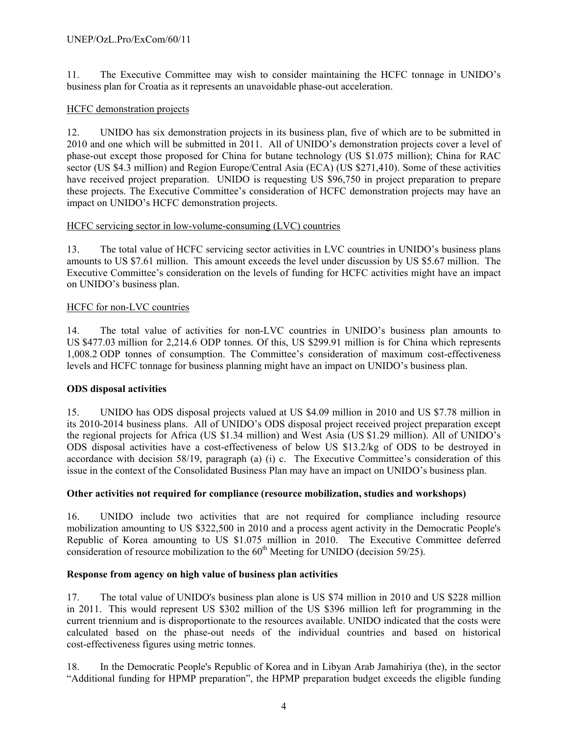11. The Executive Committee may wish to consider maintaining the HCFC tonnage in UNIDO's business plan for Croatia as it represents an unavoidable phase-out acceleration.

HCFC demonstration projects

12. UNIDO has six demonstration projects in its business plan, five of which are to be submitted in 2010 and one which will be submitted in 2011. All of UNIDO's demonstration projects cover a level of phase-out except those proposed for China for butane technology (US $1.075 million); China for RAC sector (US $4.3 million) and Region Europe/Central Asia (ECA) (US $271,410). Some of these activities have received project preparation. UNIDO is requesting US $96,750 in project preparation to prepare these projects. The Executive Committee's consideration of HCFC demonstration projects may have an impact on UNIDO's HCFC demonstration projects.

HCFC servicing sector in low-volume-consuming (LVC) countries

13. The total value of HCFC servicing sector activities in LVC countries in UNIDO's business plans amounts to US $7.61 million. This amount exceeds the level under discussion by US $5.67 million. The Executive Committee's consideration on the levels of funding for HCFC activities might have an impact on UNIDO's business plan.

HCFC for non-LVC countries

14. The total value of activities for non-LVC countries in UNIDO's business plan amounts to US $477.03 million for 2,214.6 ODP tonnes. Of this, US $299.91 million is for China which represents 1,008.2 ODP tonnes of consumption. The Committee's consideration of maximum cost-effectiveness levels and HCFC tonnage for business planning might have an impact on UNIDO's business plan.

**ODS disposal activities**

15. UNIDO has ODS disposal projects valued at US $4.09 million in 2010 and US $7.78 million in its 2010-2014 business plans. All of UNIDO's ODS disposal project received project preparation except the regional projects for Africa (US $1.34 million) and West Asia (US $1.29 million). All of UNIDO's ODS disposal activities have a cost-effectiveness of below US $13.2/kg of ODS to be destroyed in accordance with decision 58/19, paragraph (a) (i) c. The Executive Committee's consideration of this issue in the context of the Consolidated Business Plan may have an impact on UNIDO's business plan.

**Other activities not required for compliance (resource mobilization, studies and workshops)**

16. UNIDO include two activities that are not required for compliance including resource mobilization amounting to US $322,500 in 2010 and a process agent activity in the Democratic People's Republic of Korea amounting to US $1.075 million in 2010. The Executive Committee deferred consideration of resource mobilization to the 60th Meeting for UNIDO (decision 59/25).

**Response from agency on high value of business plan activities**

17. The total value of UNIDO's business plan alone is US $74 million in 2010 and US $228 million in 2011. This would represent US $302 million of the US $396 million left for programming in the current triennium and is disproportionate to the resources available. UNIDO indicated that the costs were calculated based on the phase-out needs of the individual countries and based on historical cost-effectiveness figures using metric tonnes.

18. In the Democratic People's Republic of Korea and in Libyan Arab Jamahiriya (the), in the sector "Additional funding for HPMP preparation", the HPMP preparation budget exceeds the eligible funding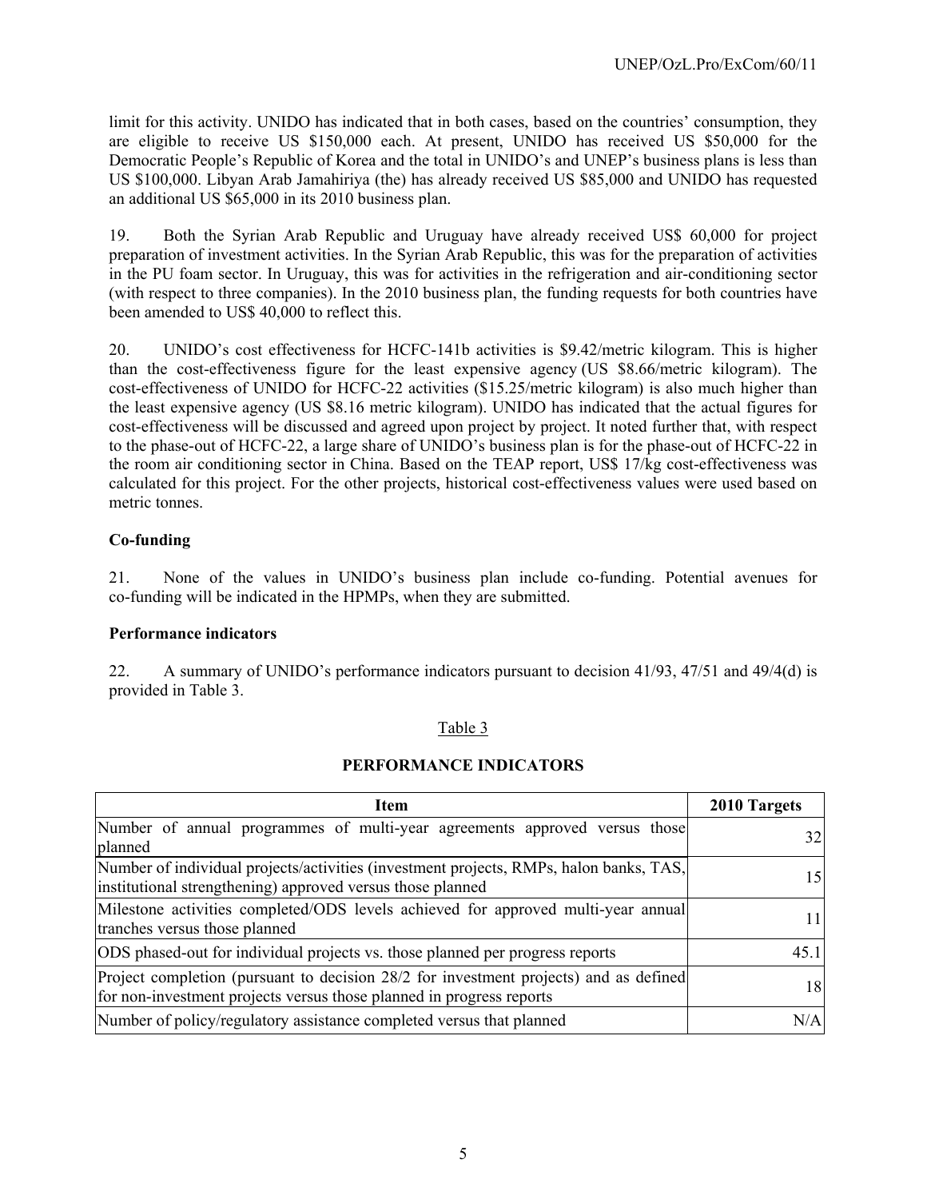limit for this activity. UNIDO has indicated that in both cases, based on the countries' consumption, they are eligible to receive US $150,000 each. At present, UNIDO has received US $50,000 for the Democratic People's Republic of Korea and the total in UNIDO's and UNEP's business plans is less than US $100,000. Libyan Arab Jamahiriya (the) has already received US $85,000 and UNIDO has requested an additional US $65,000 in its 2010 business plan.

19. Both the Syrian Arab Republic and Uruguay have already received US$ 60,000 for project preparation of investment activities. In the Syrian Arab Republic, this was for the preparation of activities in the PU foam sector. In Uruguay, this was for activities in the refrigeration and air-conditioning sector (with respect to three companies). In the 2010 business plan, the funding requests for both countries have been amended to US$ 40,000 to reflect this.

20. UNIDO's cost effectiveness for HCFC-141b activities is $9.42/metric kilogram. This is higher than the cost-effectiveness figure for the least expensive agency (US $8.66/metric kilogram). The cost-effectiveness of UNIDO for HCFC-22 activities ($15.25/metric kilogram) is also much higher than the least expensive agency (US $8.16 metric kilogram). UNIDO has indicated that the actual figures for cost-effectiveness will be discussed and agreed upon project by project. It noted further that, with respect to the phase-out of HCFC-22, a large share of UNIDO's business plan is for the phase-out of HCFC-22 in the room air conditioning sector in China. Based on the TEAP report, US$ 17/kg cost-effectiveness was calculated for this project. For the other projects, historical cost-effectiveness values were used based on metric tonnes.

**Co-funding**

21. None of the values in UNIDO's business plan include co-funding. Potential avenues for co-funding will be indicated in the HPMPs, when they are submitted.

**Performance indicators**

22. A summary of UNIDO's performance indicators pursuant to decision 41/93, 47/51 and 49/4(d) is provided in Table 3.

Table 3

**PERFORMANCE INDICATORS**

| Item | 2010 Targets |
|---|---|
| Number of annual programmes of multi-year agreements approved versus those planned | 32 |
| Number of individual projects/activities (investment projects, RMPs, halon banks, TAS, institutional strengthening) approved versus those planned | 15 |
| Milestone activities completed/ODS levels achieved for approved multi-year annual tranches versus those planned | 11 |
| ODS phased-out for individual projects vs. those planned per progress reports | 45.1 |
| Project completion (pursuant to decision 28/2 for investment projects) and as defined for non-investment projects versus those planned in progress reports | 18 |
| Number of policy/regulatory assistance completed versus that planned | N/A |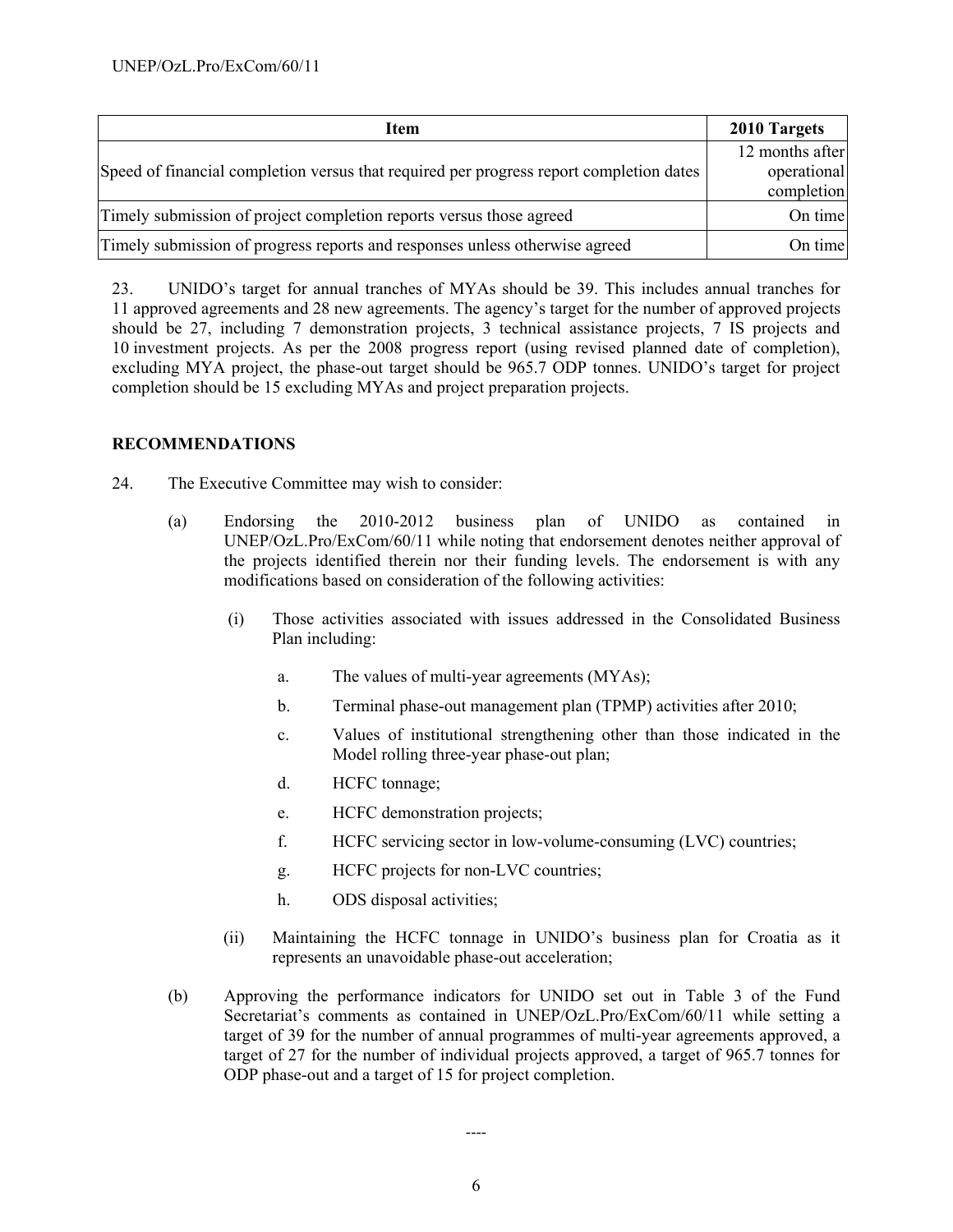| Item | 2010 Targets |
|---|---|
| Speed of financial completion versus that required per progress report completion dates | 12 months after operational completion |
| Timely submission of project completion reports versus those agreed | On time |
| Timely submission of progress reports and responses unless otherwise agreed | On time |

23. UNIDO's target for annual tranches of MYAs should be 39. This includes annual tranches for 11 approved agreements and 28 new agreements. The agency's target for the number of approved projects should be 27, including 7 demonstration projects, 3 technical assistance projects, 7 IS projects and 10 investment projects. As per the 2008 progress report (using revised planned date of completion), excluding MYA project, the phase-out target should be 965.7 ODP tonnes. UNIDO's target for project completion should be 15 excluding MYAs and project preparation projects.

## RECOMMENDATIONS

24. The Executive Committee may wish to consider:

(a) Endorsing the 2010-2012 business plan of UNIDO as contained in UNEP/OzL.Pro/ExCom/60/11 while noting that endorsement denotes neither approval of the projects identified therein nor their funding levels. The endorsement is with any modifications based on consideration of the following activities:

(i) Those activities associated with issues addressed in the Consolidated Business Plan including:

a. The values of multi-year agreements (MYAs);

b. Terminal phase-out management plan (TPMP) activities after 2010;

c. Values of institutional strengthening other than those indicated in the Model rolling three-year phase-out plan;

d. HCFC tonnage;

e. HCFC demonstration projects;

f. HCFC servicing sector in low-volume-consuming (LVC) countries;

g. HCFC projects for non-LVC countries;

h. ODS disposal activities;

(ii) Maintaining the HCFC tonnage in UNIDO's business plan for Croatia as it represents an unavoidable phase-out acceleration;

(b) Approving the performance indicators for UNIDO set out in Table 3 of the Fund Secretariat's comments as contained in UNEP/OzL.Pro/ExCom/60/11 while setting a target of 39 for the number of annual programmes of multi-year agreements approved, a target of 27 for the number of individual projects approved, a target of 965.7 tonnes for ODP phase-out and a target of 15 for project completion.

----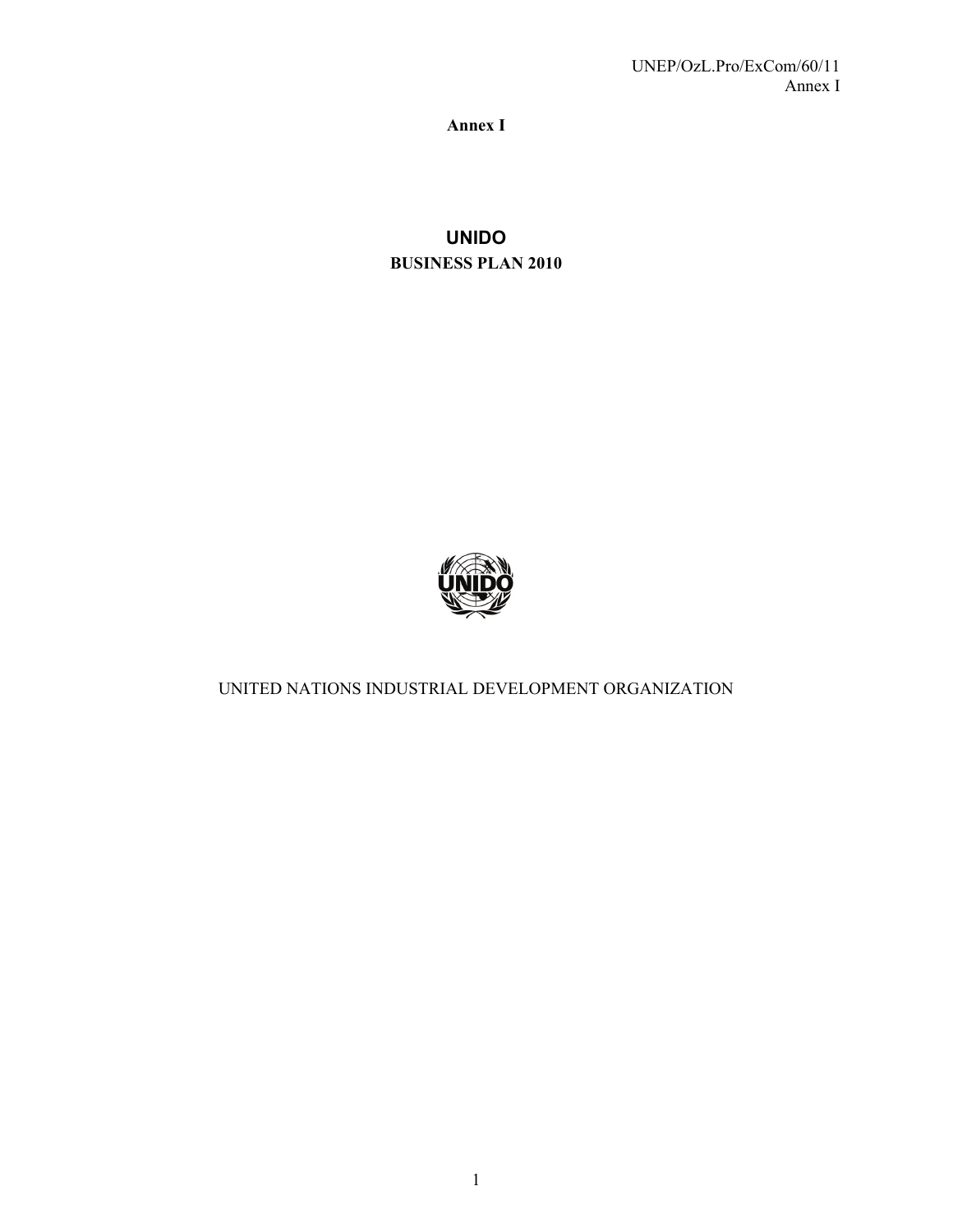**Annex I**

# UNIDO

## BUSINESS PLAN 2010

UNITED NATIONS INDUSTRIAL DEVELOPMENT ORGANIZATION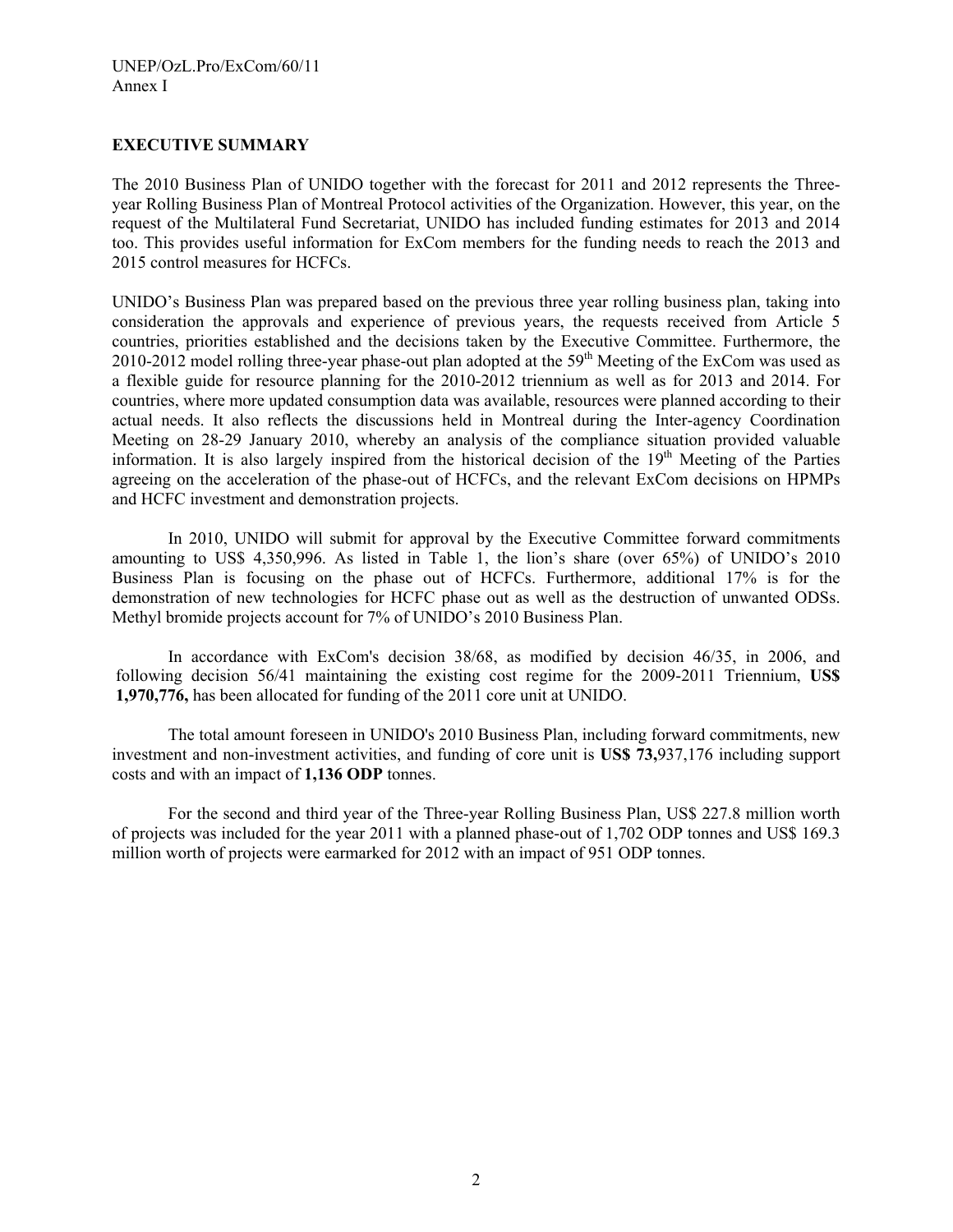## EXECUTIVE SUMMARY

The 2010 Business Plan of UNIDO together with the forecast for 2011 and 2012 represents the Three-year Rolling Business Plan of Montreal Protocol activities of the Organization. However, this year, on the request of the Multilateral Fund Secretariat, UNIDO has included funding estimates for 2013 and 2014 too. This provides useful information for ExCom members for the funding needs to reach the 2013 and 2015 control measures for HCFCs.

UNIDO's Business Plan was prepared based on the previous three year rolling business plan, taking into consideration the approvals and experience of previous years, the requests received from Article 5 countries, priorities established and the decisions taken by the Executive Committee. Furthermore, the 2010-2012 model rolling three-year phase-out plan adopted at the 59th Meeting of the ExCom was used as a flexible guide for resource planning for the 2010-2012 triennium as well as for 2013 and 2014. For countries, where more updated consumption data was available, resources were planned according to their actual needs. It also reflects the discussions held in Montreal during the Inter-agency Coordination Meeting on 28-29 January 2010, whereby an analysis of the compliance situation provided valuable information. It is also largely inspired from the historical decision of the 19th Meeting of the Parties agreeing on the acceleration of the phase-out of HCFCs, and the relevant ExCom decisions on HPMPs and HCFC investment and demonstration projects.

In 2010, UNIDO will submit for approval by the Executive Committee forward commitments amounting to US$ 4,350,996. As listed in Table 1, the lion's share (over 65%) of UNIDO's 2010 Business Plan is focusing on the phase out of HCFCs. Furthermore, additional 17% is for the demonstration of new technologies for HCFC phase out as well as the destruction of unwanted ODSs. Methyl bromide projects account for 7% of UNIDO's 2010 Business Plan.

In accordance with ExCom's decision 38/68, as modified by decision 46/35, in 2006, and following decision 56/41 maintaining the existing cost regime for the 2009-2011 Triennium, **US$ 1,970,776,** has been allocated for funding of the 2011 core unit at UNIDO.

The total amount foreseen in UNIDO's 2010 Business Plan, including forward commitments, new investment and non-investment activities, and funding of core unit is **US$ 73,**937,176 including support costs and with an impact of **1,136 ODP** tonnes.

For the second and third year of the Three-year Rolling Business Plan, US$ 227.8 million worth of projects was included for the year 2011 with a planned phase-out of 1,702 ODP tonnes and US$ 169.3 million worth of projects were earmarked for 2012 with an impact of 951 ODP tonnes.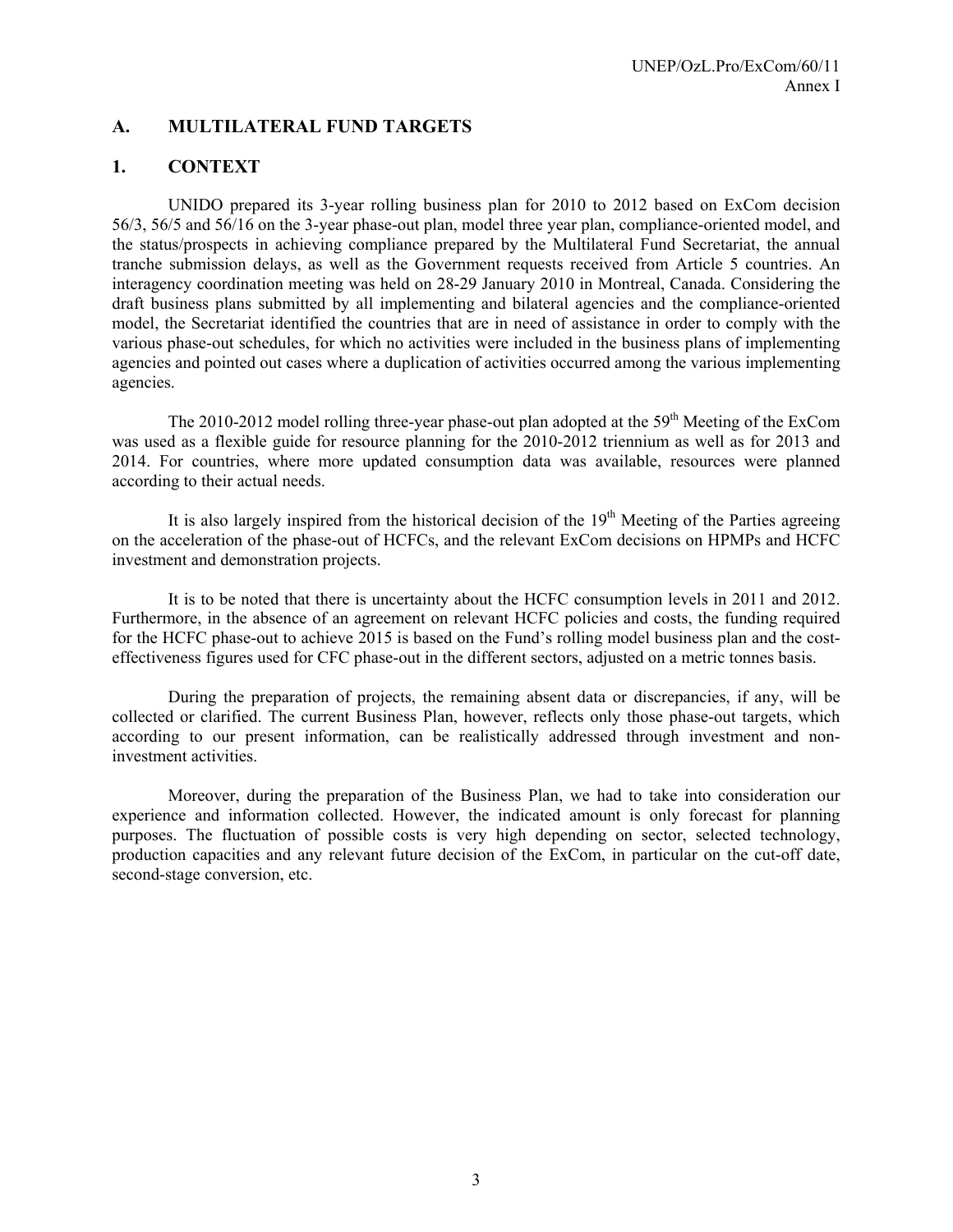## A. MULTILATERAL FUND TARGETS

### 1. CONTEXT

UNIDO prepared its 3-year rolling business plan for 2010 to 2012 based on ExCom decision 56/3, 56/5 and 56/16 on the 3-year phase-out plan, model three year plan, compliance-oriented model, and the status/prospects in achieving compliance prepared by the Multilateral Fund Secretariat, the annual tranche submission delays, as well as the Government requests received from Article 5 countries. An interagency coordination meeting was held on 28-29 January 2010 in Montreal, Canada. Considering the draft business plans submitted by all implementing and bilateral agencies and the compliance-oriented model, the Secretariat identified the countries that are in need of assistance in order to comply with the various phase-out schedules, for which no activities were included in the business plans of implementing agencies and pointed out cases where a duplication of activities occurred among the various implementing agencies.

The 2010-2012 model rolling three-year phase-out plan adopted at the 59th Meeting of the ExCom was used as a flexible guide for resource planning for the 2010-2012 triennium as well as for 2013 and 2014. For countries, where more updated consumption data was available, resources were planned according to their actual needs.

It is also largely inspired from the historical decision of the 19th Meeting of the Parties agreeing on the acceleration of the phase-out of HCFCs, and the relevant ExCom decisions on HPMPs and HCFC investment and demonstration projects.

It is to be noted that there is uncertainty about the HCFC consumption levels in 2011 and 2012. Furthermore, in the absence of an agreement on relevant HCFC policies and costs, the funding required for the HCFC phase-out to achieve 2015 is based on the Fund's rolling model business plan and the cost-effectiveness figures used for CFC phase-out in the different sectors, adjusted on a metric tonnes basis.

During the preparation of projects, the remaining absent data or discrepancies, if any, will be collected or clarified. The current Business Plan, however, reflects only those phase-out targets, which according to our present information, can be realistically addressed through investment and non-investment activities.

Moreover, during the preparation of the Business Plan, we had to take into consideration our experience and information collected. However, the indicated amount is only forecast for planning purposes. The fluctuation of possible costs is very high depending on sector, selected technology, production capacities and any relevant future decision of the ExCom, in particular on the cut-off date, second-stage conversion, etc.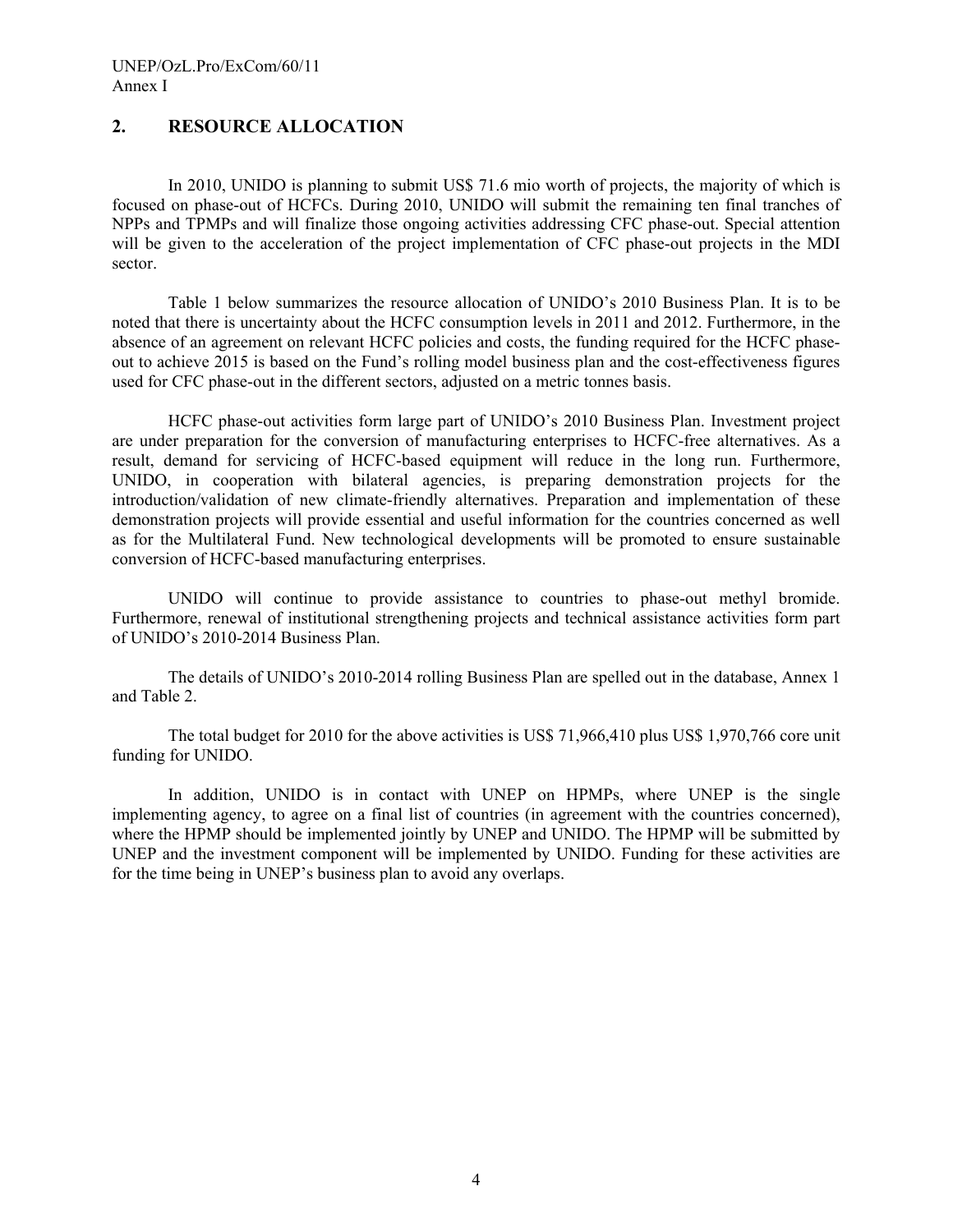## 2. RESOURCE ALLOCATION

In 2010, UNIDO is planning to submit US$ 71.6 mio worth of projects, the majority of which is focused on phase-out of HCFCs. During 2010, UNIDO will submit the remaining ten final tranches of NPPs and TPMPs and will finalize those ongoing activities addressing CFC phase-out. Special attention will be given to the acceleration of the project implementation of CFC phase-out projects in the MDI sector.

Table 1 below summarizes the resource allocation of UNIDO's 2010 Business Plan. It is to be noted that there is uncertainty about the HCFC consumption levels in 2011 and 2012. Furthermore, in the absence of an agreement on relevant HCFC policies and costs, the funding required for the HCFC phase-out to achieve 2015 is based on the Fund's rolling model business plan and the cost-effectiveness figures used for CFC phase-out in the different sectors, adjusted on a metric tonnes basis.

HCFC phase-out activities form large part of UNIDO's 2010 Business Plan. Investment project are under preparation for the conversion of manufacturing enterprises to HCFC-free alternatives. As a result, demand for servicing of HCFC-based equipment will reduce in the long run. Furthermore, UNIDO, in cooperation with bilateral agencies, is preparing demonstration projects for the introduction/validation of new climate-friendly alternatives. Preparation and implementation of these demonstration projects will provide essential and useful information for the countries concerned as well as for the Multilateral Fund. New technological developments will be promoted to ensure sustainable conversion of HCFC-based manufacturing enterprises.

UNIDO will continue to provide assistance to countries to phase-out methyl bromide. Furthermore, renewal of institutional strengthening projects and technical assistance activities form part of UNIDO's 2010-2014 Business Plan.

The details of UNIDO's 2010-2014 rolling Business Plan are spelled out in the database, Annex 1 and Table 2.

The total budget for 2010 for the above activities is US$ 71,966,410 plus US$ 1,970,766 core unit funding for UNIDO.

In addition, UNIDO is in contact with UNEP on HPMPs, where UNEP is the single implementing agency, to agree on a final list of countries (in agreement with the countries concerned), where the HPMP should be implemented jointly by UNEP and UNIDO. The HPMP will be submitted by UNEP and the investment component will be implemented by UNIDO. Funding for these activities are for the time being in UNEP's business plan to avoid any overlaps.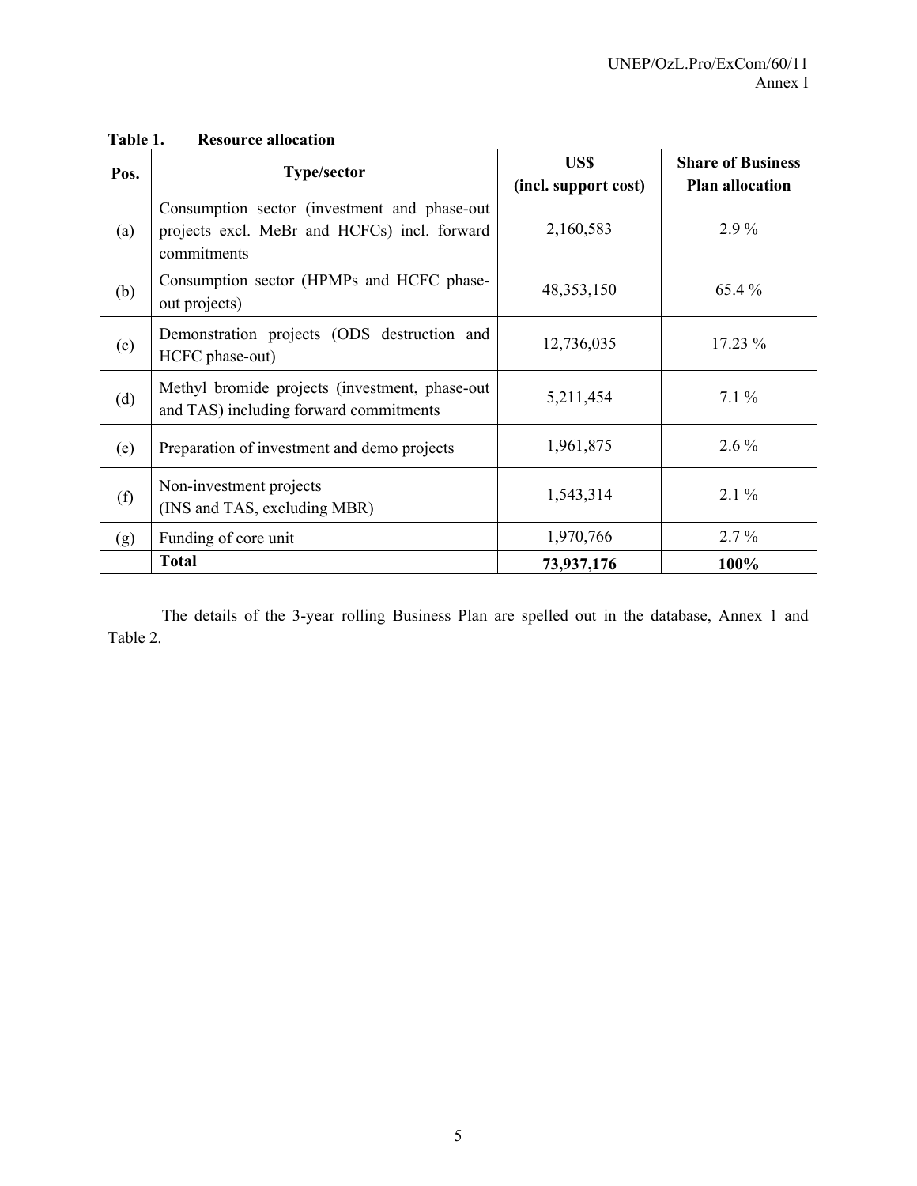**Table 1. Resource allocation**

| Pos. | Type/sector | US$ (incl. support cost) | Share of Business Plan allocation |
|---|---|---|---|
| (a) | Consumption sector (investment and phase-out projects excl. MeBr and HCFCs) incl. forward commitments | 2,160,583 | 2.9 % |
| (b) | Consumption sector (HPMPs and HCFC phase-out projects) | 48,353,150 | 65.4 % |
| (c) | Demonstration projects (ODS destruction and HCFC phase-out) | 12,736,035 | 17.23 % |
| (d) | Methyl bromide projects (investment, phase-out and TAS) including forward commitments | 5,211,454 | 7.1 % |
| (e) | Preparation of investment and demo projects | 1,961,875 | 2.6 % |
| (f) | Non-investment projects (INS and TAS, excluding MBR) | 1,543,314 | 2.1 % |
| (g) | Funding of core unit | 1,970,766 | 2.7 % |
| | **Total** | **73,937,176** | **100%** |

The details of the 3-year rolling Business Plan are spelled out in the database, Annex 1 and Table 2.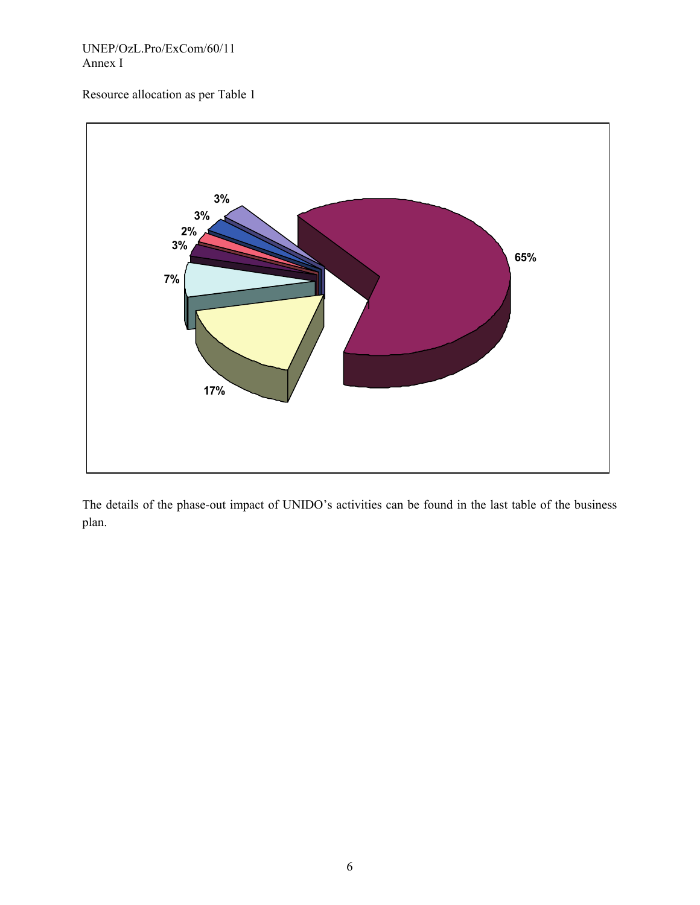Resource allocation as per Table 1

65%

17%

7%

3%

2%

3%

3%

The details of the phase-out impact of UNIDO's activities can be found in the last table of the business plan.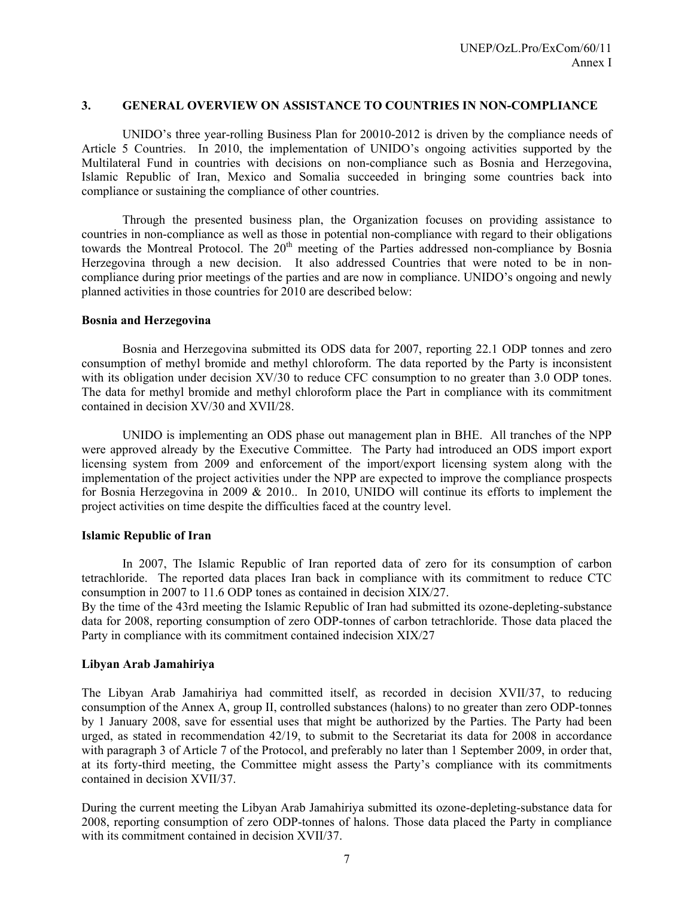## 3. GENERAL OVERVIEW ON ASSISTANCE TO COUNTRIES IN NON-COMPLIANCE

UNIDO's three year-rolling Business Plan for 20010-2012 is driven by the compliance needs of Article 5 Countries. In 2010, the implementation of UNIDO's ongoing activities supported by the Multilateral Fund in countries with decisions on non-compliance such as Bosnia and Herzegovina, Islamic Republic of Iran, Mexico and Somalia succeeded in bringing some countries back into compliance or sustaining the compliance of other countries.

Through the presented business plan, the Organization focuses on providing assistance to countries in non-compliance as well as those in potential non-compliance with regard to their obligations towards the Montreal Protocol. The 20th meeting of the Parties addressed non-compliance by Bosnia Herzegovina through a new decision. It also addressed Countries that were noted to be in non-compliance during prior meetings of the parties and are now in compliance. UNIDO's ongoing and newly planned activities in those countries for 2010 are described below:

### Bosnia and Herzegovina

Bosnia and Herzegovina submitted its ODS data for 2007, reporting 22.1 ODP tonnes and zero consumption of methyl bromide and methyl chloroform. The data reported by the Party is inconsistent with its obligation under decision XV/30 to reduce CFC consumption to no greater than 3.0 ODP tones. The data for methyl bromide and methyl chloroform place the Part in compliance with its commitment contained in decision XV/30 and XVII/28.

UNIDO is implementing an ODS phase out management plan in BHE. All tranches of the NPP were approved already by the Executive Committee. The Party had introduced an ODS import export licensing system from 2009 and enforcement of the import/export licensing system along with the implementation of the project activities under the NPP are expected to improve the compliance prospects for Bosnia Herzegovina in 2009 & 2010.. In 2010, UNIDO will continue its efforts to implement the project activities on time despite the difficulties faced at the country level.

### Islamic Republic of Iran

In 2007, The Islamic Republic of Iran reported data of zero for its consumption of carbon tetrachloride. The reported data places Iran back in compliance with its commitment to reduce CTC consumption in 2007 to 11.6 ODP tones as contained in decision XIX/27.
By the time of the 43rd meeting the Islamic Republic of Iran had submitted its ozone-depleting-substance data for 2008, reporting consumption of zero ODP-tonnes of carbon tetrachloride. Those data placed the Party in compliance with its commitment contained indecision XIX/27

### Libyan Arab Jamahiriya

The Libyan Arab Jamahiriya had committed itself, as recorded in decision XVII/37, to reducing consumption of the Annex A, group II, controlled substances (halons) to no greater than zero ODP-tonnes by 1 January 2008, save for essential uses that might be authorized by the Parties. The Party had been urged, as stated in recommendation 42/19, to submit to the Secretariat its data for 2008 in accordance with paragraph 3 of Article 7 of the Protocol, and preferably no later than 1 September 2009, in order that, at its forty-third meeting, the Committee might assess the Party's compliance with its commitments contained in decision XVII/37.

During the current meeting the Libyan Arab Jamahiriya submitted its ozone-depleting-substance data for 2008, reporting consumption of zero ODP-tonnes of halons. Those data placed the Party in compliance with its commitment contained in decision XVII/37.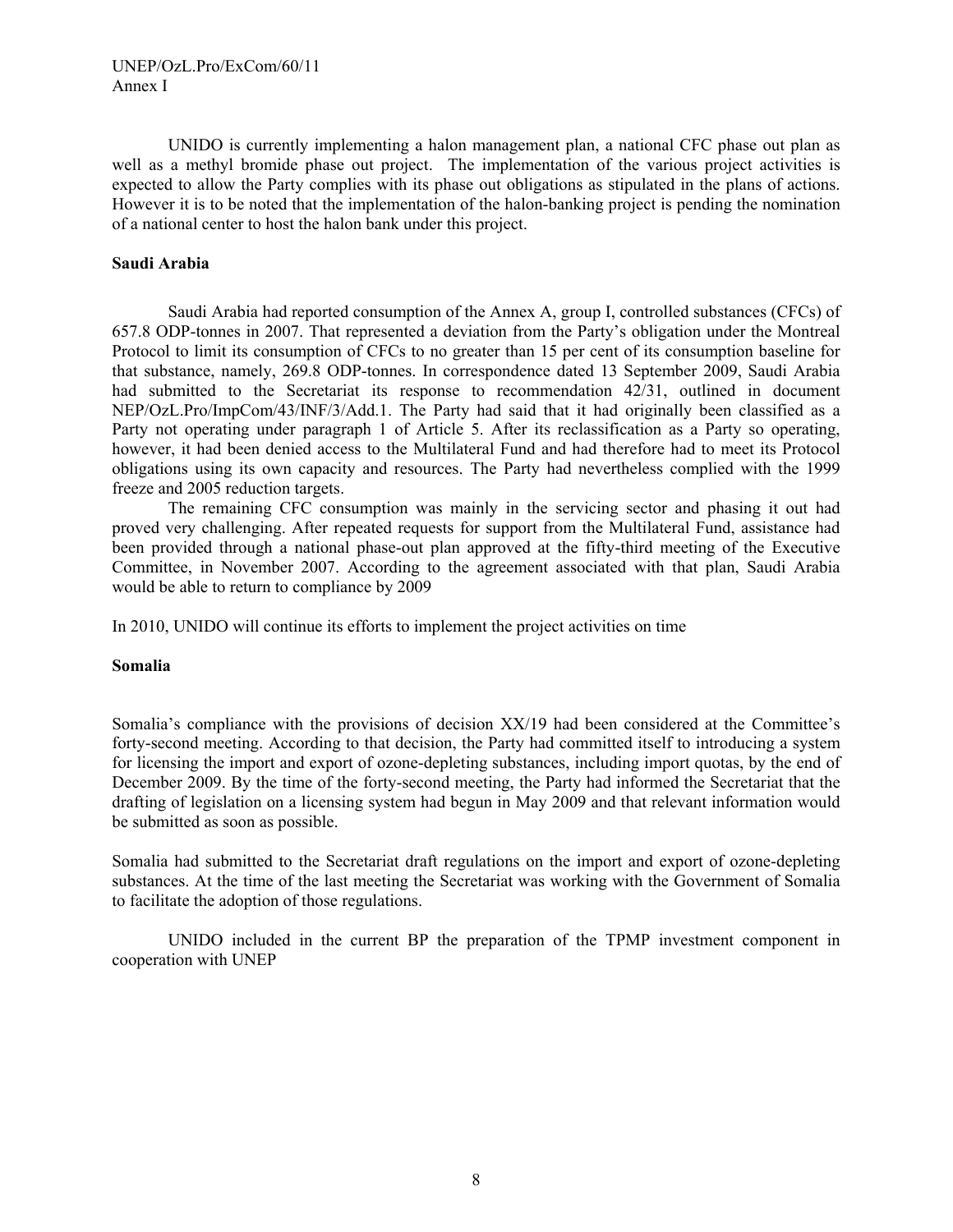UNIDO is currently implementing a halon management plan, a national CFC phase out plan as well as a methyl bromide phase out project. The implementation of the various project activities is expected to allow the Party complies with its phase out obligations as stipulated in the plans of actions. However it is to be noted that the implementation of the halon-banking project is pending the nomination of a national center to host the halon bank under this project.

**Saudi Arabia**

Saudi Arabia had reported consumption of the Annex A, group I, controlled substances (CFCs) of 657.8 ODP-tonnes in 2007. That represented a deviation from the Party's obligation under the Montreal Protocol to limit its consumption of CFCs to no greater than 15 per cent of its consumption baseline for that substance, namely, 269.8 ODP-tonnes. In correspondence dated 13 September 2009, Saudi Arabia had submitted to the Secretariat its response to recommendation 42/31, outlined in document NEP/OzL.Pro/ImpCom/43/INF/3/Add.1. The Party had said that it had originally been classified as a Party not operating under paragraph 1 of Article 5. After its reclassification as a Party so operating, however, it had been denied access to the Multilateral Fund and had therefore had to meet its Protocol obligations using its own capacity and resources. The Party had nevertheless complied with the 1999 freeze and 2005 reduction targets.

The remaining CFC consumption was mainly in the servicing sector and phasing it out had proved very challenging. After repeated requests for support from the Multilateral Fund, assistance had been provided through a national phase-out plan approved at the fifty-third meeting of the Executive Committee, in November 2007. According to the agreement associated with that plan, Saudi Arabia would be able to return to compliance by 2009

In 2010, UNIDO will continue its efforts to implement the project activities on time

**Somalia**

Somalia's compliance with the provisions of decision XX/19 had been considered at the Committee's forty-second meeting. According to that decision, the Party had committed itself to introducing a system for licensing the import and export of ozone-depleting substances, including import quotas, by the end of December 2009. By the time of the forty-second meeting, the Party had informed the Secretariat that the drafting of legislation on a licensing system had begun in May 2009 and that relevant information would be submitted as soon as possible.

Somalia had submitted to the Secretariat draft regulations on the import and export of ozone-depleting substances. At the time of the last meeting the Secretariat was working with the Government of Somalia to facilitate the adoption of those regulations.

UNIDO included in the current BP the preparation of the TPMP investment component in cooperation with UNEP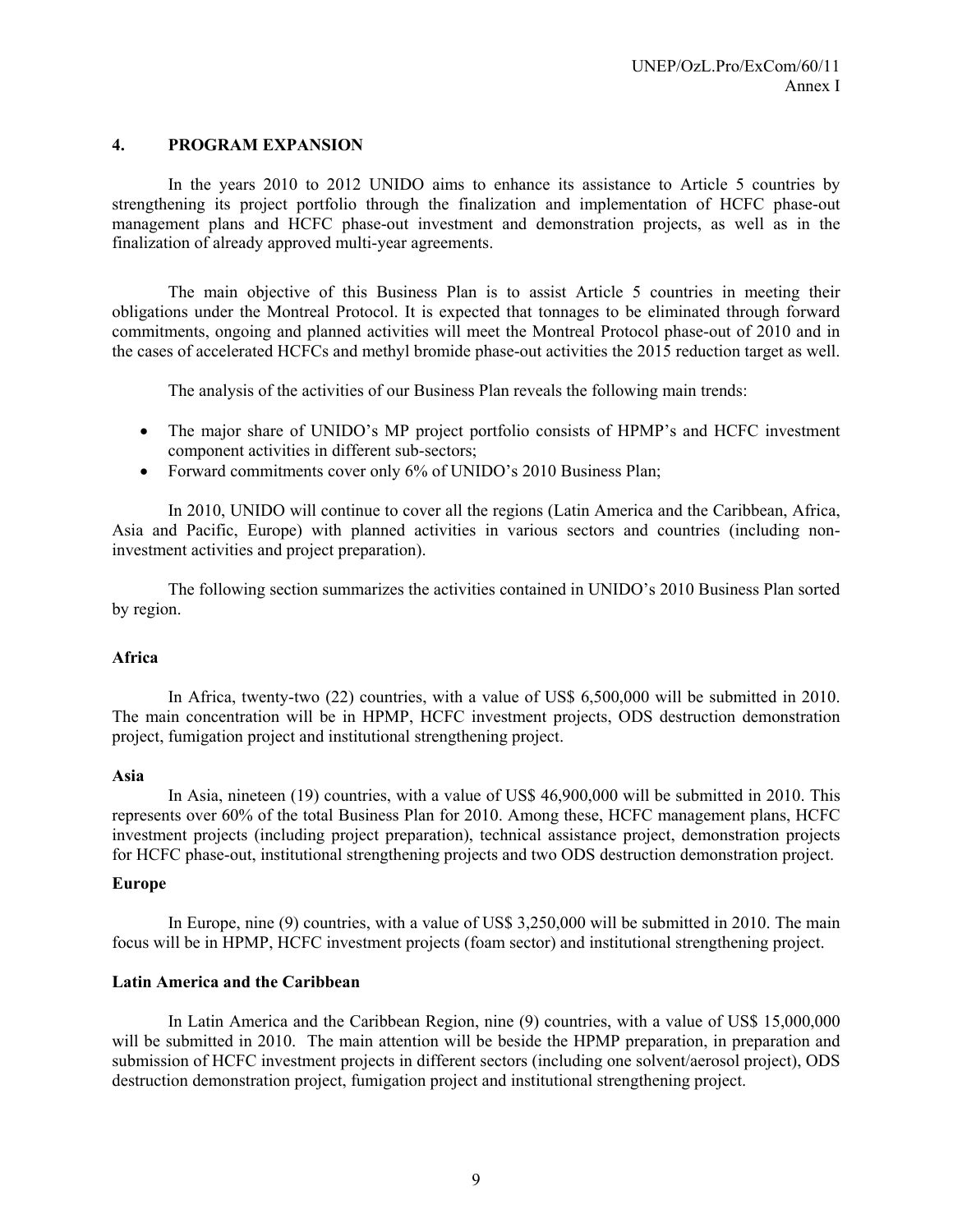## 4. PROGRAM EXPANSION

In the years 2010 to 2012 UNIDO aims to enhance its assistance to Article 5 countries by strengthening its project portfolio through the finalization and implementation of HCFC phase-out management plans and HCFC phase-out investment and demonstration projects, as well as in the finalization of already approved multi-year agreements.

The main objective of this Business Plan is to assist Article 5 countries in meeting their obligations under the Montreal Protocol. It is expected that tonnages to be eliminated through forward commitments, ongoing and planned activities will meet the Montreal Protocol phase-out of 2010 and in the cases of accelerated HCFCs and methyl bromide phase-out activities the 2015 reduction target as well.

The analysis of the activities of our Business Plan reveals the following main trends:

- The major share of UNIDO's MP project portfolio consists of HPMP's and HCFC investment component activities in different sub-sectors;
- Forward commitments cover only 6% of UNIDO's 2010 Business Plan;

In 2010, UNIDO will continue to cover all the regions (Latin America and the Caribbean, Africa, Asia and Pacific, Europe) with planned activities in various sectors and countries (including non-investment activities and project preparation).

The following section summarizes the activities contained in UNIDO's 2010 Business Plan sorted by region.

**Africa**

In Africa, twenty-two (22) countries, with a value of US$ 6,500,000 will be submitted in 2010. The main concentration will be in HPMP, HCFC investment projects, ODS destruction demonstration project, fumigation project and institutional strengthening project.

**Asia**

In Asia, nineteen (19) countries, with a value of US$ 46,900,000 will be submitted in 2010. This represents over 60% of the total Business Plan for 2010. Among these, HCFC management plans, HCFC investment projects (including project preparation), technical assistance project, demonstration projects for HCFC phase-out, institutional strengthening projects and two ODS destruction demonstration project.

**Europe**

In Europe, nine (9) countries, with a value of US$ 3,250,000 will be submitted in 2010. The main focus will be in HPMP, HCFC investment projects (foam sector) and institutional strengthening project.

**Latin America and the Caribbean**

In Latin America and the Caribbean Region, nine (9) countries, with a value of US$ 15,000,000 will be submitted in 2010. The main attention will be beside the HPMP preparation, in preparation and submission of HCFC investment projects in different sectors (including one solvent/aerosol project), ODS destruction demonstration project, fumigation project and institutional strengthening project.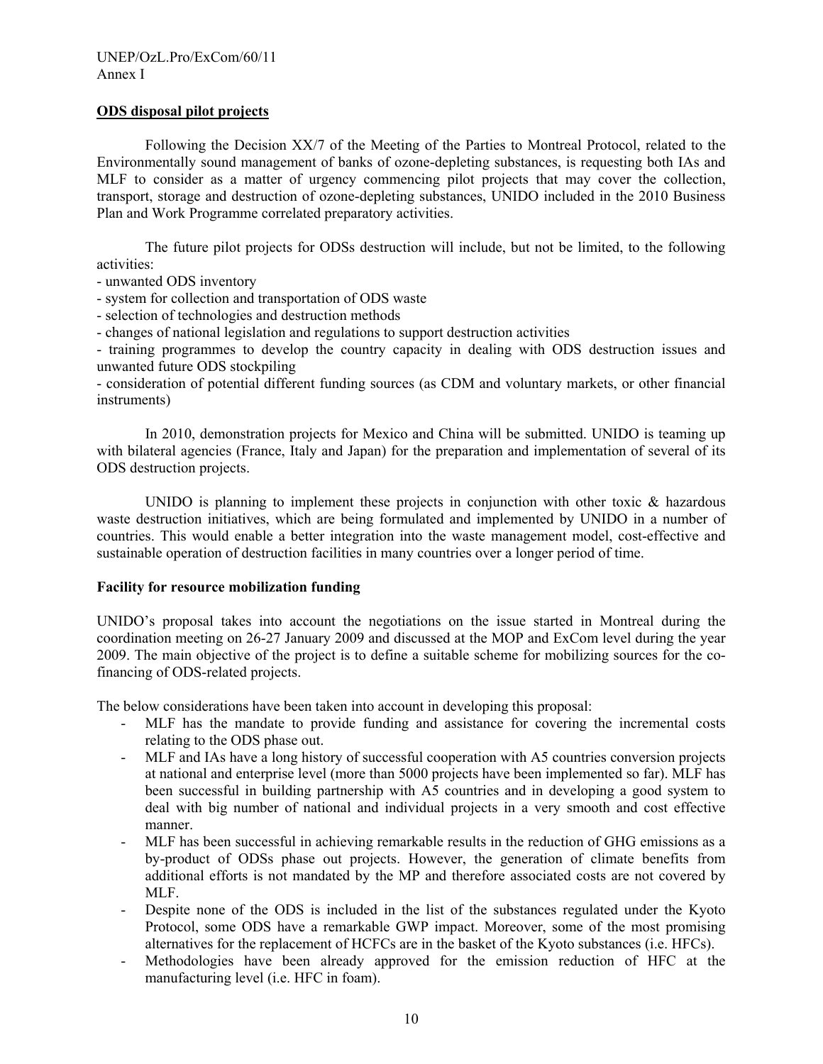## ODS disposal pilot projects

Following the Decision XX/7 of the Meeting of the Parties to Montreal Protocol, related to the Environmentally sound management of banks of ozone-depleting substances, is requesting both IAs and MLF to consider as a matter of urgency commencing pilot projects that may cover the collection, transport, storage and destruction of ozone-depleting substances, UNIDO included in the 2010 Business Plan and Work Programme correlated preparatory activities.

The future pilot projects for ODSs destruction will include, but not be limited, to the following activities:

- unwanted ODS inventory
- system for collection and transportation of ODS waste
- selection of technologies and destruction methods
- changes of national legislation and regulations to support destruction activities
- training programmes to develop the country capacity in dealing with ODS destruction issues and unwanted future ODS stockpiling
- consideration of potential different funding sources (as CDM and voluntary markets, or other financial instruments)

In 2010, demonstration projects for Mexico and China will be submitted. UNIDO is teaming up with bilateral agencies (France, Italy and Japan) for the preparation and implementation of several of its ODS destruction projects.

UNIDO is planning to implement these projects in conjunction with other toxic & hazardous waste destruction initiatives, which are being formulated and implemented by UNIDO in a number of countries. This would enable a better integration into the waste management model, cost-effective and sustainable operation of destruction facilities in many countries over a longer period of time.

### Facility for resource mobilization funding

UNIDO's proposal takes into account the negotiations on the issue started in Montreal during the coordination meeting on 26-27 January 2009 and discussed at the MOP and ExCom level during the year 2009. The main objective of the project is to define a suitable scheme for mobilizing sources for the co-financing of ODS-related projects.

The below considerations have been taken into account in developing this proposal:

- MLF has the mandate to provide funding and assistance for covering the incremental costs relating to the ODS phase out.
- MLF and IAs have a long history of successful cooperation with A5 countries conversion projects at national and enterprise level (more than 5000 projects have been implemented so far). MLF has been successful in building partnership with A5 countries and in developing a good system to deal with big number of national and individual projects in a very smooth and cost effective manner.
- MLF has been successful in achieving remarkable results in the reduction of GHG emissions as a by-product of ODSs phase out projects. However, the generation of climate benefits from additional efforts is not mandated by the MP and therefore associated costs are not covered by MLF.
- Despite none of the ODS is included in the list of the substances regulated under the Kyoto Protocol, some ODS have a remarkable GWP impact. Moreover, some of the most promising alternatives for the replacement of HCFCs are in the basket of the Kyoto substances (i.e. HFCs).
- Methodologies have been already approved for the emission reduction of HFC at the manufacturing level (i.e. HFC in foam).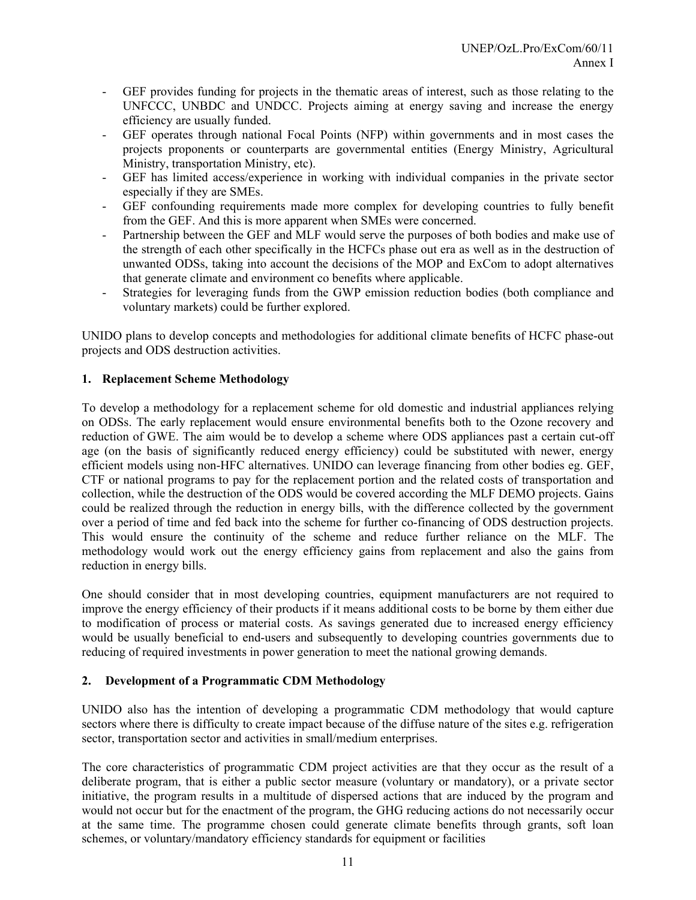- GEF provides funding for projects in the thematic areas of interest, such as those relating to the UNFCCC, UNBDC and UNDCC. Projects aiming at energy saving and increase the energy efficiency are usually funded.
- GEF operates through national Focal Points (NFP) within governments and in most cases the projects proponents or counterparts are governmental entities (Energy Ministry, Agricultural Ministry, transportation Ministry, etc).
- GEF has limited access/experience in working with individual companies in the private sector especially if they are SMEs.
- GEF confounding requirements made more complex for developing countries to fully benefit from the GEF. And this is more apparent when SMEs were concerned.
- Partnership between the GEF and MLF would serve the purposes of both bodies and make use of the strength of each other specifically in the HCFCs phase out era as well as in the destruction of unwanted ODSs, taking into account the decisions of the MOP and ExCom to adopt alternatives that generate climate and environment co benefits where applicable.
- Strategies for leveraging funds from the GWP emission reduction bodies (both compliance and voluntary markets) could be further explored.

UNIDO plans to develop concepts and methodologies for additional climate benefits of HCFC phase-out projects and ODS destruction activities.

**1. Replacement Scheme Methodology**

To develop a methodology for a replacement scheme for old domestic and industrial appliances relying on ODSs. The early replacement would ensure environmental benefits both to the Ozone recovery and reduction of GWE. The aim would be to develop a scheme where ODS appliances past a certain cut-off age (on the basis of significantly reduced energy efficiency) could be substituted with newer, energy efficient models using non-HFC alternatives. UNIDO can leverage financing from other bodies eg. GEF, CTF or national programs to pay for the replacement portion and the related costs of transportation and collection, while the destruction of the ODS would be covered according the MLF DEMO projects. Gains could be realized through the reduction in energy bills, with the difference collected by the government over a period of time and fed back into the scheme for further co-financing of ODS destruction projects. This would ensure the continuity of the scheme and reduce further reliance on the MLF. The methodology would work out the energy efficiency gains from replacement and also the gains from reduction in energy bills.

One should consider that in most developing countries, equipment manufacturers are not required to improve the energy efficiency of their products if it means additional costs to be borne by them either due to modification of process or material costs. As savings generated due to increased energy efficiency would be usually beneficial to end-users and subsequently to developing countries governments due to reducing of required investments in power generation to meet the national growing demands.

**2. Development of a Programmatic CDM Methodology**

UNIDO also has the intention of developing a programmatic CDM methodology that would capture sectors where there is difficulty to create impact because of the diffuse nature of the sites e.g. refrigeration sector, transportation sector and activities in small/medium enterprises.

The core characteristics of programmatic CDM project activities are that they occur as the result of a deliberate program, that is either a public sector measure (voluntary or mandatory), or a private sector initiative, the program results in a multitude of dispersed actions that are induced by the program and would not occur but for the enactment of the program, the GHG reducing actions do not necessarily occur at the same time. The programme chosen could generate climate benefits through grants, soft loan schemes, or voluntary/mandatory efficiency standards for equipment or facilities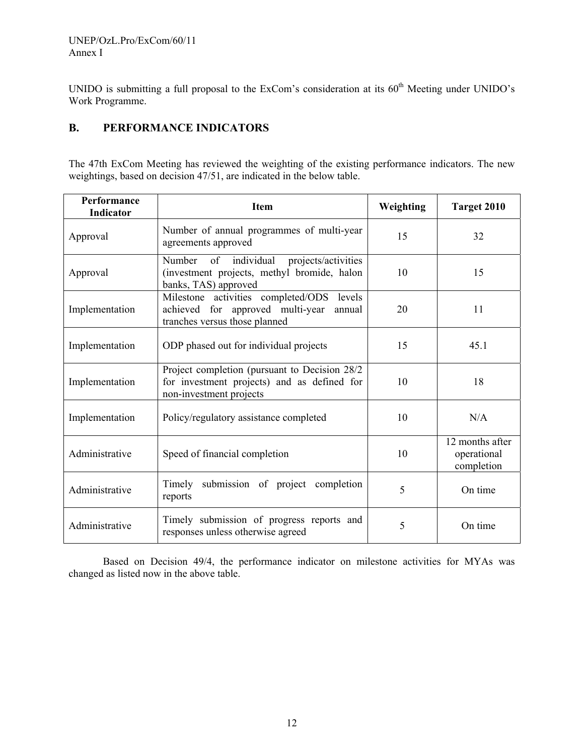UNIDO is submitting a full proposal to the ExCom's consideration at its 60[th] Meeting under UNIDO's Work Programme.

## B. PERFORMANCE INDICATORS

The 47th ExCom Meeting has reviewed the weighting of the existing performance indicators. The new weightings, based on decision 47/51, are indicated in the below table.

| Performance Indicator | Item | Weighting | Target 2010 |
|---|---|---|---|
| Approval | Number of annual programmes of multi-year agreements approved | 15 | 32 |
| Approval | Number of individual projects/activities (investment projects, methyl bromide, halon banks, TAS) approved | 10 | 15 |
| Implementation | Milestone activities completed/ODS levels achieved for approved multi-year annual tranches versus those planned | 20 | 11 |
| Implementation | ODP phased out for individual projects | 15 | 45.1 |
| Implementation | Project completion (pursuant to Decision 28/2 for investment projects) and as defined for non-investment projects | 10 | 18 |
| Implementation | Policy/regulatory assistance completed | 10 | N/A |
| Administrative | Speed of financial completion | 10 | 12 months after operational completion |
| Administrative | Timely submission of project completion reports | 5 | On time |
| Administrative | Timely submission of progress reports and responses unless otherwise agreed | 5 | On time |

Based on Decision 49/4, the performance indicator on milestone activities for MYAs was changed as listed now in the above table.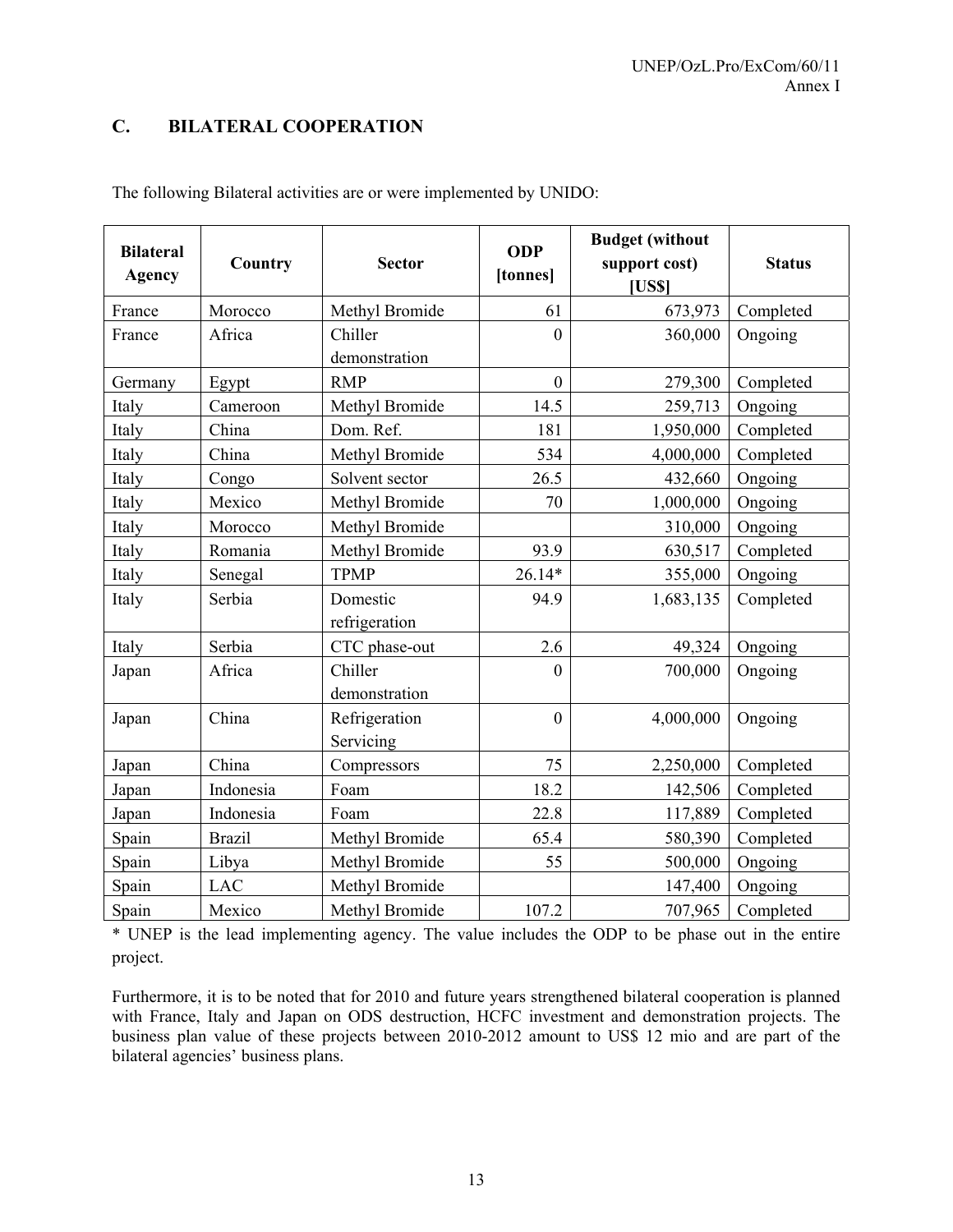## C. BILATERAL COOPERATION

The following Bilateral activities are or were implemented by UNIDO:

| Bilateral Agency | Country | Sector | ODP [tonnes] | Budget (without support cost) [US$] | Status |
|---|---|---|---|---|---|
| France | Morocco | Methyl Bromide | 61 | 673,973 | Completed |
| France | Africa | Chiller demonstration | 0 | 360,000 | Ongoing |
| Germany | Egypt | RMP | 0 | 279,300 | Completed |
| Italy | Cameroon | Methyl Bromide | 14.5 | 259,713 | Ongoing |
| Italy | China | Dom. Ref. | 181 | 1,950,000 | Completed |
| Italy | China | Methyl Bromide | 534 | 4,000,000 | Completed |
| Italy | Congo | Solvent sector | 26.5 | 432,660 | Ongoing |
| Italy | Mexico | Methyl Bromide | 70 | 1,000,000 | Ongoing |
| Italy | Morocco | Methyl Bromide | | 310,000 | Ongoing |
| Italy | Romania | Methyl Bromide | 93.9 | 630,517 | Completed |
| Italy | Senegal | TPMP | 26.14* | 355,000 | Ongoing |
| Italy | Serbia | Domestic refrigeration | 94.9 | 1,683,135 | Completed |
| Italy | Serbia | CTC phase-out | 2.6 | 49,324 | Ongoing |
| Japan | Africa | Chiller demonstration | 0 | 700,000 | Ongoing |
| Japan | China | Refrigeration Servicing | 0 | 4,000,000 | Ongoing |
| Japan | China | Compressors | 75 | 2,250,000 | Completed |
| Japan | Indonesia | Foam | 18.2 | 142,506 | Completed |
| Japan | Indonesia | Foam | 22.8 | 117,889 | Completed |
| Spain | Brazil | Methyl Bromide | 65.4 | 580,390 | Completed |
| Spain | Libya | Methyl Bromide | 55 | 500,000 | Ongoing |
| Spain | LAC | Methyl Bromide | | 147,400 | Ongoing |
| Spain | Mexico | Methyl Bromide | 107.2 | 707,965 | Completed |

\* UNEP is the lead implementing agency. The value includes the ODP to be phase out in the entire project.

Furthermore, it is to be noted that for 2010 and future years strengthened bilateral cooperation is planned with France, Italy and Japan on ODS destruction, HCFC investment and demonstration projects. The business plan value of these projects between 2010-2012 amount to US$ 12 mio and are part of the bilateral agencies' business plans.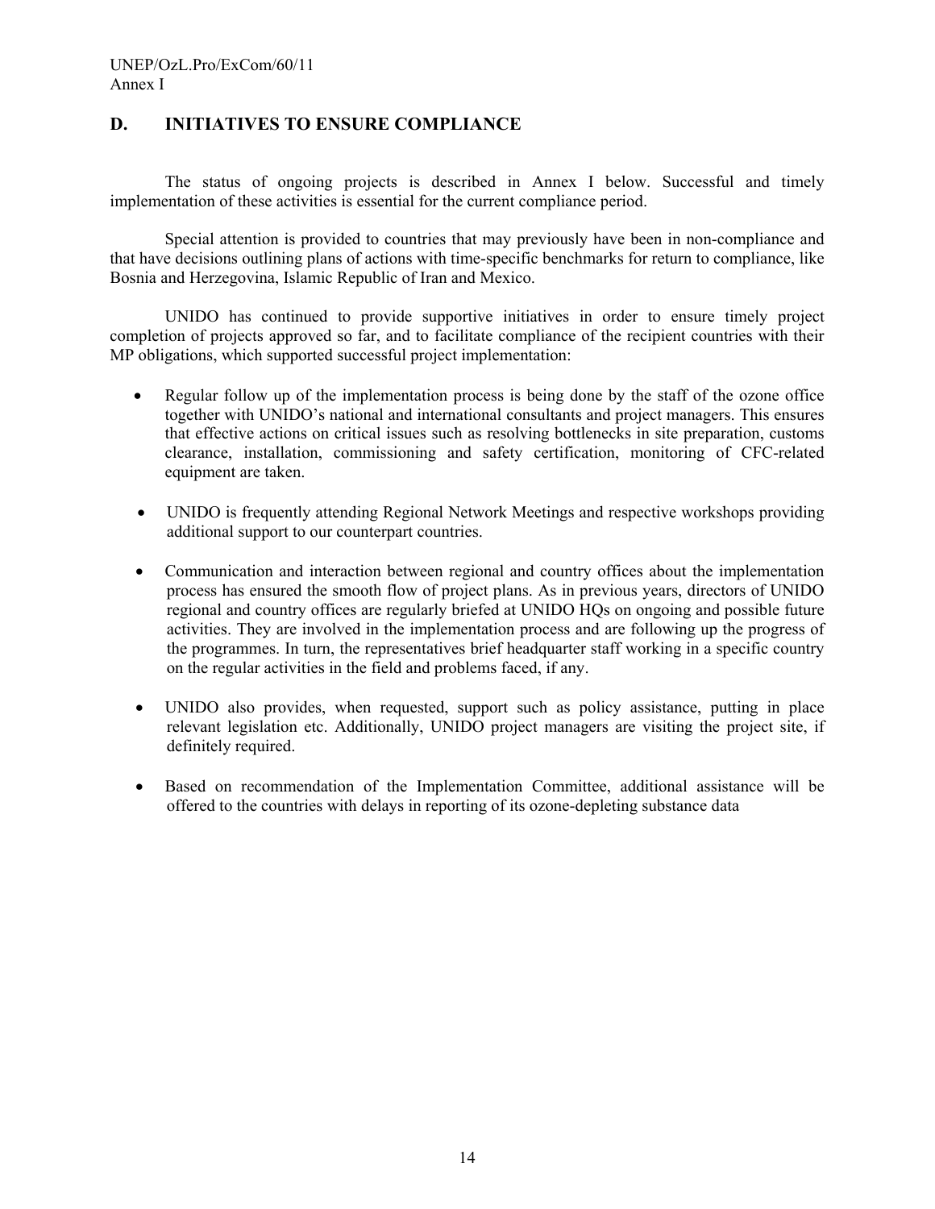## D. INITIATIVES TO ENSURE COMPLIANCE

The status of ongoing projects is described in Annex I below. Successful and timely implementation of these activities is essential for the current compliance period.

Special attention is provided to countries that may previously have been in non-compliance and that have decisions outlining plans of actions with time-specific benchmarks for return to compliance, like Bosnia and Herzegovina, Islamic Republic of Iran and Mexico.

UNIDO has continued to provide supportive initiatives in order to ensure timely project completion of projects approved so far, and to facilitate compliance of the recipient countries with their MP obligations, which supported successful project implementation:

- Regular follow up of the implementation process is being done by the staff of the ozone office together with UNIDO's national and international consultants and project managers. This ensures that effective actions on critical issues such as resolving bottlenecks in site preparation, customs clearance, installation, commissioning and safety certification, monitoring of CFC-related equipment are taken.

- UNIDO is frequently attending Regional Network Meetings and respective workshops providing additional support to our counterpart countries.

- Communication and interaction between regional and country offices about the implementation process has ensured the smooth flow of project plans. As in previous years, directors of UNIDO regional and country offices are regularly briefed at UNIDO HQs on ongoing and possible future activities. They are involved in the implementation process and are following up the progress of the programmes. In turn, the representatives brief headquarter staff working in a specific country on the regular activities in the field and problems faced, if any.

- UNIDO also provides, when requested, support such as policy assistance, putting in place relevant legislation etc. Additionally, UNIDO project managers are visiting the project site, if definitely required.

- Based on recommendation of the Implementation Committee, additional assistance will be offered to the countries with delays in reporting of its ozone-depleting substance data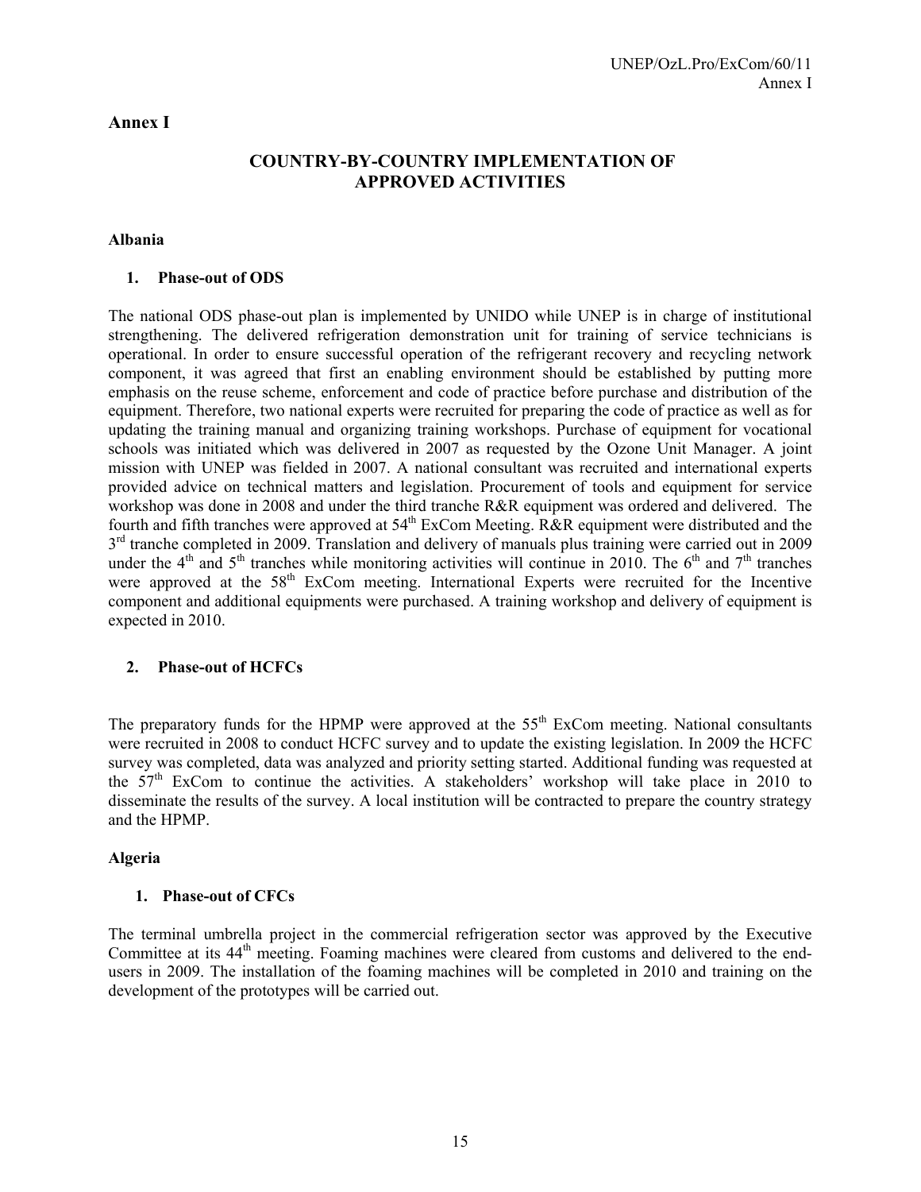# Annex I

## COUNTRY-BY-COUNTRY IMPLEMENTATION OF APPROVED ACTIVITIES

### Albania

#### 1. Phase-out of ODS

The national ODS phase-out plan is implemented by UNIDO while UNEP is in charge of institutional strengthening. The delivered refrigeration demonstration unit for training of service technicians is operational. In order to ensure successful operation of the refrigerant recovery and recycling network component, it was agreed that first an enabling environment should be established by putting more emphasis on the reuse scheme, enforcement and code of practice before purchase and distribution of the equipment. Therefore, two national experts were recruited for preparing the code of practice as well as for updating the training manual and organizing training workshops. Purchase of equipment for vocational schools was initiated which was delivered in 2007 as requested by the Ozone Unit Manager. A joint mission with UNEP was fielded in 2007. A national consultant was recruited and international experts provided advice on technical matters and legislation. Procurement of tools and equipment for service workshop was done in 2008 and under the third tranche R&R equipment was ordered and delivered. The fourth and fifth tranches were approved at 54th ExCom Meeting. R&R equipment were distributed and the 3rd tranche completed in 2009. Translation and delivery of manuals plus training were carried out in 2009 under the 4th and 5th tranches while monitoring activities will continue in 2010. The 6th and 7th tranches were approved at the 58th ExCom meeting. International Experts were recruited for the Incentive component and additional equipments were purchased. A training workshop and delivery of equipment is expected in 2010.

#### 2. Phase-out of HCFCs

The preparatory funds for the HPMP were approved at the 55th ExCom meeting. National consultants were recruited in 2008 to conduct HCFC survey and to update the existing legislation. In 2009 the HCFC survey was completed, data was analyzed and priority setting started. Additional funding was requested at the 57th ExCom to continue the activities. A stakeholders' workshop will take place in 2010 to disseminate the results of the survey. A local institution will be contracted to prepare the country strategy and the HPMP.

### Algeria

#### 1. Phase-out of CFCs

The terminal umbrella project in the commercial refrigeration sector was approved by the Executive Committee at its 44th meeting. Foaming machines were cleared from customs and delivered to the end-users in 2009. The installation of the foaming machines will be completed in 2010 and training on the development of the prototypes will be carried out.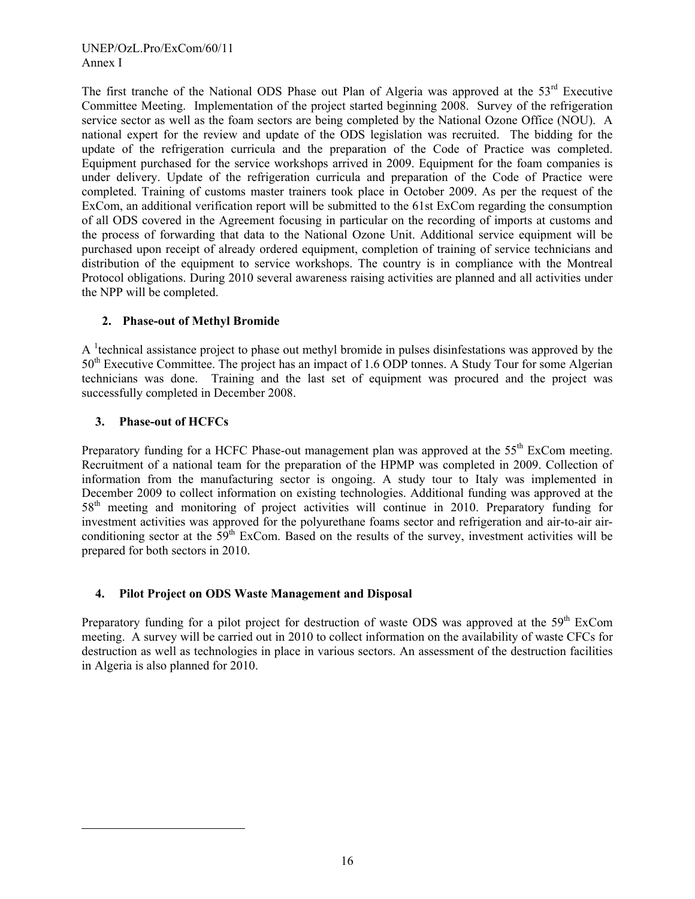The first tranche of the National ODS Phase out Plan of Algeria was approved at the 53rd Executive Committee Meeting. Implementation of the project started beginning 2008. Survey of the refrigeration service sector as well as the foam sectors are being completed by the National Ozone Office (NOU). A national expert for the review and update of the ODS legislation was recruited. The bidding for the update of the refrigeration curricula and the preparation of the Code of Practice was completed. Equipment purchased for the service workshops arrived in 2009. Equipment for the foam companies is under delivery. Update of the refrigeration curricula and preparation of the Code of Practice were completed. Training of customs master trainers took place in October 2009. As per the request of the ExCom, an additional verification report will be submitted to the 61st ExCom regarding the consumption of all ODS covered in the Agreement focusing in particular on the recording of imports at customs and the process of forwarding that data to the National Ozone Unit. Additional service equipment will be purchased upon receipt of already ordered equipment, completion of training of service technicians and distribution of the equipment to service workshops. The country is in compliance with the Montreal Protocol obligations. During 2010 several awareness raising activities are planned and all activities under the NPP will be completed.

### 2. Phase-out of Methyl Bromide

A [1]technical assistance project to phase out methyl bromide in pulses disinfestations was approved by the 50th Executive Committee. The project has an impact of 1.6 ODP tonnes. A Study Tour for some Algerian technicians was done. Training and the last set of equipment was procured and the project was successfully completed in December 2008.

### 3. Phase-out of HCFCs

Preparatory funding for a HCFC Phase-out management plan was approved at the 55th ExCom meeting. Recruitment of a national team for the preparation of the HPMP was completed in 2009. Collection of information from the manufacturing sector is ongoing. A study tour to Italy was implemented in December 2009 to collect information on existing technologies. Additional funding was approved at the 58th meeting and monitoring of project activities will continue in 2010. Preparatory funding for investment activities was approved for the polyurethane foams sector and refrigeration and air-to-air air-conditioning sector at the 59th ExCom. Based on the results of the survey, investment activities will be prepared for both sectors in 2010.

### 4. Pilot Project on ODS Waste Management and Disposal

Preparatory funding for a pilot project for destruction of waste ODS was approved at the 59th ExCom meeting. A survey will be carried out in 2010 to collect information on the availability of waste CFCs for destruction as well as technologies in place in various sectors. An assessment of the destruction facilities in Algeria is also planned for 2010.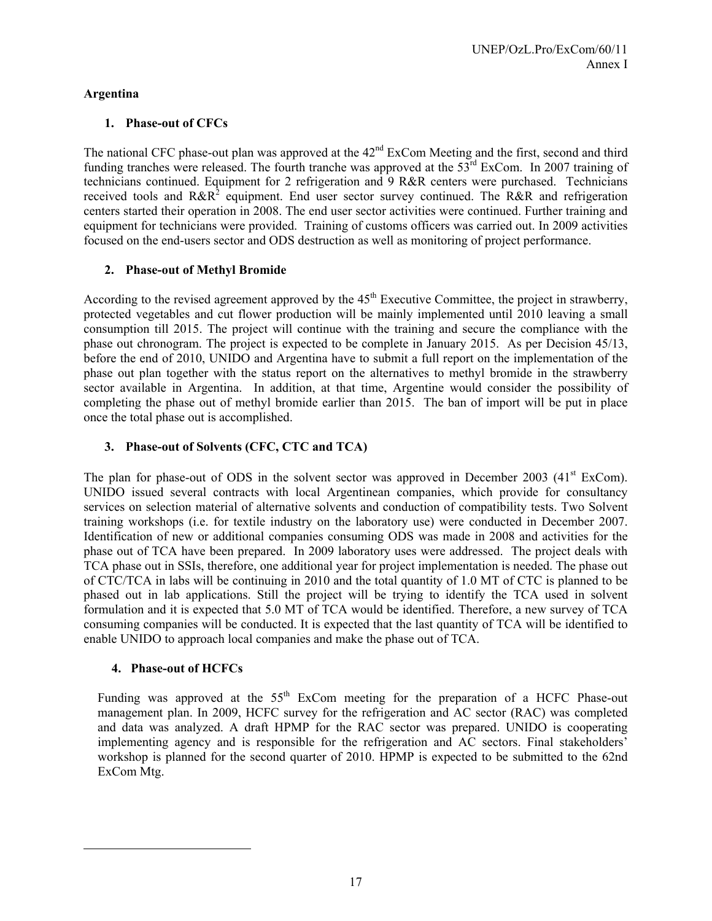## Argentina

### 1. Phase-out of CFCs

The national CFC phase-out plan was approved at the 42nd ExCom Meeting and the first, second and third funding tranches were released. The fourth tranche was approved at the 53rd ExCom. In 2007 training of technicians continued. Equipment for 2 refrigeration and 9 R&R centers were purchased. Technicians received tools and R&R[2] equipment. End user sector survey continued. The R&R and refrigeration centers started their operation in 2008. The end user sector activities were continued. Further training and equipment for technicians were provided. Training of customs officers was carried out. In 2009 activities focused on the end-users sector and ODS destruction as well as monitoring of project performance.

### 2. Phase-out of Methyl Bromide

According to the revised agreement approved by the 45th Executive Committee, the project in strawberry, protected vegetables and cut flower production will be mainly implemented until 2010 leaving a small consumption till 2015. The project will continue with the training and secure the compliance with the phase out chronogram. The project is expected to be complete in January 2015. As per Decision 45/13, before the end of 2010, UNIDO and Argentina have to submit a full report on the implementation of the phase out plan together with the status report on the alternatives to methyl bromide in the strawberry sector available in Argentina. In addition, at that time, Argentine would consider the possibility of completing the phase out of methyl bromide earlier than 2015. The ban of import will be put in place once the total phase out is accomplished.

### 3. Phase-out of Solvents (CFC, CTC and TCA)

The plan for phase-out of ODS in the solvent sector was approved in December 2003 (41st ExCom). UNIDO issued several contracts with local Argentinean companies, which provide for consultancy services on selection material of alternative solvents and conduction of compatibility tests. Two Solvent training workshops (i.e. for textile industry on the laboratory use) were conducted in December 2007. Identification of new or additional companies consuming ODS was made in 2008 and activities for the phase out of TCA have been prepared. In 2009 laboratory uses were addressed. The project deals with TCA phase out in SSIs, therefore, one additional year for project implementation is needed. The phase out of CTC/TCA in labs will be continuing in 2010 and the total quantity of 1.0 MT of CTC is planned to be phased out in lab applications. Still the project will be trying to identify the TCA used in solvent formulation and it is expected that 5.0 MT of TCA would be identified. Therefore, a new survey of TCA consuming companies will be conducted. It is expected that the last quantity of TCA will be identified to enable UNIDO to approach local companies and make the phase out of TCA.

### 4. Phase-out of HCFCs

Funding was approved at the 55th ExCom meeting for the preparation of a HCFC Phase-out management plan. In 2009, HCFC survey for the refrigeration and AC sector (RAC) was completed and data was analyzed. A draft HPMP for the RAC sector was prepared. UNIDO is cooperating implementing agency and is responsible for the refrigeration and AC sectors. Final stakeholders' workshop is planned for the second quarter of 2010. HPMP is expected to be submitted to the 62nd ExCom Mtg.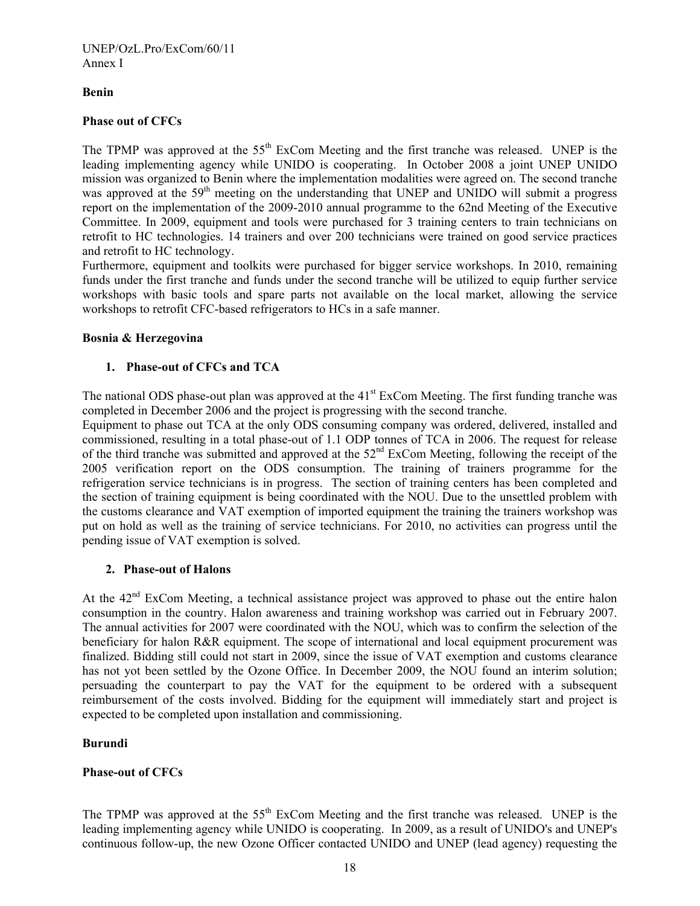**Benin**

**Phase out of CFCs**

The TPMP was approved at the 55th ExCom Meeting and the first tranche was released. UNEP is the leading implementing agency while UNIDO is cooperating. In October 2008 a joint UNEP UNIDO mission was organized to Benin where the implementation modalities were agreed on. The second tranche was approved at the 59th meeting on the understanding that UNEP and UNIDO will submit a progress report on the implementation of the 2009-2010 annual programme to the 62nd Meeting of the Executive Committee. In 2009, equipment and tools were purchased for 3 training centers to train technicians on retrofit to HC technologies. 14 trainers and over 200 technicians were trained on good service practices and retrofit to HC technology.

Furthermore, equipment and toolkits were purchased for bigger service workshops. In 2010, remaining funds under the first tranche and funds under the second tranche will be utilized to equip further service workshops with basic tools and spare parts not available on the local market, allowing the service workshops to retrofit CFC-based refrigerators to HCs in a safe manner.

**Bosnia & Herzegovina**

1. **Phase-out of CFCs and TCA**

The national ODS phase-out plan was approved at the 41st ExCom Meeting. The first funding tranche was completed in December 2006 and the project is progressing with the second tranche.

Equipment to phase out TCA at the only ODS consuming company was ordered, delivered, installed and commissioned, resulting in a total phase-out of 1.1 ODP tonnes of TCA in 2006. The request for release of the third tranche was submitted and approved at the 52nd ExCom Meeting, following the receipt of the 2005 verification report on the ODS consumption. The training of trainers programme for the refrigeration service technicians is in progress. The section of training centers has been completed and the section of training equipment is being coordinated with the NOU. Due to the unsettled problem with the customs clearance and VAT exemption of imported equipment the training the trainers workshop was put on hold as well as the training of service technicians. For 2010, no activities can progress until the pending issue of VAT exemption is solved.

2. **Phase-out of Halons**

At the 42nd ExCom Meeting, a technical assistance project was approved to phase out the entire halon consumption in the country. Halon awareness and training workshop was carried out in February 2007. The annual activities for 2007 were coordinated with the NOU, which was to confirm the selection of the beneficiary for halon R&R equipment. The scope of international and local equipment procurement was finalized. Bidding still could not start in 2009, since the issue of VAT exemption and customs clearance has not yot been settled by the Ozone Office. In December 2009, the NOU found an interim solution; persuading the counterpart to pay the VAT for the equipment to be ordered with a subsequent reimbursement of the costs involved. Bidding for the equipment will immediately start and project is expected to be completed upon installation and commissioning.

**Burundi**

**Phase-out of CFCs**

The TPMP was approved at the 55th ExCom Meeting and the first tranche was released. UNEP is the leading implementing agency while UNIDO is cooperating. In 2009, as a result of UNIDO's and UNEP's continuous follow-up, the new Ozone Officer contacted UNIDO and UNEP (lead agency) requesting the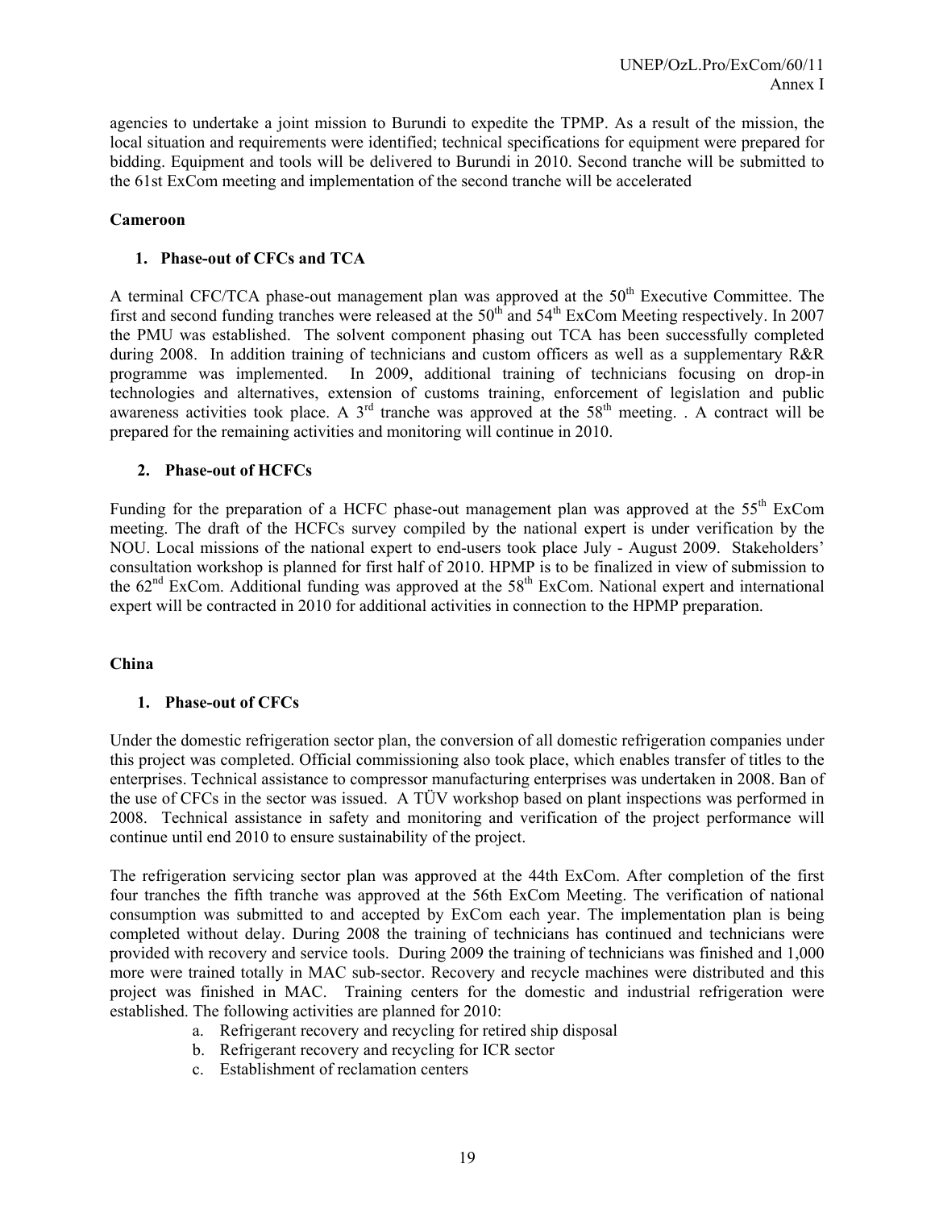agencies to undertake a joint mission to Burundi to expedite the TPMP. As a result of the mission, the local situation and requirements were identified; technical specifications for equipment were prepared for bidding. Equipment and tools will be delivered to Burundi in 2010. Second tranche will be submitted to the 61st ExCom meeting and implementation of the second tranche will be accelerated

**Cameroon**

1. **Phase-out of CFCs and TCA**

A terminal CFC/TCA phase-out management plan was approved at the 50th Executive Committee. The first and second funding tranches were released at the 50th and 54th ExCom Meeting respectively. In 2007 the PMU was established. The solvent component phasing out TCA has been successfully completed during 2008. In addition training of technicians and custom officers as well as a supplementary R&R programme was implemented. In 2009, additional training of technicians focusing on drop-in technologies and alternatives, extension of customs training, enforcement of legislation and public awareness activities took place. A 3rd tranche was approved at the 58th meeting. . A contract will be prepared for the remaining activities and monitoring will continue in 2010.

2. **Phase-out of HCFCs**

Funding for the preparation of a HCFC phase-out management plan was approved at the 55th ExCom meeting. The draft of the HCFCs survey compiled by the national expert is under verification by the NOU. Local missions of the national expert to end-users took place July - August 2009. Stakeholders' consultation workshop is planned for first half of 2010. HPMP is to be finalized in view of submission to the 62nd ExCom. Additional funding was approved at the 58th ExCom. National expert and international expert will be contracted in 2010 for additional activities in connection to the HPMP preparation.

**China**

1. **Phase-out of CFCs**

Under the domestic refrigeration sector plan, the conversion of all domestic refrigeration companies under this project was completed. Official commissioning also took place, which enables transfer of titles to the enterprises. Technical assistance to compressor manufacturing enterprises was undertaken in 2008. Ban of the use of CFCs in the sector was issued. A TÜV workshop based on plant inspections was performed in 2008. Technical assistance in safety and monitoring and verification of the project performance will continue until end 2010 to ensure sustainability of the project.

The refrigeration servicing sector plan was approved at the 44th ExCom. After completion of the first four tranches the fifth tranche was approved at the 56th ExCom Meeting. The verification of national consumption was submitted to and accepted by ExCom each year. The implementation plan is being completed without delay. During 2008 the training of technicians has continued and technicians were provided with recovery and service tools. During 2009 the training of technicians was finished and 1,000 more were trained totally in MAC sub-sector. Recovery and recycle machines were distributed and this project was finished in MAC. Training centers for the domestic and industrial refrigeration were established. The following activities are planned for 2010:

a. Refrigerant recovery and recycling for retired ship disposal
b. Refrigerant recovery and recycling for ICR sector
c. Establishment of reclamation centers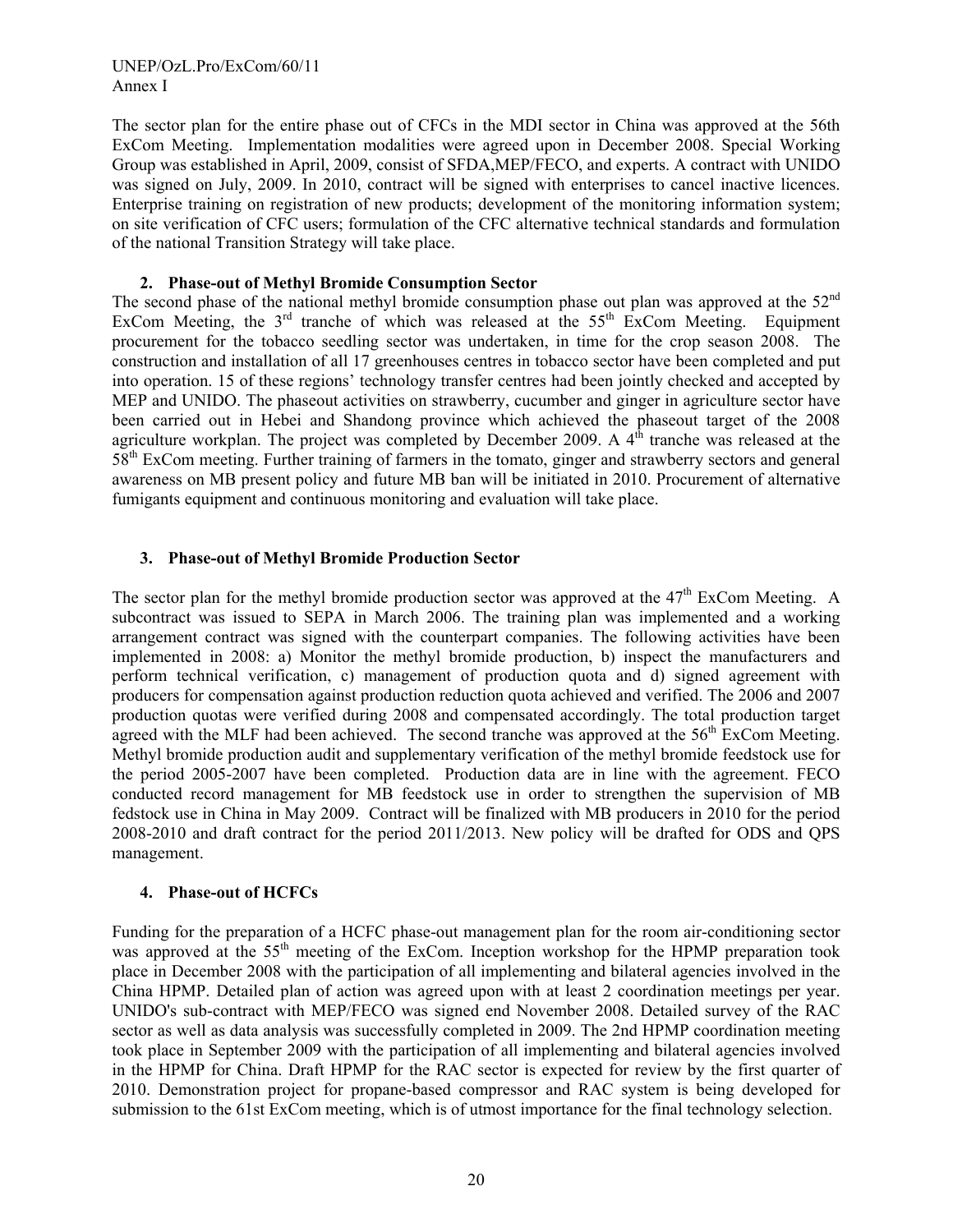The sector plan for the entire phase out of CFCs in the MDI sector in China was approved at the 56th ExCom Meeting. Implementation modalities were agreed upon in December 2008. Special Working Group was established in April, 2009, consist of SFDA,MEP/FECO, and experts. A contract with UNIDO was signed on July, 2009. In 2010, contract will be signed with enterprises to cancel inactive licences. Enterprise training on registration of new products; development of the monitoring information system; on site verification of CFC users; formulation of the CFC alternative technical standards and formulation of the national Transition Strategy will take place.

### 2. Phase-out of Methyl Bromide Consumption Sector

The second phase of the national methyl bromide consumption phase out plan was approved at the 52nd ExCom Meeting, the 3rd tranche of which was released at the 55th ExCom Meeting. Equipment procurement for the tobacco seedling sector was undertaken, in time for the crop season 2008. The construction and installation of all 17 greenhouses centres in tobacco sector have been completed and put into operation. 15 of these regions' technology transfer centres had been jointly checked and accepted by MEP and UNIDO. The phaseout activities on strawberry, cucumber and ginger in agriculture sector have been carried out in Hebei and Shandong province which achieved the phaseout target of the 2008 agriculture workplan. The project was completed by December 2009. A 4th tranche was released at the 58th ExCom meeting. Further training of farmers in the tomato, ginger and strawberry sectors and general awareness on MB present policy and future MB ban will be initiated in 2010. Procurement of alternative fumigants equipment and continuous monitoring and evaluation will take place.

### 3. Phase-out of Methyl Bromide Production Sector

The sector plan for the methyl bromide production sector was approved at the 47th ExCom Meeting. A subcontract was issued to SEPA in March 2006. The training plan was implemented and a working arrangement contract was signed with the counterpart companies. The following activities have been implemented in 2008: a) Monitor the methyl bromide production, b) inspect the manufacturers and perform technical verification, c) management of production quota and d) signed agreement with producers for compensation against production reduction quota achieved and verified. The 2006 and 2007 production quotas were verified during 2008 and compensated accordingly. The total production target agreed with the MLF had been achieved. The second tranche was approved at the 56th ExCom Meeting. Methyl bromide production audit and supplementary verification of the methyl bromide feedstock use for the period 2005-2007 have been completed. Production data are in line with the agreement. FECO conducted record management for MB feedstock use in order to strengthen the supervision of MB fedstock use in China in May 2009. Contract will be finalized with MB producers in 2010 for the period 2008-2010 and draft contract for the period 2011/2013. New policy will be drafted for ODS and QPS management.

### 4. Phase-out of HCFCs

Funding for the preparation of a HCFC phase-out management plan for the room air-conditioning sector was approved at the 55th meeting of the ExCom. Inception workshop for the HPMP preparation took place in December 2008 with the participation of all implementing and bilateral agencies involved in the China HPMP. Detailed plan of action was agreed upon with at least 2 coordination meetings per year. UNIDO's sub-contract with MEP/FECO was signed end November 2008. Detailed survey of the RAC sector as well as data analysis was successfully completed in 2009. The 2nd HPMP coordination meeting took place in September 2009 with the participation of all implementing and bilateral agencies involved in the HPMP for China. Draft HPMP for the RAC sector is expected for review by the first quarter of 2010. Demonstration project for propane-based compressor and RAC system is being developed for submission to the 61st ExCom meeting, which is of utmost importance for the final technology selection.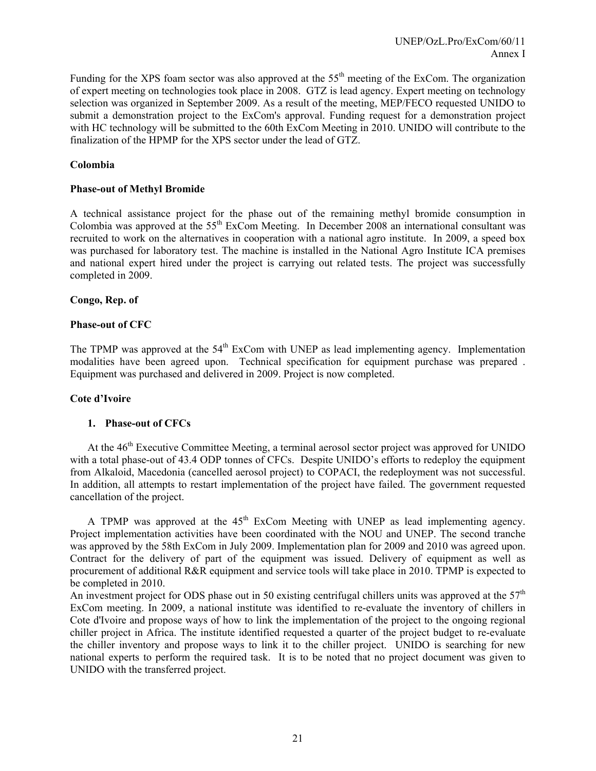Funding for the XPS foam sector was also approved at the 55th meeting of the ExCom. The organization of expert meeting on technologies took place in 2008. GTZ is lead agency. Expert meeting on technology selection was organized in September 2009. As a result of the meeting, MEP/FECO requested UNIDO to submit a demonstration project to the ExCom's approval. Funding request for a demonstration project with HC technology will be submitted to the 60th ExCom Meeting in 2010. UNIDO will contribute to the finalization of the HPMP for the XPS sector under the lead of GTZ.

**Colombia**

**Phase-out of Methyl Bromide**

A technical assistance project for the phase out of the remaining methyl bromide consumption in Colombia was approved at the 55th ExCom Meeting. In December 2008 an international consultant was recruited to work on the alternatives in cooperation with a national agro institute. In 2009, a speed box was purchased for laboratory test. The machine is installed in the National Agro Institute ICA premises and national expert hired under the project is carrying out related tests. The project was successfully completed in 2009.

**Congo, Rep. of**

**Phase-out of CFC**

The TPMP was approved at the 54th ExCom with UNEP as lead implementing agency. Implementation modalities have been agreed upon. Technical specification for equipment purchase was prepared . Equipment was purchased and delivered in 2009. Project is now completed.

**Cote d'Ivoire**

1. **Phase-out of CFCs**

At the 46th Executive Committee Meeting, a terminal aerosol sector project was approved for UNIDO with a total phase-out of 43.4 ODP tonnes of CFCs. Despite UNIDO's efforts to redeploy the equipment from Alkaloid, Macedonia (cancelled aerosol project) to COPACI, the redeployment was not successful. In addition, all attempts to restart implementation of the project have failed. The government requested cancellation of the project.

A TPMP was approved at the 45th ExCom Meeting with UNEP as lead implementing agency. Project implementation activities have been coordinated with the NOU and UNEP. The second tranche was approved by the 58th ExCom in July 2009. Implementation plan for 2009 and 2010 was agreed upon. Contract for the delivery of part of the equipment was issued. Delivery of equipment as well as procurement of additional R&R equipment and service tools will take place in 2010. TPMP is expected to be completed in 2010.

An investment project for ODS phase out in 50 existing centrifugal chillers units was approved at the 57th ExCom meeting. In 2009, a national institute was identified to re-evaluate the inventory of chillers in Cote d'Ivoire and propose ways of how to link the implementation of the project to the ongoing regional chiller project in Africa. The institute identified requested a quarter of the project budget to re-evaluate the chiller inventory and propose ways to link it to the chiller project. UNIDO is searching for new national experts to perform the required task. It is to be noted that no project document was given to UNIDO with the transferred project.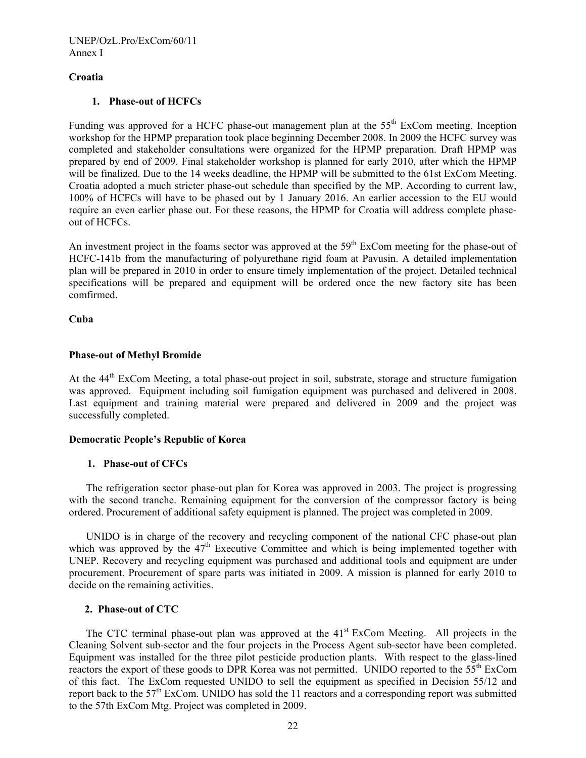**Croatia**

1. **Phase-out of HCFCs**

Funding was approved for a HCFC phase-out management plan at the 55th ExCom meeting. Inception workshop for the HPMP preparation took place beginning December 2008. In 2009 the HCFC survey was completed and stakeholder consultations were organized for the HPMP preparation. Draft HPMP was prepared by end of 2009. Final stakeholder workshop is planned for early 2010, after which the HPMP will be finalized. Due to the 14 weeks deadline, the HPMP will be submitted to the 61st ExCom Meeting. Croatia adopted a much stricter phase-out schedule than specified by the MP. According to current law, 100% of HCFCs will have to be phased out by 1 January 2016. An earlier accession to the EU would require an even earlier phase out. For these reasons, the HPMP for Croatia will address complete phase-out of HCFCs.

An investment project in the foams sector was approved at the 59th ExCom meeting for the phase-out of HCFC-141b from the manufacturing of polyurethane rigid foam at Pavusin. A detailed implementation plan will be prepared in 2010 in order to ensure timely implementation of the project. Detailed technical specifications will be prepared and equipment will be ordered once the new factory site has been comfirmed.

**Cuba**

**Phase-out of Methyl Bromide**

At the 44th ExCom Meeting, a total phase-out project in soil, substrate, storage and structure fumigation was approved. Equipment including soil fumigation equipment was purchased and delivered in 2008. Last equipment and training material were prepared and delivered in 2009 and the project was successfully completed.

**Democratic People's Republic of Korea**

1. **Phase-out of CFCs**

The refrigeration sector phase-out plan for Korea was approved in 2003. The project is progressing with the second tranche. Remaining equipment for the conversion of the compressor factory is being ordered. Procurement of additional safety equipment is planned. The project was completed in 2009.

UNIDO is in charge of the recovery and recycling component of the national CFC phase-out plan which was approved by the 47th Executive Committee and which is being implemented together with UNEP. Recovery and recycling equipment was purchased and additional tools and equipment are under procurement. Procurement of spare parts was initiated in 2009. A mission is planned for early 2010 to decide on the remaining activities.

2. **Phase-out of CTC**

The CTC terminal phase-out plan was approved at the 41st ExCom Meeting. All projects in the Cleaning Solvent sub-sector and the four projects in the Process Agent sub-sector have been completed. Equipment was installed for the three pilot pesticide production plants. With respect to the glass-lined reactors the export of these goods to DPR Korea was not permitted. UNIDO reported to the 55th ExCom of this fact. The ExCom requested UNIDO to sell the equipment as specified in Decision 55/12 and report back to the 57th ExCom. UNIDO has sold the 11 reactors and a corresponding report was submitted to the 57th ExCom Mtg. Project was completed in 2009.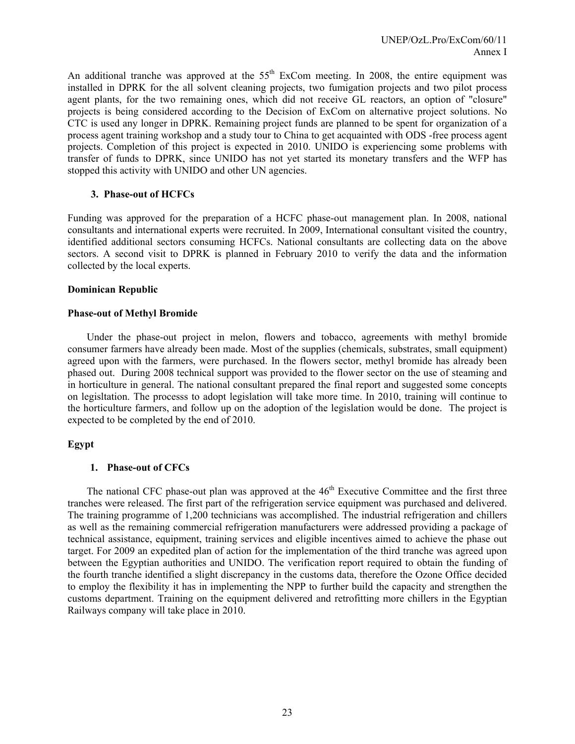An additional tranche was approved at the 55th ExCom meeting. In 2008, the entire equipment was installed in DPRK for the all solvent cleaning projects, two fumigation projects and two pilot process agent plants, for the two remaining ones, which did not receive GL reactors, an option of "closure" projects is being considered according to the Decision of ExCom on alternative project solutions. No CTC is used any longer in DPRK. Remaining project funds are planned to be spent for organization of a process agent training workshop and a study tour to China to get acquainted with ODS -free process agent projects. Completion of this project is expected in 2010. UNIDO is experiencing some problems with transfer of funds to DPRK, since UNIDO has not yet started its monetary transfers and the WFP has stopped this activity with UNIDO and other UN agencies.

### 3. Phase-out of HCFCs

Funding was approved for the preparation of a HCFC phase-out management plan. In 2008, national consultants and international experts were recruited. In 2009, International consultant visited the country, identified additional sectors consuming HCFCs. National consultants are collecting data on the above sectors. A second visit to DPRK is planned in February 2010 to verify the data and the information collected by the local experts.

## Dominican Republic

### Phase-out of Methyl Bromide

Under the phase-out project in melon, flowers and tobacco, agreements with methyl bromide consumer farmers have already been made. Most of the supplies (chemicals, substrates, small equipment) agreed upon with the farmers, were purchased. In the flowers sector, methyl bromide has already been phased out. During 2008 technical support was provided to the flower sector on the use of steaming and in horticulture in general. The national consultant prepared the final report and suggested some concepts on legisltation. The processs to adopt legislation will take more time. In 2010, training will continue to the horticulture farmers, and follow up on the adoption of the legislation would be done. The project is expected to be completed by the end of 2010.

## Egypt

### 1. Phase-out of CFCs

The national CFC phase-out plan was approved at the 46th Executive Committee and the first three tranches were released. The first part of the refrigeration service equipment was purchased and delivered. The training programme of 1,200 technicians was accomplished. The industrial refrigeration and chillers as well as the remaining commercial refrigeration manufacturers were addressed providing a package of technical assistance, equipment, training services and eligible incentives aimed to achieve the phase out target. For 2009 an expedited plan of action for the implementation of the third tranche was agreed upon between the Egyptian authorities and UNIDO. The verification report required to obtain the funding of the fourth tranche identified a slight discrepancy in the customs data, therefore the Ozone Office decided to employ the flexibility it has in implementing the NPP to further build the capacity and strengthen the customs department. Training on the equipment delivered and retrofitting more chillers in the Egyptian Railways company will take place in 2010.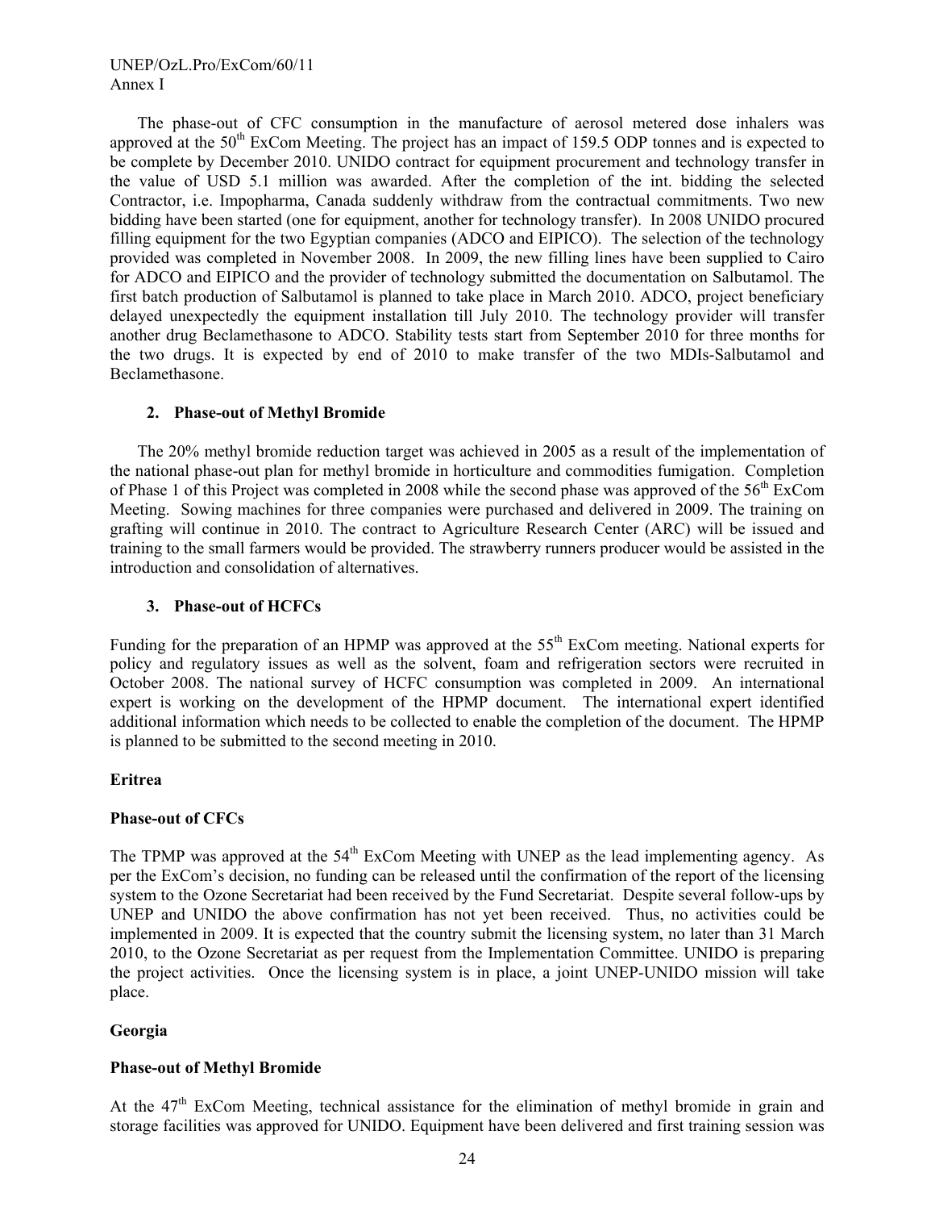The phase-out of CFC consumption in the manufacture of aerosol metered dose inhalers was approved at the 50th ExCom Meeting. The project has an impact of 159.5 ODP tonnes and is expected to be complete by December 2010. UNIDO contract for equipment procurement and technology transfer in the value of USD 5.1 million was awarded. After the completion of the int. bidding the selected Contractor, i.e. Impopharma, Canada suddenly withdraw from the contractual commitments. Two new bidding have been started (one for equipment, another for technology transfer). In 2008 UNIDO procured filling equipment for the two Egyptian companies (ADCO and EIPICO). The selection of the technology provided was completed in November 2008. In 2009, the new filling lines have been supplied to Cairo for ADCO and EIPICO and the provider of technology submitted the documentation on Salbutamol. The first batch production of Salbutamol is planned to take place in March 2010. ADCO, project beneficiary delayed unexpectedly the equipment installation till July 2010. The technology provider will transfer another drug Beclamethasone to ADCO. Stability tests start from September 2010 for three months for the two drugs. It is expected by end of 2010 to make transfer of the two MDIs-Salbutamol and Beclamethasone.

### 2. Phase-out of Methyl Bromide

The 20% methyl bromide reduction target was achieved in 2005 as a result of the implementation of the national phase-out plan for methyl bromide in horticulture and commodities fumigation. Completion of Phase 1 of this Project was completed in 2008 while the second phase was approved of the 56th ExCom Meeting. Sowing machines for three companies were purchased and delivered in 2009. The training on grafting will continue in 2010. The contract to Agriculture Research Center (ARC) will be issued and training to the small farmers would be provided. The strawberry runners producer would be assisted in the introduction and consolidation of alternatives.

### 3. Phase-out of HCFCs

Funding for the preparation of an HPMP was approved at the 55th ExCom meeting. National experts for policy and regulatory issues as well as the solvent, foam and refrigeration sectors were recruited in October 2008. The national survey of HCFC consumption was completed in 2009. An international expert is working on the development of the HPMP document. The international expert identified additional information which needs to be collected to enable the completion of the document. The HPMP is planned to be submitted to the second meeting in 2010.

## Eritrea

### Phase-out of CFCs

The TPMP was approved at the 54th ExCom Meeting with UNEP as the lead implementing agency. As per the ExCom's decision, no funding can be released until the confirmation of the report of the licensing system to the Ozone Secretariat had been received by the Fund Secretariat. Despite several follow-ups by UNEP and UNIDO the above confirmation has not yet been received. Thus, no activities could be implemented in 2009. It is expected that the country submit the licensing system, no later than 31 March 2010, to the Ozone Secretariat as per request from the Implementation Committee. UNIDO is preparing the project activities. Once the licensing system is in place, a joint UNEP-UNIDO mission will take place.

## Georgia

### Phase-out of Methyl Bromide

At the 47th ExCom Meeting, technical assistance for the elimination of methyl bromide in grain and storage facilities was approved for UNIDO. Equipment have been delivered and first training session was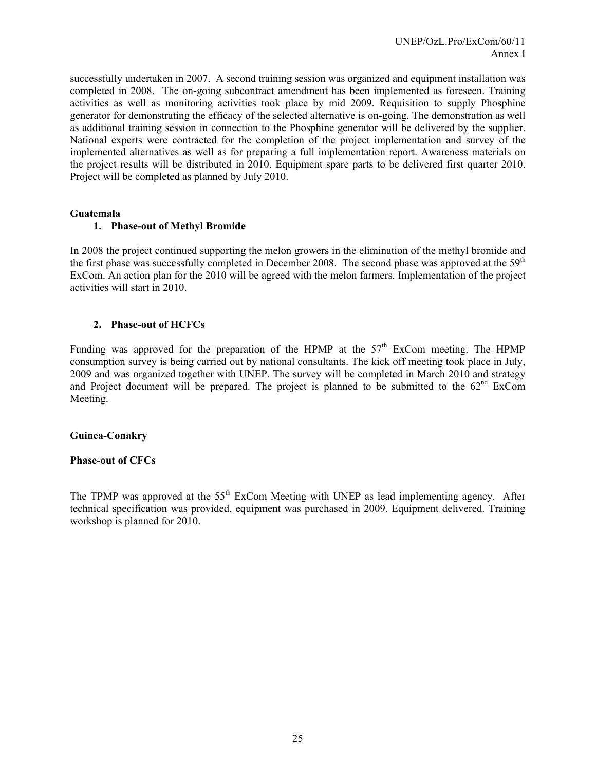successfully undertaken in 2007. A second training session was organized and equipment installation was completed in 2008. The on-going subcontract amendment has been implemented as foreseen. Training activities as well as monitoring activities took place by mid 2009. Requisition to supply Phosphine generator for demonstrating the efficacy of the selected alternative is on-going. The demonstration as well as additional training session in connection to the Phosphine generator will be delivered by the supplier. National experts were contracted for the completion of the project implementation and survey of the implemented alternatives as well as for preparing a full implementation report. Awareness materials on the project results will be distributed in 2010. Equipment spare parts to be delivered first quarter 2010. Project will be completed as planned by July 2010.

**Guatemala**

1. **Phase-out of Methyl Bromide**

In 2008 the project continued supporting the melon growers in the elimination of the methyl bromide and the first phase was successfully completed in December 2008. The second phase was approved at the 59th ExCom. An action plan for the 2010 will be agreed with the melon farmers. Implementation of the project activities will start in 2010.

2. **Phase-out of HCFCs**

Funding was approved for the preparation of the HPMP at the 57th ExCom meeting. The HPMP consumption survey is being carried out by national consultants. The kick off meeting took place in July, 2009 and was organized together with UNEP. The survey will be completed in March 2010 and strategy and Project document will be prepared. The project is planned to be submitted to the 62nd ExCom Meeting.

**Guinea-Conakry**

**Phase-out of CFCs**

The TPMP was approved at the 55th ExCom Meeting with UNEP as lead implementing agency. After technical specification was provided, equipment was purchased in 2009. Equipment delivered. Training workshop is planned for 2010.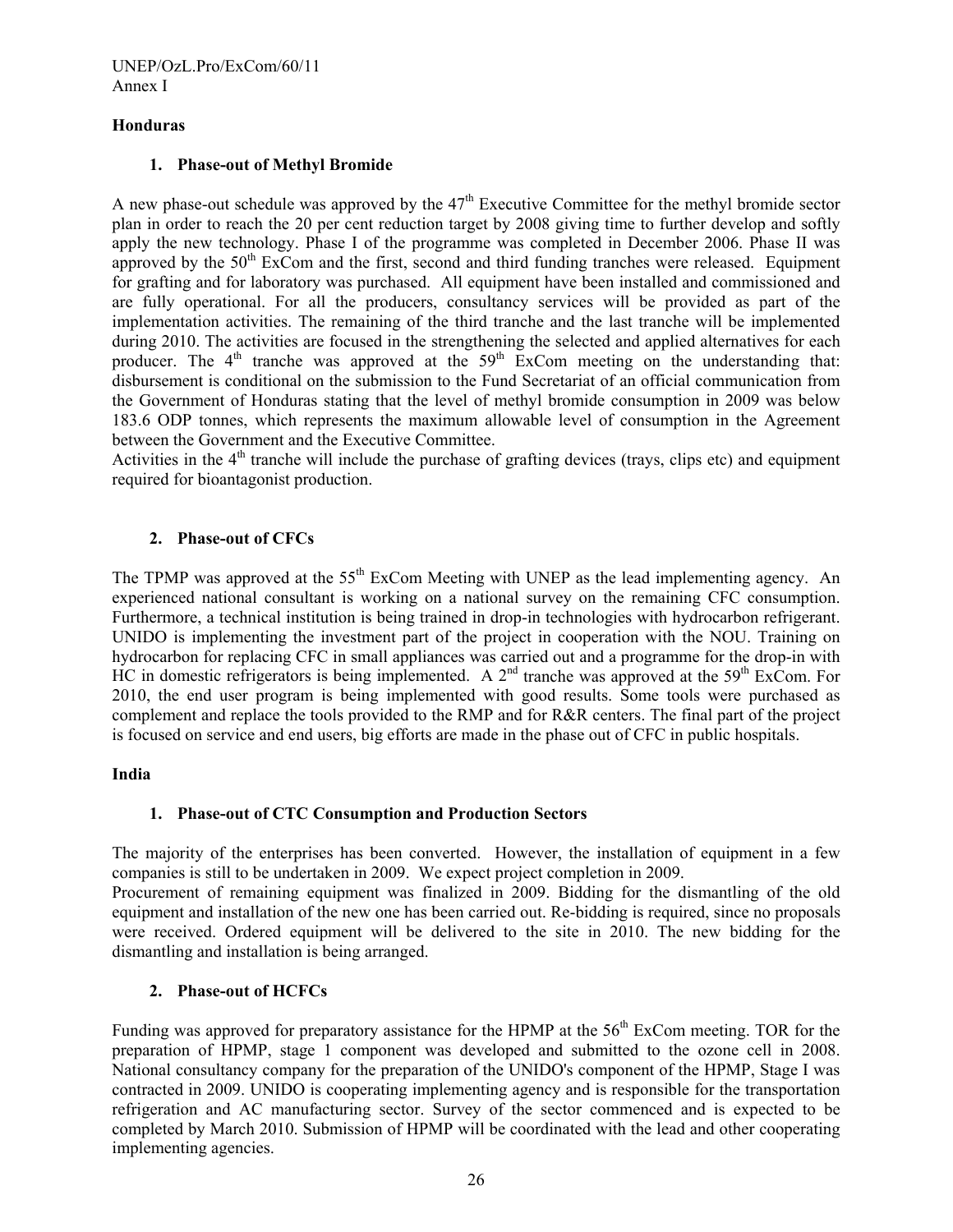### Honduras

#### 1. Phase-out of Methyl Bromide

A new phase-out schedule was approved by the 47th Executive Committee for the methyl bromide sector plan in order to reach the 20 per cent reduction target by 2008 giving time to further develop and softly apply the new technology. Phase I of the programme was completed in December 2006. Phase II was approved by the 50th ExCom and the first, second and third funding tranches were released. Equipment for grafting and for laboratory was purchased. All equipment have been installed and commissioned and are fully operational. For all the producers, consultancy services will be provided as part of the implementation activities. The remaining of the third tranche and the last tranche will be implemented during 2010. The activities are focused in the strengthening the selected and applied alternatives for each producer. The 4th tranche was approved at the 59th ExCom meeting on the understanding that: disbursement is conditional on the submission to the Fund Secretariat of an official communication from the Government of Honduras stating that the level of methyl bromide consumption in 2009 was below 183.6 ODP tonnes, which represents the maximum allowable level of consumption in the Agreement between the Government and the Executive Committee.

Activities in the 4th tranche will include the purchase of grafting devices (trays, clips etc) and equipment required for bioantagonist production.

#### 2. Phase-out of CFCs

The TPMP was approved at the 55th ExCom Meeting with UNEP as the lead implementing agency. An experienced national consultant is working on a national survey on the remaining CFC consumption. Furthermore, a technical institution is being trained in drop-in technologies with hydrocarbon refrigerant. UNIDO is implementing the investment part of the project in cooperation with the NOU. Training on hydrocarbon for replacing CFC in small appliances was carried out and a programme for the drop-in with HC in domestic refrigerators is being implemented. A 2nd tranche was approved at the 59th ExCom. For 2010, the end user program is being implemented with good results. Some tools were purchased as complement and replace the tools provided to the RMP and for R&R centers. The final part of the project is focused on service and end users, big efforts are made in the phase out of CFC in public hospitals.

### India

#### 1. Phase-out of CTC Consumption and Production Sectors

The majority of the enterprises has been converted. However, the installation of equipment in a few companies is still to be undertaken in 2009. We expect project completion in 2009.

Procurement of remaining equipment was finalized in 2009. Bidding for the dismantling of the old equipment and installation of the new one has been carried out. Re-bidding is required, since no proposals were received. Ordered equipment will be delivered to the site in 2010. The new bidding for the dismantling and installation is being arranged.

#### 2. Phase-out of HCFCs

Funding was approved for preparatory assistance for the HPMP at the 56th ExCom meeting. TOR for the preparation of HPMP, stage 1 component was developed and submitted to the ozone cell in 2008. National consultancy company for the preparation of the UNIDO's component of the HPMP, Stage I was contracted in 2009. UNIDO is cooperating implementing agency and is responsible for the transportation refrigeration and AC manufacturing sector. Survey of the sector commenced and is expected to be completed by March 2010. Submission of HPMP will be coordinated with the lead and other cooperating implementing agencies.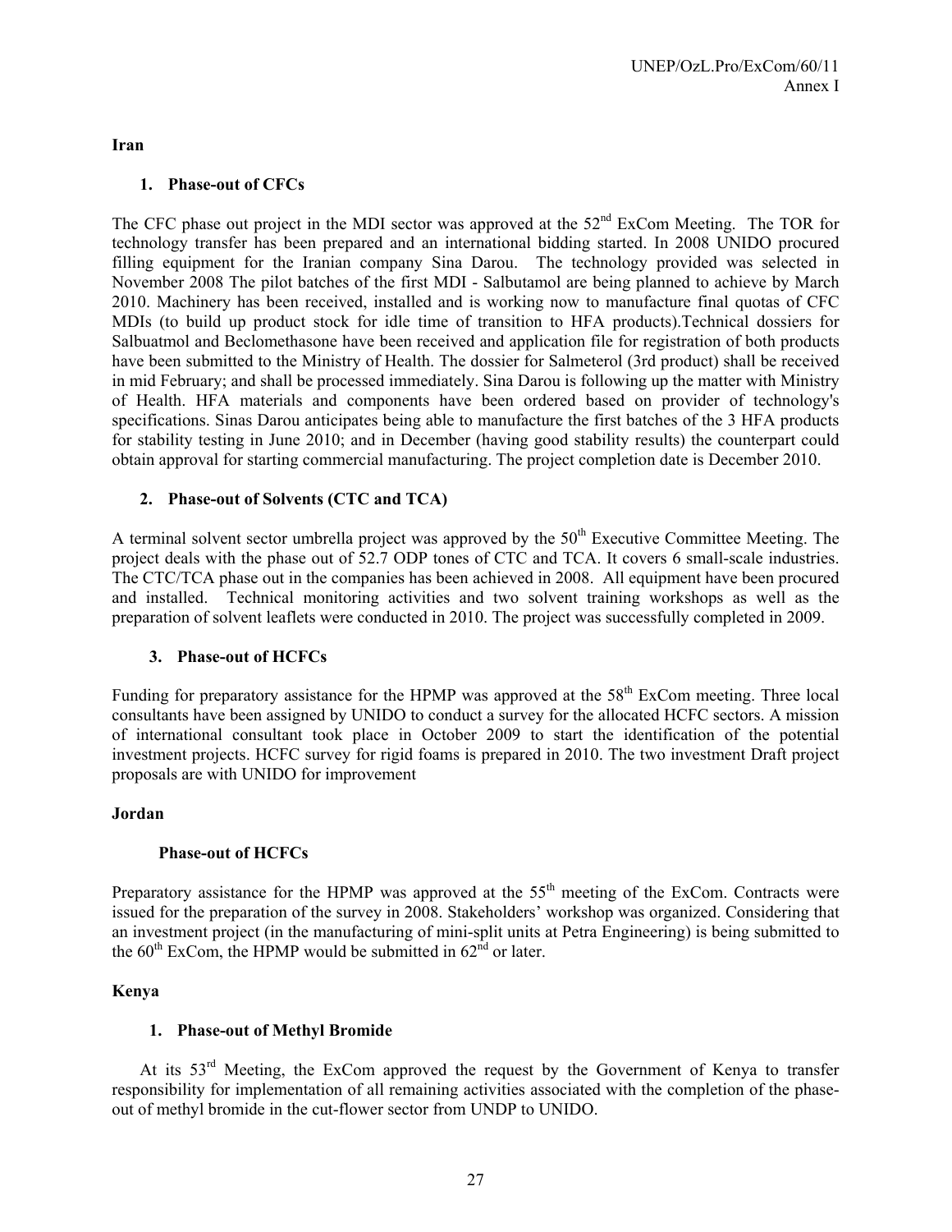**Iran**

1. **Phase-out of CFCs**

The CFC phase out project in the MDI sector was approved at the 52nd ExCom Meeting. The TOR for technology transfer has been prepared and an international bidding started. In 2008 UNIDO procured filling equipment for the Iranian company Sina Darou. The technology provided was selected in November 2008 The pilot batches of the first MDI - Salbutamol are being planned to achieve by March 2010. Machinery has been received, installed and is working now to manufacture final quotas of CFC MDIs (to build up product stock for idle time of transition to HFA products).Technical dossiers for Salbuatmol and Beclomethasone have been received and application file for registration of both products have been submitted to the Ministry of Health. The dossier for Salmeterol (3rd product) shall be received in mid February; and shall be processed immediately. Sina Darou is following up the matter with Ministry of Health. HFA materials and components have been ordered based on provider of technology's specifications. Sinas Darou anticipates being able to manufacture the first batches of the 3 HFA products for stability testing in June 2010; and in December (having good stability results) the counterpart could obtain approval for starting commercial manufacturing. The project completion date is December 2010.

2. **Phase-out of Solvents (CTC and TCA)**

A terminal solvent sector umbrella project was approved by the 50th Executive Committee Meeting. The project deals with the phase out of 52.7 ODP tones of CTC and TCA. It covers 6 small-scale industries. The CTC/TCA phase out in the companies has been achieved in 2008. All equipment have been procured and installed. Technical monitoring activities and two solvent training workshops as well as the preparation of solvent leaflets were conducted in 2010. The project was successfully completed in 2009.

3. **Phase-out of HCFCs**

Funding for preparatory assistance for the HPMP was approved at the 58th ExCom meeting. Three local consultants have been assigned by UNIDO to conduct a survey for the allocated HCFC sectors. A mission of international consultant took place in October 2009 to start the identification of the potential investment projects. HCFC survey for rigid foams is prepared in 2010. The two investment Draft project proposals are with UNIDO for improvement

**Jordan**

**Phase-out of HCFCs**

Preparatory assistance for the HPMP was approved at the 55th meeting of the ExCom. Contracts were issued for the preparation of the survey in 2008. Stakeholders' workshop was organized. Considering that an investment project (in the manufacturing of mini-split units at Petra Engineering) is being submitted to the 60th ExCom, the HPMP would be submitted in 62nd or later.

**Kenya**

1. **Phase-out of Methyl Bromide**

At its 53rd Meeting, the ExCom approved the request by the Government of Kenya to transfer responsibility for implementation of all remaining activities associated with the completion of the phase-out of methyl bromide in the cut-flower sector from UNDP to UNIDO.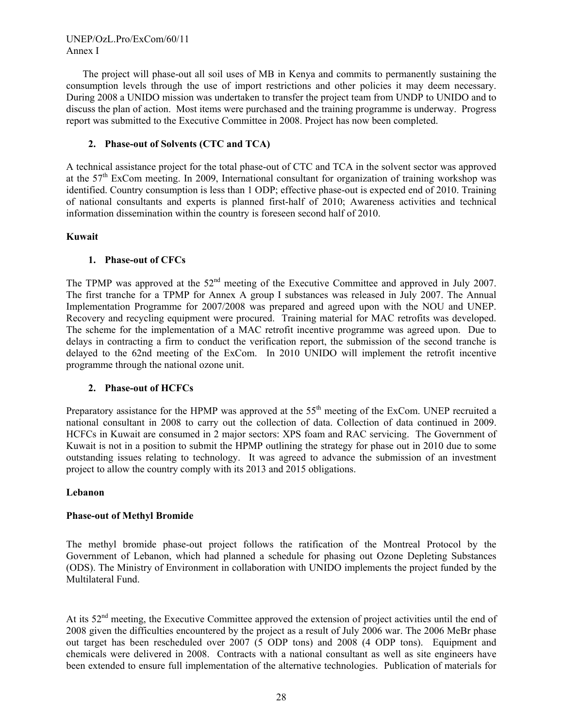The project will phase-out all soil uses of MB in Kenya and commits to permanently sustaining the consumption levels through the use of import restrictions and other policies it may deem necessary. During 2008 a UNIDO mission was undertaken to transfer the project team from UNDP to UNIDO and to discuss the plan of action. Most items were purchased and the training programme is underway. Progress report was submitted to the Executive Committee in 2008. Project has now been completed.

**2. Phase-out of Solvents (CTC and TCA)**

A technical assistance project for the total phase-out of CTC and TCA in the solvent sector was approved at the 57th ExCom meeting. In 2009, International consultant for organization of training workshop was identified. Country consumption is less than 1 ODP; effective phase-out is expected end of 2010. Training of national consultants and experts is planned first-half of 2010; Awareness activities and technical information dissemination within the country is foreseen second half of 2010.

**Kuwait**

**1. Phase-out of CFCs**

The TPMP was approved at the 52nd meeting of the Executive Committee and approved in July 2007. The first tranche for a TPMP for Annex A group I substances was released in July 2007. The Annual Implementation Programme for 2007/2008 was prepared and agreed upon with the NOU and UNEP. Recovery and recycling equipment were procured. Training material for MAC retrofits was developed. The scheme for the implementation of a MAC retrofit incentive programme was agreed upon. Due to delays in contracting a firm to conduct the verification report, the submission of the second tranche is delayed to the 62nd meeting of the ExCom. In 2010 UNIDO will implement the retrofit incentive programme through the national ozone unit.

**2. Phase-out of HCFCs**

Preparatory assistance for the HPMP was approved at the 55th meeting of the ExCom. UNEP recruited a national consultant in 2008 to carry out the collection of data. Collection of data continued in 2009. HCFCs in Kuwait are consumed in 2 major sectors: XPS foam and RAC servicing. The Government of Kuwait is not in a position to submit the HPMP outlining the strategy for phase out in 2010 due to some outstanding issues relating to technology. It was agreed to advance the submission of an investment project to allow the country comply with its 2013 and 2015 obligations.

**Lebanon**

**Phase-out of Methyl Bromide**

The methyl bromide phase-out project follows the ratification of the Montreal Protocol by the Government of Lebanon, which had planned a schedule for phasing out Ozone Depleting Substances (ODS). The Ministry of Environment in collaboration with UNIDO implements the project funded by the Multilateral Fund.

At its 52nd meeting, the Executive Committee approved the extension of project activities until the end of 2008 given the difficulties encountered by the project as a result of July 2006 war. The 2006 MeBr phase out target has been rescheduled over 2007 (5 ODP tons) and 2008 (4 ODP tons). Equipment and chemicals were delivered in 2008. Contracts with a national consultant as well as site engineers have been extended to ensure full implementation of the alternative technologies. Publication of materials for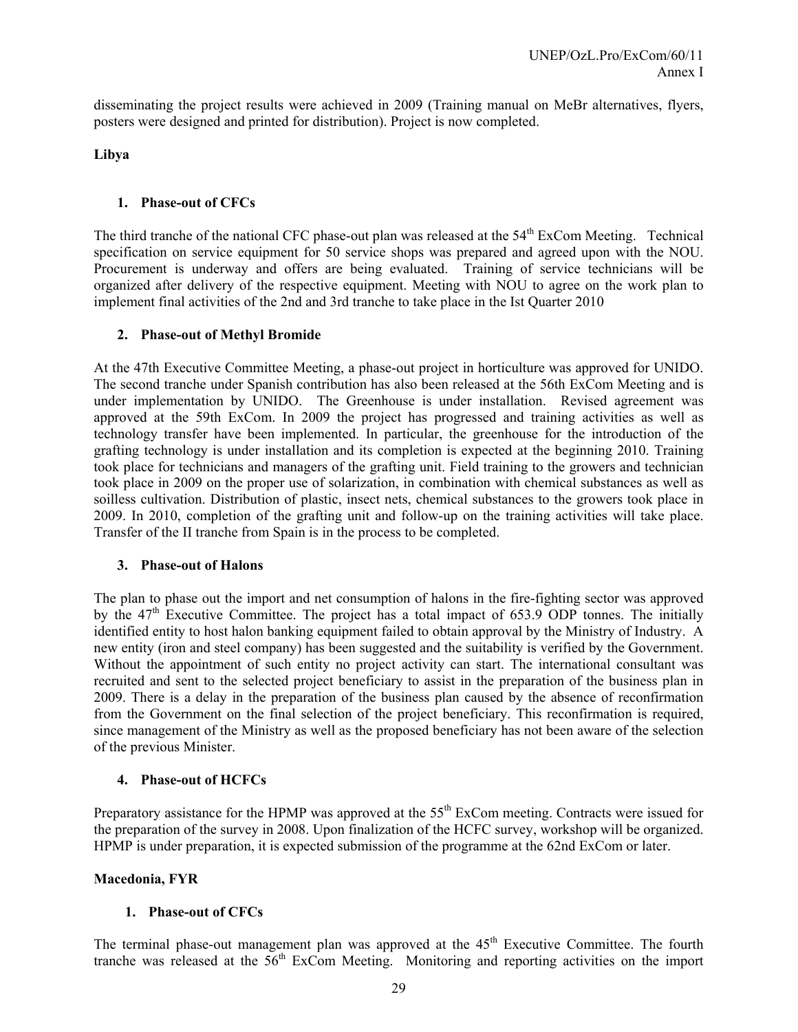disseminating the project results were achieved in 2009 (Training manual on MeBr alternatives, flyers, posters were designed and printed for distribution). Project is now completed.

**Libya**

1. **Phase-out of CFCs**

The third tranche of the national CFC phase-out plan was released at the 54th ExCom Meeting. Technical specification on service equipment for 50 service shops was prepared and agreed upon with the NOU. Procurement is underway and offers are being evaluated. Training of service technicians will be organized after delivery of the respective equipment. Meeting with NOU to agree on the work plan to implement final activities of the 2nd and 3rd tranche to take place in the Ist Quarter 2010

2. **Phase-out of Methyl Bromide**

At the 47th Executive Committee Meeting, a phase-out project in horticulture was approved for UNIDO. The second tranche under Spanish contribution has also been released at the 56th ExCom Meeting and is under implementation by UNIDO. The Greenhouse is under installation. Revised agreement was approved at the 59th ExCom. In 2009 the project has progressed and training activities as well as technology transfer have been implemented. In particular, the greenhouse for the introduction of the grafting technology is under installation and its completion is expected at the beginning 2010. Training took place for technicians and managers of the grafting unit. Field training to the growers and technician took place in 2009 on the proper use of solarization, in combination with chemical substances as well as soilless cultivation. Distribution of plastic, insect nets, chemical substances to the growers took place in 2009. In 2010, completion of the grafting unit and follow-up on the training activities will take place. Transfer of the II tranche from Spain is in the process to be completed.

3. **Phase-out of Halons**

The plan to phase out the import and net consumption of halons in the fire-fighting sector was approved by the 47th Executive Committee. The project has a total impact of 653.9 ODP tonnes. The initially identified entity to host halon banking equipment failed to obtain approval by the Ministry of Industry. A new entity (iron and steel company) has been suggested and the suitability is verified by the Government. Without the appointment of such entity no project activity can start. The international consultant was recruited and sent to the selected project beneficiary to assist in the preparation of the business plan in 2009. There is a delay in the preparation of the business plan caused by the absence of reconfirmation from the Government on the final selection of the project beneficiary. This reconfirmation is required, since management of the Ministry as well as the proposed beneficiary has not been aware of the selection of the previous Minister.

4. **Phase-out of HCFCs**

Preparatory assistance for the HPMP was approved at the 55th ExCom meeting. Contracts were issued for the preparation of the survey in 2008. Upon finalization of the HCFC survey, workshop will be organized. HPMP is under preparation, it is expected submission of the programme at the 62nd ExCom or later.

**Macedonia, FYR**

1. **Phase-out of CFCs**

The terminal phase-out management plan was approved at the 45th Executive Committee. The fourth tranche was released at the 56th ExCom Meeting. Monitoring and reporting activities on the import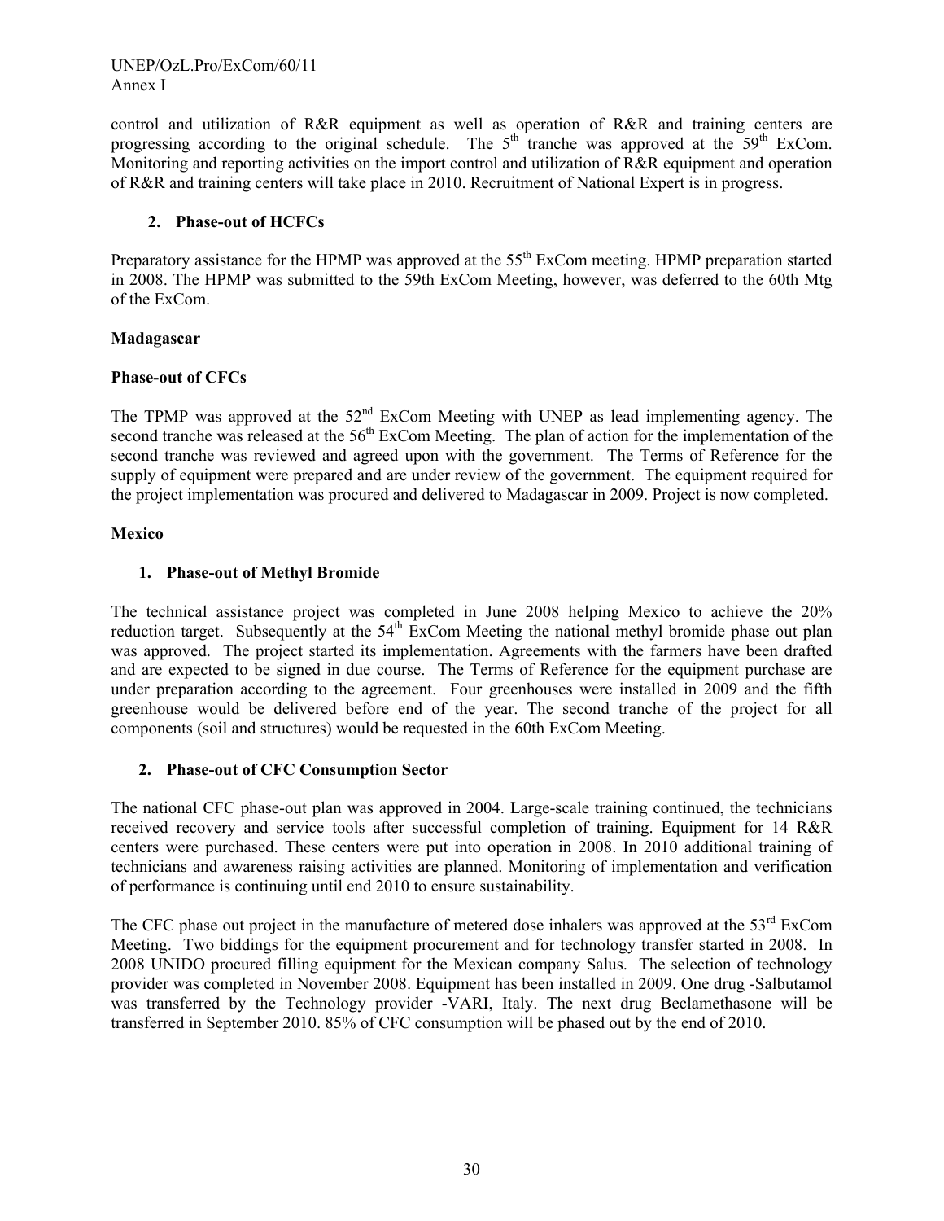control and utilization of R&R equipment as well as operation of R&R and training centers are progressing according to the original schedule. The 5th tranche was approved at the 59th ExCom. Monitoring and reporting activities on the import control and utilization of R&R equipment and operation of R&R and training centers will take place in 2010. Recruitment of National Expert is in progress.

**2. Phase-out of HCFCs**

Preparatory assistance for the HPMP was approved at the 55th ExCom meeting. HPMP preparation started in 2008. The HPMP was submitted to the 59th ExCom Meeting, however, was deferred to the 60th Mtg of the ExCom.

**Madagascar**

**Phase-out of CFCs**

The TPMP was approved at the 52nd ExCom Meeting with UNEP as lead implementing agency. The second tranche was released at the 56th ExCom Meeting. The plan of action for the implementation of the second tranche was reviewed and agreed upon with the government. The Terms of Reference for the supply of equipment were prepared and are under review of the government. The equipment required for the project implementation was procured and delivered to Madagascar in 2009. Project is now completed.

**Mexico**

**1. Phase-out of Methyl Bromide**

The technical assistance project was completed in June 2008 helping Mexico to achieve the 20% reduction target. Subsequently at the 54th ExCom Meeting the national methyl bromide phase out plan was approved. The project started its implementation. Agreements with the farmers have been drafted and are expected to be signed in due course. The Terms of Reference for the equipment purchase are under preparation according to the agreement. Four greenhouses were installed in 2009 and the fifth greenhouse would be delivered before end of the year. The second tranche of the project for all components (soil and structures) would be requested in the 60th ExCom Meeting.

**2. Phase-out of CFC Consumption Sector**

The national CFC phase-out plan was approved in 2004. Large-scale training continued, the technicians received recovery and service tools after successful completion of training. Equipment for 14 R&R centers were purchased. These centers were put into operation in 2008. In 2010 additional training of technicians and awareness raising activities are planned. Monitoring of implementation and verification of performance is continuing until end 2010 to ensure sustainability.

The CFC phase out project in the manufacture of metered dose inhalers was approved at the 53rd ExCom Meeting. Two biddings for the equipment procurement and for technology transfer started in 2008. In 2008 UNIDO procured filling equipment for the Mexican company Salus. The selection of technology provider was completed in November 2008. Equipment has been installed in 2009. One drug -Salbutamol was transferred by the Technology provider -VARI, Italy. The next drug Beclamethasone will be transferred in September 2010. 85% of CFC consumption will be phased out by the end of 2010.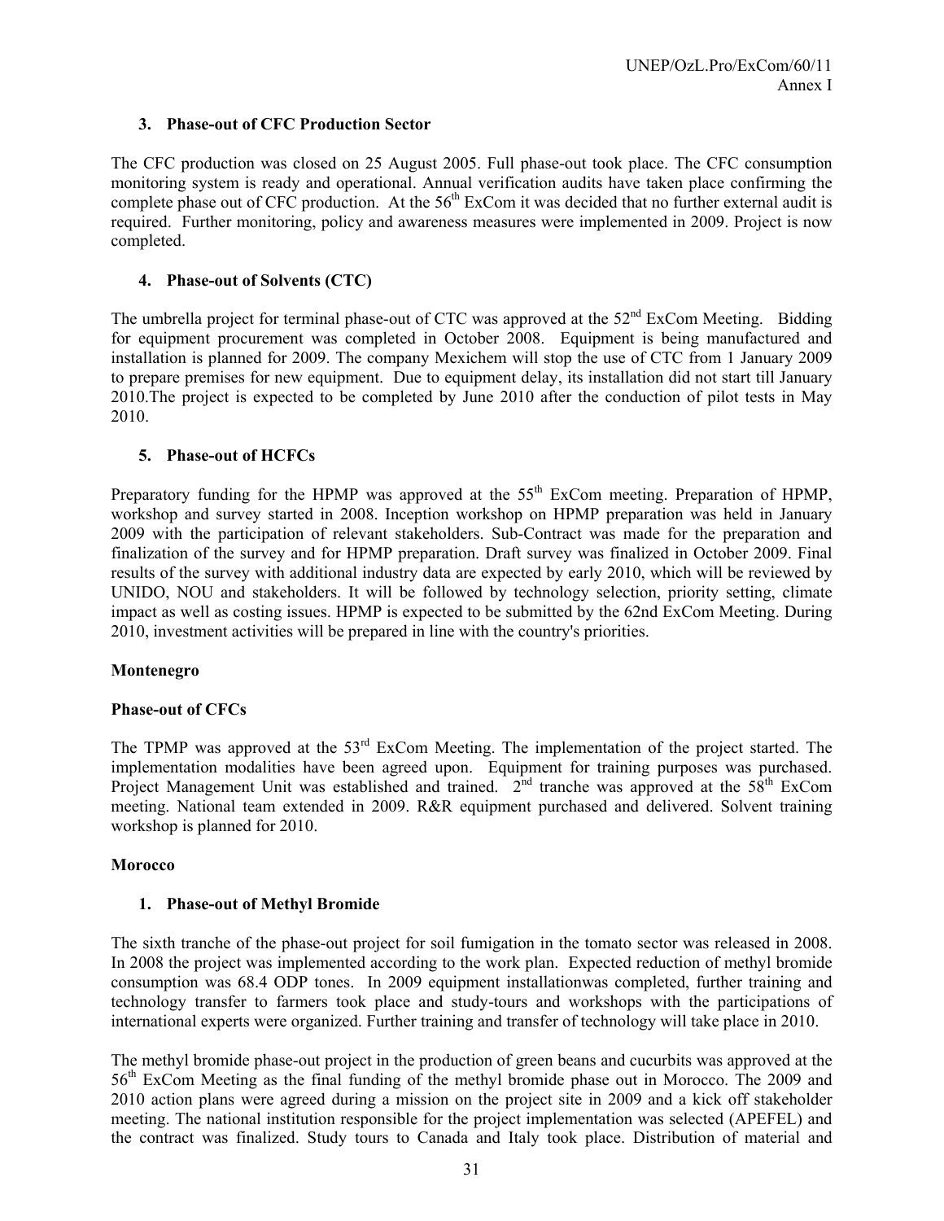**3. Phase-out of CFC Production Sector**

The CFC production was closed on 25 August 2005. Full phase-out took place. The CFC consumption monitoring system is ready and operational. Annual verification audits have taken place confirming the complete phase out of CFC production. At the 56th ExCom it was decided that no further external audit is required. Further monitoring, policy and awareness measures were implemented in 2009. Project is now completed.

**4. Phase-out of Solvents (CTC)**

The umbrella project for terminal phase-out of CTC was approved at the 52nd ExCom Meeting. Bidding for equipment procurement was completed in October 2008. Equipment is being manufactured and installation is planned for 2009. The company Mexichem will stop the use of CTC from 1 January 2009 to prepare premises for new equipment. Due to equipment delay, its installation did not start till January 2010.The project is expected to be completed by June 2010 after the conduction of pilot tests in May 2010.

**5. Phase-out of HCFCs**

Preparatory funding for the HPMP was approved at the 55th ExCom meeting. Preparation of HPMP, workshop and survey started in 2008. Inception workshop on HPMP preparation was held in January 2009 with the participation of relevant stakeholders. Sub-Contract was made for the preparation and finalization of the survey and for HPMP preparation. Draft survey was finalized in October 2009. Final results of the survey with additional industry data are expected by early 2010, which will be reviewed by UNIDO, NOU and stakeholders. It will be followed by technology selection, priority setting, climate impact as well as costing issues. HPMP is expected to be submitted by the 62nd ExCom Meeting. During 2010, investment activities will be prepared in line with the country's priorities.

**Montenegro**

**Phase-out of CFCs**

The TPMP was approved at the 53rd ExCom Meeting. The implementation of the project started. The implementation modalities have been agreed upon. Equipment for training purposes was purchased. Project Management Unit was established and trained. 2nd tranche was approved at the 58th ExCom meeting. National team extended in 2009. R&R equipment purchased and delivered. Solvent training workshop is planned for 2010.

**Morocco**

**1. Phase-out of Methyl Bromide**

The sixth tranche of the phase-out project for soil fumigation in the tomato sector was released in 2008. In 2008 the project was implemented according to the work plan. Expected reduction of methyl bromide consumption was 68.4 ODP tones. In 2009 equipment installationwas completed, further training and technology transfer to farmers took place and study-tours and workshops with the participations of international experts were organized. Further training and transfer of technology will take place in 2010.

The methyl bromide phase-out project in the production of green beans and cucurbits was approved at the 56th ExCom Meeting as the final funding of the methyl bromide phase out in Morocco. The 2009 and 2010 action plans were agreed during a mission on the project site in 2009 and a kick off stakeholder meeting. The national institution responsible for the project implementation was selected (APEFEL) and the contract was finalized. Study tours to Canada and Italy took place. Distribution of material and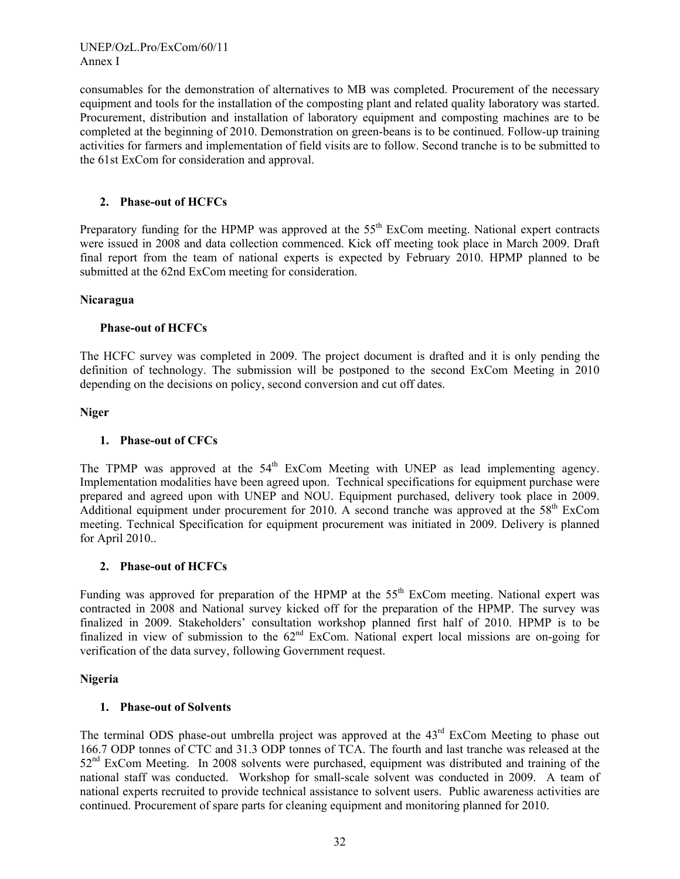consumables for the demonstration of alternatives to MB was completed. Procurement of the necessary equipment and tools for the installation of the composting plant and related quality laboratory was started. Procurement, distribution and installation of laboratory equipment and composting machines are to be completed at the beginning of 2010. Demonstration on green-beans is to be continued. Follow-up training activities for farmers and implementation of field visits are to follow. Second tranche is to be submitted to the 61st ExCom for consideration and approval.

**2. Phase-out of HCFCs**

Preparatory funding for the HPMP was approved at the 55th ExCom meeting. National expert contracts were issued in 2008 and data collection commenced. Kick off meeting took place in March 2009. Draft final report from the team of national experts is expected by February 2010. HPMP planned to be submitted at the 62nd ExCom meeting for consideration.

**Nicaragua**

**Phase-out of HCFCs**

The HCFC survey was completed in 2009. The project document is drafted and it is only pending the definition of technology. The submission will be postponed to the second ExCom Meeting in 2010 depending on the decisions on policy, second conversion and cut off dates.

**Niger**

**1. Phase-out of CFCs**

The TPMP was approved at the 54th ExCom Meeting with UNEP as lead implementing agency. Implementation modalities have been agreed upon. Technical specifications for equipment purchase were prepared and agreed upon with UNEP and NOU. Equipment purchased, delivery took place in 2009. Additional equipment under procurement for 2010. A second tranche was approved at the 58th ExCom meeting. Technical Specification for equipment procurement was initiated in 2009. Delivery is planned for April 2010..

**2. Phase-out of HCFCs**

Funding was approved for preparation of the HPMP at the 55th ExCom meeting. National expert was contracted in 2008 and National survey kicked off for the preparation of the HPMP. The survey was finalized in 2009. Stakeholders' consultation workshop planned first half of 2010. HPMP is to be finalized in view of submission to the 62nd ExCom. National expert local missions are on-going for verification of the data survey, following Government request.

**Nigeria**

**1. Phase-out of Solvents**

The terminal ODS phase-out umbrella project was approved at the 43rd ExCom Meeting to phase out 166.7 ODP tonnes of CTC and 31.3 ODP tonnes of TCA. The fourth and last tranche was released at the 52nd ExCom Meeting. In 2008 solvents were purchased, equipment was distributed and training of the national staff was conducted. Workshop for small-scale solvent was conducted in 2009. A team of national experts recruited to provide technical assistance to solvent users. Public awareness activities are continued. Procurement of spare parts for cleaning equipment and monitoring planned for 2010.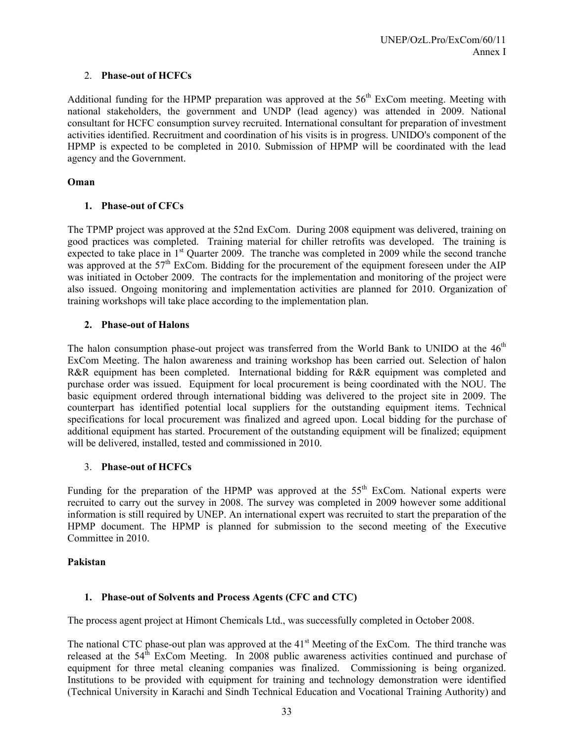2. **Phase-out of HCFCs**

Additional funding for the HPMP preparation was approved at the 56th ExCom meeting. Meeting with national stakeholders, the government and UNDP (lead agency) was attended in 2009. National consultant for HCFC consumption survey recruited. International consultant for preparation of investment activities identified. Recruitment and coordination of his visits is in progress. UNIDO's component of the HPMP is expected to be completed in 2010. Submission of HPMP will be coordinated with the lead agency and the Government.

**Oman**

1. **Phase-out of CFCs**

The TPMP project was approved at the 52nd ExCom. During 2008 equipment was delivered, training on good practices was completed. Training material for chiller retrofits was developed. The training is expected to take place in 1st Quarter 2009. The tranche was completed in 2009 while the second tranche was approved at the 57th ExCom. Bidding for the procurement of the equipment foreseen under the AIP was initiated in October 2009. The contracts for the implementation and monitoring of the project were also issued. Ongoing monitoring and implementation activities are planned for 2010. Organization of training workshops will take place according to the implementation plan.

2. **Phase-out of Halons**

The halon consumption phase-out project was transferred from the World Bank to UNIDO at the 46th ExCom Meeting. The halon awareness and training workshop has been carried out. Selection of halon R&R equipment has been completed. International bidding for R&R equipment was completed and purchase order was issued. Equipment for local procurement is being coordinated with the NOU. The basic equipment ordered through international bidding was delivered to the project site in 2009. The counterpart has identified potential local suppliers for the outstanding equipment items. Technical specifications for local procurement was finalized and agreed upon. Local bidding for the purchase of additional equipment has started. Procurement of the outstanding equipment will be finalized; equipment will be delivered, installed, tested and commissioned in 2010.

3. **Phase-out of HCFCs**

Funding for the preparation of the HPMP was approved at the 55th ExCom. National experts were recruited to carry out the survey in 2008. The survey was completed in 2009 however some additional information is still required by UNEP. An international expert was recruited to start the preparation of the HPMP document. The HPMP is planned for submission to the second meeting of the Executive Committee in 2010.

**Pakistan**

1. **Phase-out of Solvents and Process Agents (CFC and CTC)**

The process agent project at Himont Chemicals Ltd., was successfully completed in October 2008.

The national CTC phase-out plan was approved at the 41st Meeting of the ExCom. The third tranche was released at the 54th ExCom Meeting. In 2008 public awareness activities continued and purchase of equipment for three metal cleaning companies was finalized. Commissioning is being organized. Institutions to be provided with equipment for training and technology demonstration were identified (Technical University in Karachi and Sindh Technical Education and Vocational Training Authority) and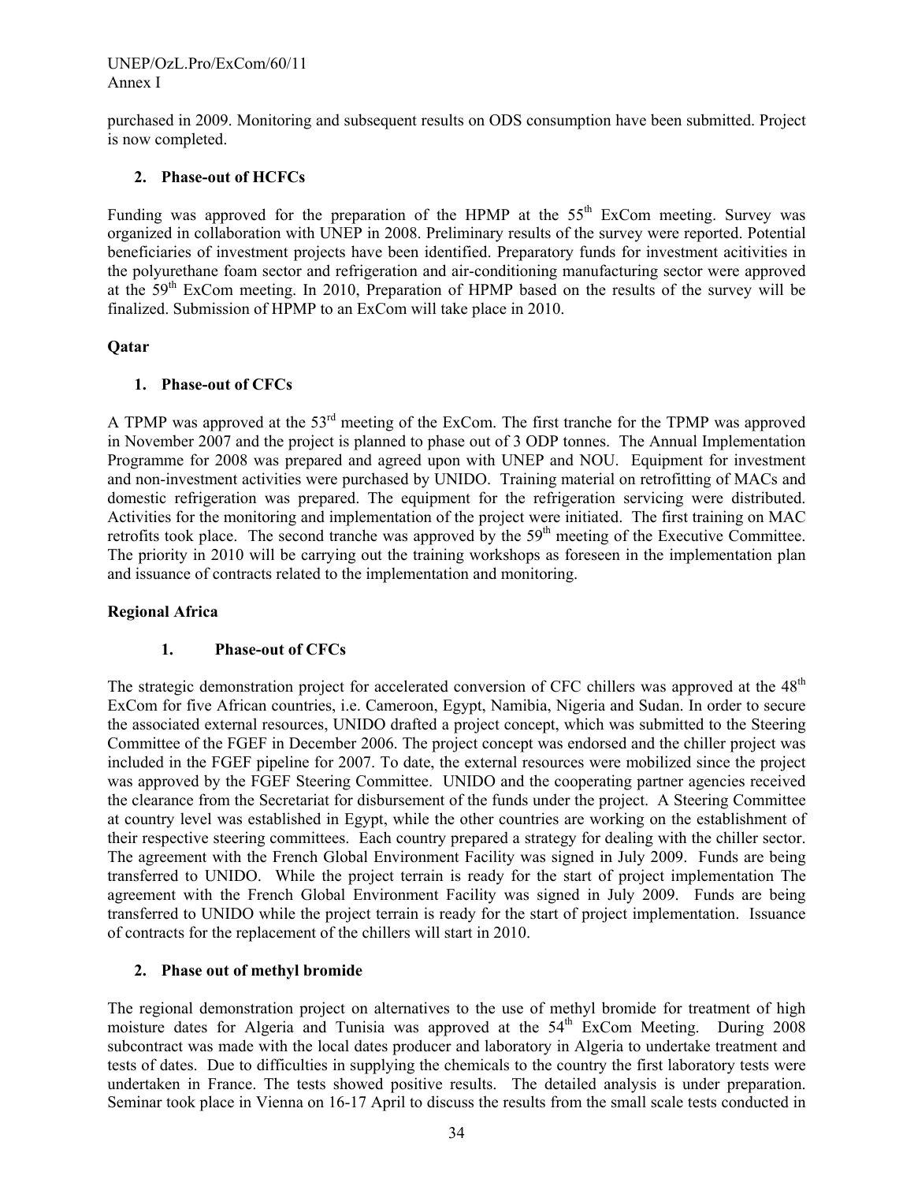purchased in 2009. Monitoring and subsequent results on ODS consumption have been submitted. Project is now completed.

**2. Phase-out of HCFCs**

Funding was approved for the preparation of the HPMP at the 55th ExCom meeting. Survey was organized in collaboration with UNEP in 2008. Preliminary results of the survey were reported. Potential beneficiaries of investment projects have been identified. Preparatory funds for investment acitivities in the polyurethane foam sector and refrigeration and air-conditioning manufacturing sector were approved at the 59th ExCom meeting. In 2010, Preparation of HPMP based on the results of the survey will be finalized. Submission of HPMP to an ExCom will take place in 2010.

**Qatar**

**1. Phase-out of CFCs**

A TPMP was approved at the 53rd meeting of the ExCom. The first tranche for the TPMP was approved in November 2007 and the project is planned to phase out of 3 ODP tonnes. The Annual Implementation Programme for 2008 was prepared and agreed upon with UNEP and NOU. Equipment for investment and non-investment activities were purchased by UNIDO. Training material on retrofitting of MACs and domestic refrigeration was prepared. The equipment for the refrigeration servicing were distributed. Activities for the monitoring and implementation of the project were initiated. The first training on MAC retrofits took place. The second tranche was approved by the 59th meeting of the Executive Committee. The priority in 2010 will be carrying out the training workshops as foreseen in the implementation plan and issuance of contracts related to the implementation and monitoring.

**Regional Africa**

**1. Phase-out of CFCs**

The strategic demonstration project for accelerated conversion of CFC chillers was approved at the 48th ExCom for five African countries, i.e. Cameroon, Egypt, Namibia, Nigeria and Sudan. In order to secure the associated external resources, UNIDO drafted a project concept, which was submitted to the Steering Committee of the FGEF in December 2006. The project concept was endorsed and the chiller project was included in the FGEF pipeline for 2007. To date, the external resources were mobilized since the project was approved by the FGEF Steering Committee. UNIDO and the cooperating partner agencies received the clearance from the Secretariat for disbursement of the funds under the project. A Steering Committee at country level was established in Egypt, while the other countries are working on the establishment of their respective steering committees. Each country prepared a strategy for dealing with the chiller sector. The agreement with the French Global Environment Facility was signed in July 2009. Funds are being transferred to UNIDO. While the project terrain is ready for the start of project implementation The agreement with the French Global Environment Facility was signed in July 2009. Funds are being transferred to UNIDO while the project terrain is ready for the start of project implementation. Issuance of contracts for the replacement of the chillers will start in 2010.

**2. Phase out of methyl bromide**

The regional demonstration project on alternatives to the use of methyl bromide for treatment of high moisture dates for Algeria and Tunisia was approved at the 54th ExCom Meeting. During 2008 subcontract was made with the local dates producer and laboratory in Algeria to undertake treatment and tests of dates. Due to difficulties in supplying the chemicals to the country the first laboratory tests were undertaken in France. The tests showed positive results. The detailed analysis is under preparation. Seminar took place in Vienna on 16-17 April to discuss the results from the small scale tests conducted in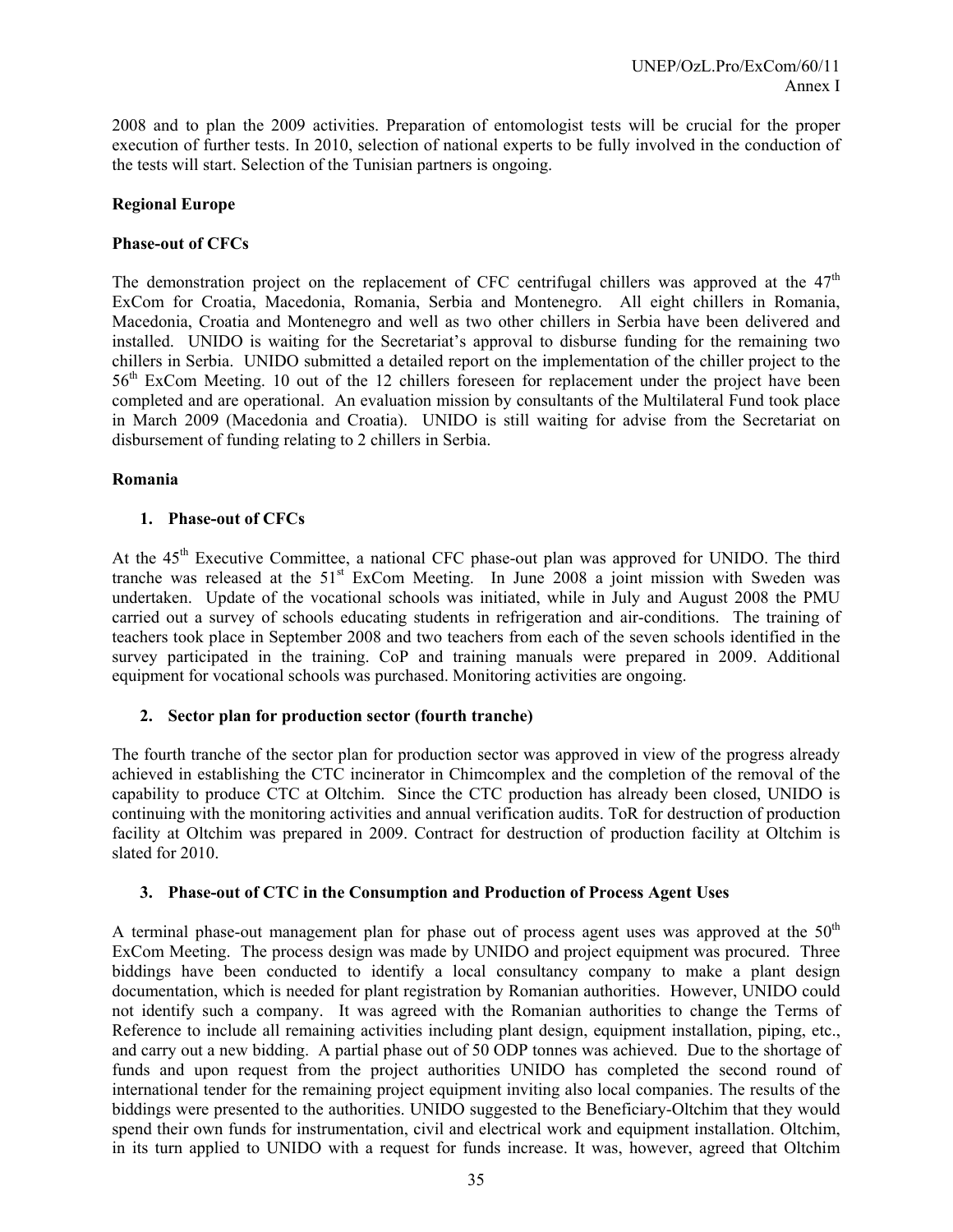2008 and to plan the 2009 activities. Preparation of entomologist tests will be crucial for the proper execution of further tests. In 2010, selection of national experts to be fully involved in the conduction of the tests will start. Selection of the Tunisian partners is ongoing.

**Regional Europe**

**Phase-out of CFCs**

The demonstration project on the replacement of CFC centrifugal chillers was approved at the 47th ExCom for Croatia, Macedonia, Romania, Serbia and Montenegro. All eight chillers in Romania, Macedonia, Croatia and Montenegro and well as two other chillers in Serbia have been delivered and installed. UNIDO is waiting for the Secretariat's approval to disburse funding for the remaining two chillers in Serbia. UNIDO submitted a detailed report on the implementation of the chiller project to the 56th ExCom Meeting. 10 out of the 12 chillers foreseen for replacement under the project have been completed and are operational. An evaluation mission by consultants of the Multilateral Fund took place in March 2009 (Macedonia and Croatia). UNIDO is still waiting for advise from the Secretariat on disbursement of funding relating to 2 chillers in Serbia.

**Romania**

1. **Phase-out of CFCs**

At the 45th Executive Committee, a national CFC phase-out plan was approved for UNIDO. The third tranche was released at the 51st ExCom Meeting. In June 2008 a joint mission with Sweden was undertaken. Update of the vocational schools was initiated, while in July and August 2008 the PMU carried out a survey of schools educating students in refrigeration and air-conditions. The training of teachers took place in September 2008 and two teachers from each of the seven schools identified in the survey participated in the training. CoP and training manuals were prepared in 2009. Additional equipment for vocational schools was purchased. Monitoring activities are ongoing.

2. **Sector plan for production sector (fourth tranche)**

The fourth tranche of the sector plan for production sector was approved in view of the progress already achieved in establishing the CTC incinerator in Chimcomplex and the completion of the removal of the capability to produce CTC at Oltchim. Since the CTC production has already been closed, UNIDO is continuing with the monitoring activities and annual verification audits. ToR for destruction of production facility at Oltchim was prepared in 2009. Contract for destruction of production facility at Oltchim is slated for 2010.

3. **Phase-out of CTC in the Consumption and Production of Process Agent Uses**

A terminal phase-out management plan for phase out of process agent uses was approved at the 50th ExCom Meeting. The process design was made by UNIDO and project equipment was procured. Three biddings have been conducted to identify a local consultancy company to make a plant design documentation, which is needed for plant registration by Romanian authorities. However, UNIDO could not identify such a company. It was agreed with the Romanian authorities to change the Terms of Reference to include all remaining activities including plant design, equipment installation, piping, etc., and carry out a new bidding. A partial phase out of 50 ODP tonnes was achieved. Due to the shortage of funds and upon request from the project authorities UNIDO has completed the second round of international tender for the remaining project equipment inviting also local companies. The results of the biddings were presented to the authorities. UNIDO suggested to the Beneficiary-Oltchim that they would spend their own funds for instrumentation, civil and electrical work and equipment installation. Oltchim, in its turn applied to UNIDO with a request for funds increase. It was, however, agreed that Oltchim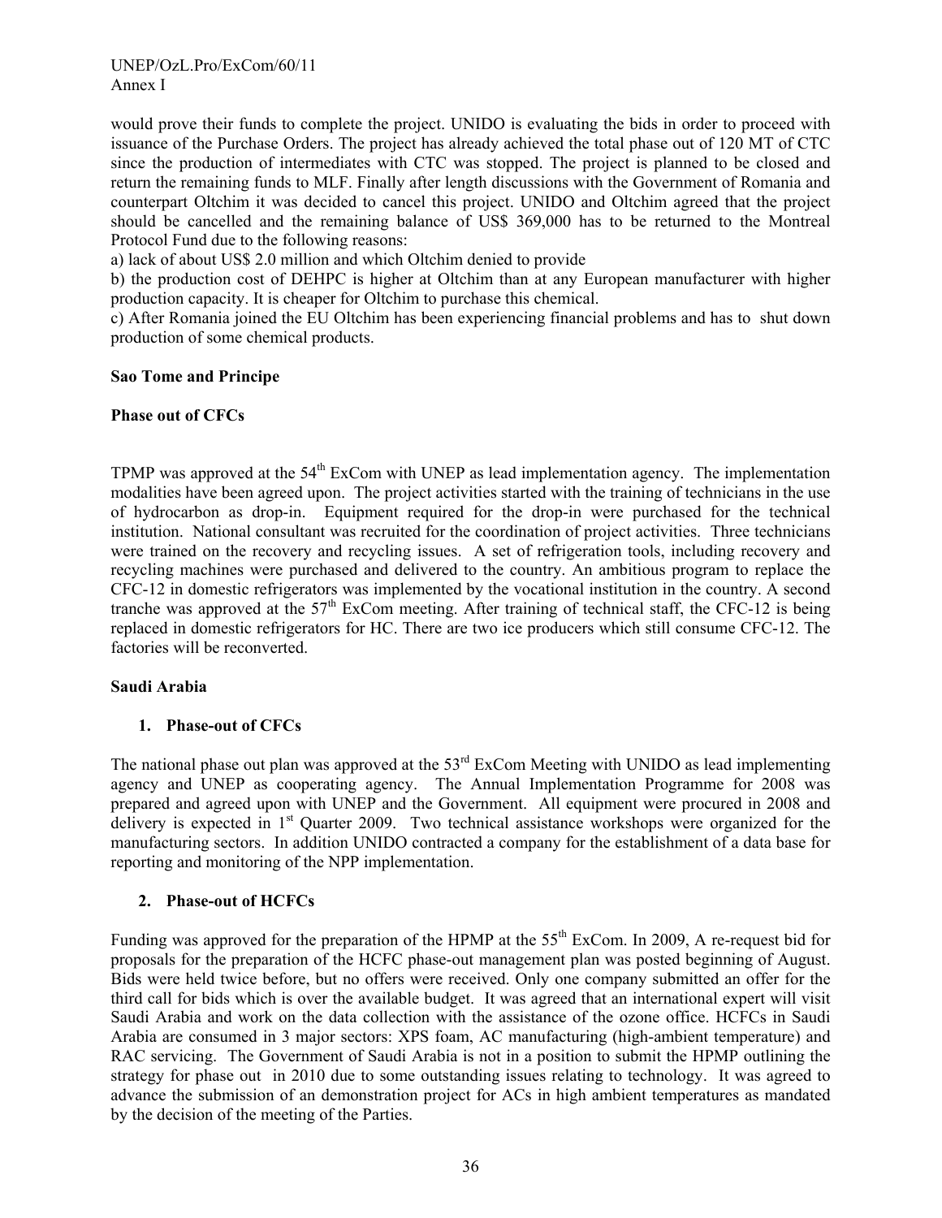would prove their funds to complete the project. UNIDO is evaluating the bids in order to proceed with issuance of the Purchase Orders. The project has already achieved the total phase out of 120 MT of CTC since the production of intermediates with CTC was stopped. The project is planned to be closed and return the remaining funds to MLF. Finally after length discussions with the Government of Romania and counterpart Oltchim it was decided to cancel this project. UNIDO and Oltchim agreed that the project should be cancelled and the remaining balance of US$ 369,000 has to be returned to the Montreal Protocol Fund due to the following reasons:

a) lack of about US$ 2.0 million and which Oltchim denied to provide

b) the production cost of DEHPC is higher at Oltchim than at any European manufacturer with higher production capacity. It is cheaper for Oltchim to purchase this chemical.

c) After Romania joined the EU Oltchim has been experiencing financial problems and has to shut down production of some chemical products.

**Sao Tome and Principe**

**Phase out of CFCs**

TPMP was approved at the 54th ExCom with UNEP as lead implementation agency. The implementation modalities have been agreed upon. The project activities started with the training of technicians in the use of hydrocarbon as drop-in. Equipment required for the drop-in were purchased for the technical institution. National consultant was recruited for the coordination of project activities. Three technicians were trained on the recovery and recycling issues. A set of refrigeration tools, including recovery and recycling machines were purchased and delivered to the country. An ambitious program to replace the CFC-12 in domestic refrigerators was implemented by the vocational institution in the country. A second tranche was approved at the 57th ExCom meeting. After training of technical staff, the CFC-12 is being replaced in domestic refrigerators for HC. There are two ice producers which still consume CFC-12. The factories will be reconverted.

**Saudi Arabia**

1. **Phase-out of CFCs**

The national phase out plan was approved at the 53rd ExCom Meeting with UNIDO as lead implementing agency and UNEP as cooperating agency. The Annual Implementation Programme for 2008 was prepared and agreed upon with UNEP and the Government. All equipment were procured in 2008 and delivery is expected in 1st Quarter 2009. Two technical assistance workshops were organized for the manufacturing sectors. In addition UNIDO contracted a company for the establishment of a data base for reporting and monitoring of the NPP implementation.

2. **Phase-out of HCFCs**

Funding was approved for the preparation of the HPMP at the 55th ExCom. In 2009, A re-request bid for proposals for the preparation of the HCFC phase-out management plan was posted beginning of August. Bids were held twice before, but no offers were received. Only one company submitted an offer for the third call for bids which is over the available budget. It was agreed that an international expert will visit Saudi Arabia and work on the data collection with the assistance of the ozone office. HCFCs in Saudi Arabia are consumed in 3 major sectors: XPS foam, AC manufacturing (high-ambient temperature) and RAC servicing. The Government of Saudi Arabia is not in a position to submit the HPMP outlining the strategy for phase out in 2010 due to some outstanding issues relating to technology. It was agreed to advance the submission of an demonstration project for ACs in high ambient temperatures as mandated by the decision of the meeting of the Parties.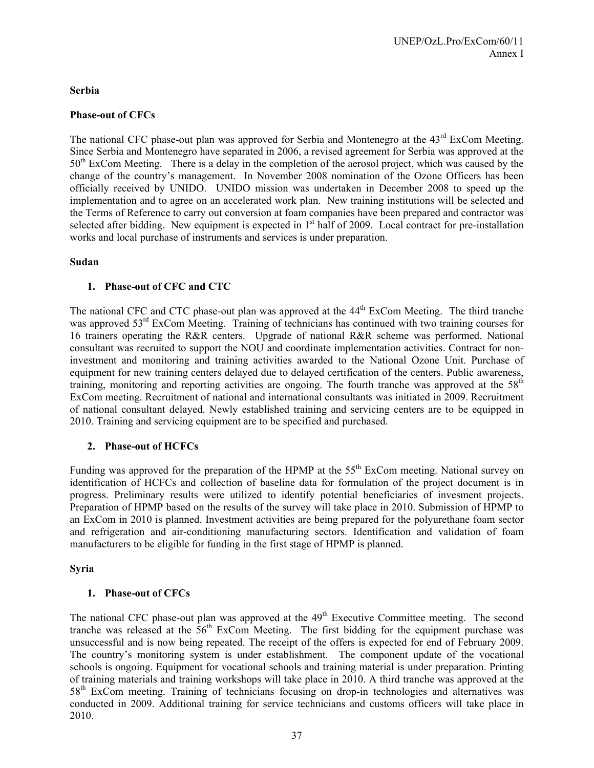**Serbia**

**Phase-out of CFCs**

The national CFC phase-out plan was approved for Serbia and Montenegro at the 43rd ExCom Meeting. Since Serbia and Montenegro have separated in 2006, a revised agreement for Serbia was approved at the 50th ExCom Meeting. There is a delay in the completion of the aerosol project, which was caused by the change of the country's management. In November 2008 nomination of the Ozone Officers has been officially received by UNIDO. UNIDO mission was undertaken in December 2008 to speed up the implementation and to agree on an accelerated work plan. New training institutions will be selected and the Terms of Reference to carry out conversion at foam companies have been prepared and contractor was selected after bidding. New equipment is expected in 1st half of 2009. Local contract for pre-installation works and local purchase of instruments and services is under preparation.

**Sudan**

1. **Phase-out of CFC and CTC**

The national CFC and CTC phase-out plan was approved at the 44th ExCom Meeting. The third tranche was approved 53rd ExCom Meeting. Training of technicians has continued with two training courses for 16 trainers operating the R&R centers. Upgrade of national R&R scheme was performed. National consultant was recruited to support the NOU and coordinate implementation activities. Contract for non-investment and monitoring and training activities awarded to the National Ozone Unit. Purchase of equipment for new training centers delayed due to delayed certification of the centers. Public awareness, training, monitoring and reporting activities are ongoing. The fourth tranche was approved at the 58th ExCom meeting. Recruitment of national and international consultants was initiated in 2009. Recruitment of national consultant delayed. Newly established training and servicing centers are to be equipped in 2010. Training and servicing equipment are to be specified and purchased.

2. **Phase-out of HCFCs**

Funding was approved for the preparation of the HPMP at the 55th ExCom meeting. National survey on identification of HCFCs and collection of baseline data for formulation of the project document is in progress. Preliminary results were utilized to identify potential beneficiaries of invesment projects. Preparation of HPMP based on the results of the survey will take place in 2010. Submission of HPMP to an ExCom in 2010 is planned. Investment activities are being prepared for the polyurethane foam sector and refrigeration and air-conditioning manufacturing sectors. Identification and validation of foam manufacturers to be eligible for funding in the first stage of HPMP is planned.

**Syria**

1. **Phase-out of CFCs**

The national CFC phase-out plan was approved at the 49th Executive Committee meeting. The second tranche was released at the 56th ExCom Meeting. The first bidding for the equipment purchase was unsuccessful and is now being repeated. The receipt of the offers is expected for end of February 2009. The country's monitoring system is under establishment. The component update of the vocational schools is ongoing. Equipment for vocational schools and training material is under preparation. Printing of training materials and training workshops will take place in 2010. A third tranche was approved at the 58th ExCom meeting. Training of technicians focusing on drop-in technologies and alternatives was conducted in 2009. Additional training for service technicians and customs officers will take place in 2010.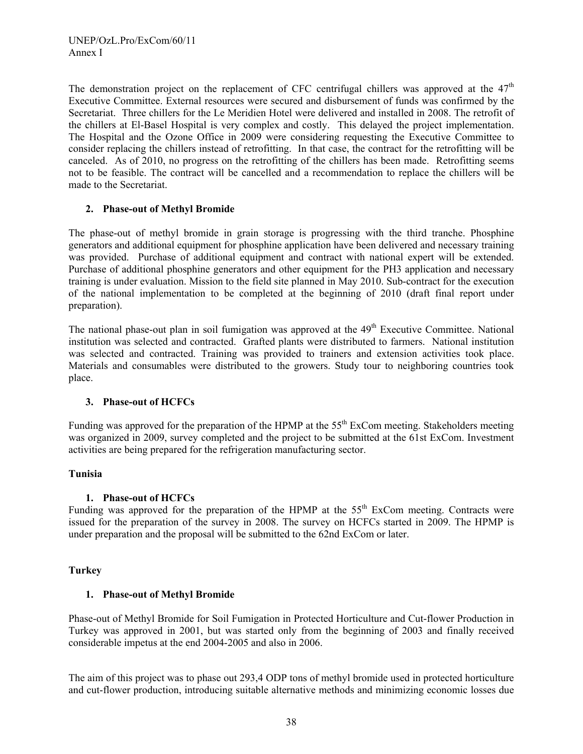The demonstration project on the replacement of CFC centrifugal chillers was approved at the 47th Executive Committee. External resources were secured and disbursement of funds was confirmed by the Secretariat. Three chillers for the Le Meridien Hotel were delivered and installed in 2008. The retrofit of the chillers at El-Basel Hospital is very complex and costly. This delayed the project implementation. The Hospital and the Ozone Office in 2009 were considering requesting the Executive Committee to consider replacing the chillers instead of retrofitting. In that case, the contract for the retrofitting will be canceled. As of 2010, no progress on the retrofitting of the chillers has been made. Retrofitting seems not to be feasible. The contract will be cancelled and a recommendation to replace the chillers will be made to the Secretariat.

**2. Phase-out of Methyl Bromide**

The phase-out of methyl bromide in grain storage is progressing with the third tranche. Phosphine generators and additional equipment for phosphine application have been delivered and necessary training was provided. Purchase of additional equipment and contract with national expert will be extended. Purchase of additional phosphine generators and other equipment for the PH3 application and necessary training is under evaluation. Mission to the field site planned in May 2010. Sub-contract for the execution of the national implementation to be completed at the beginning of 2010 (draft final report under preparation).

The national phase-out plan in soil fumigation was approved at the 49th Executive Committee. National institution was selected and contracted. Grafted plants were distributed to farmers. National institution was selected and contracted. Training was provided to trainers and extension activities took place. Materials and consumables were distributed to the growers. Study tour to neighboring countries took place.

**3. Phase-out of HCFCs**

Funding was approved for the preparation of the HPMP at the 55th ExCom meeting. Stakeholders meeting was organized in 2009, survey completed and the project to be submitted at the 61st ExCom. Investment activities are being prepared for the refrigeration manufacturing sector.

**Tunisia**

**1. Phase-out of HCFCs**

Funding was approved for the preparation of the HPMP at the 55th ExCom meeting. Contracts were issued for the preparation of the survey in 2008. The survey on HCFCs started in 2009. The HPMP is under preparation and the proposal will be submitted to the 62nd ExCom or later.

**Turkey**

**1. Phase-out of Methyl Bromide**

Phase-out of Methyl Bromide for Soil Fumigation in Protected Horticulture and Cut-flower Production in Turkey was approved in 2001, but was started only from the beginning of 2003 and finally received considerable impetus at the end 2004-2005 and also in 2006.

The aim of this project was to phase out 293,4 ODP tons of methyl bromide used in protected horticulture and cut-flower production, introducing suitable alternative methods and minimizing economic losses due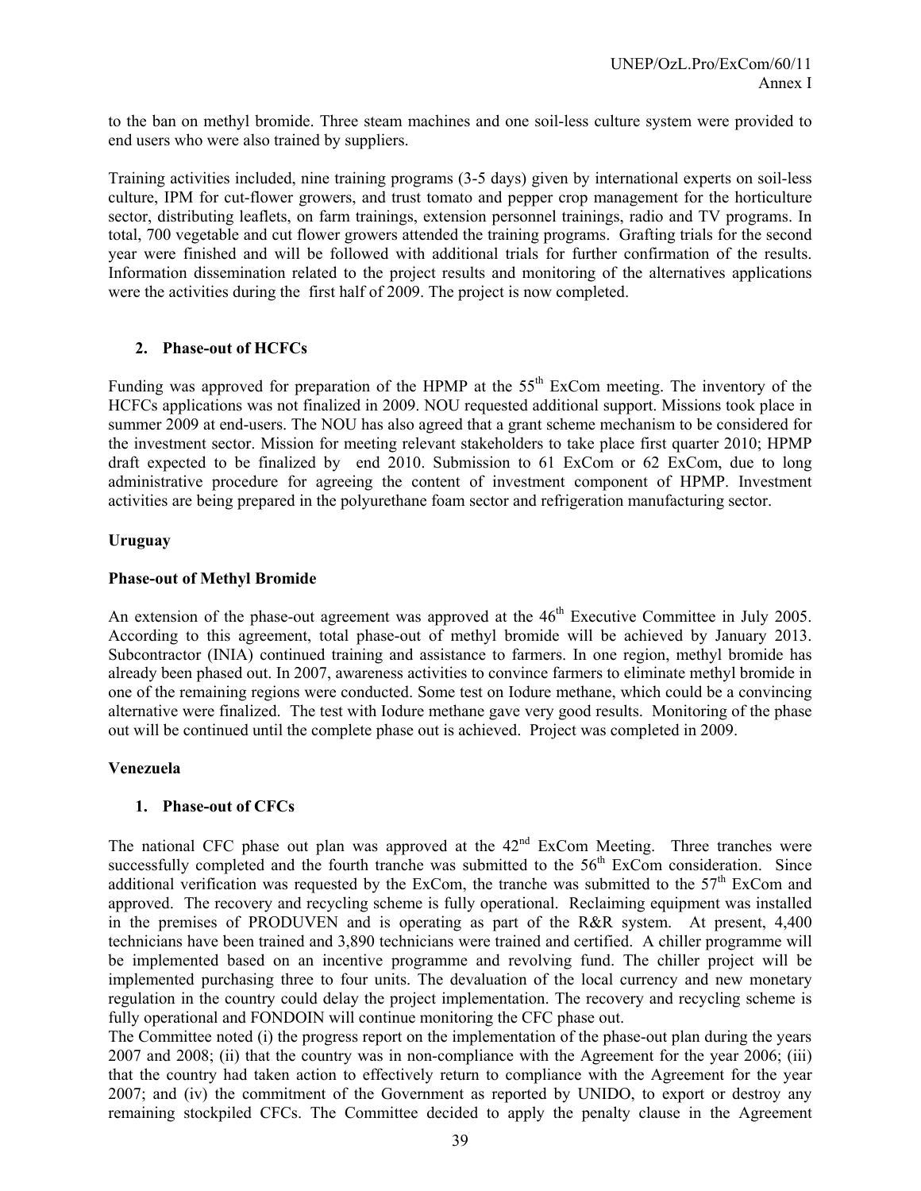to the ban on methyl bromide. Three steam machines and one soil-less culture system were provided to end users who were also trained by suppliers.

Training activities included, nine training programs (3-5 days) given by international experts on soil-less culture, IPM for cut-flower growers, and trust tomato and pepper crop management for the horticulture sector, distributing leaflets, on farm trainings, extension personnel trainings, radio and TV programs. In total, 700 vegetable and cut flower growers attended the training programs. Grafting trials for the second year were finished and will be followed with additional trials for further confirmation of the results. Information dissemination related to the project results and monitoring of the alternatives applications were the activities during the first half of 2009. The project is now completed.

### 2. Phase-out of HCFCs

Funding was approved for preparation of the HPMP at the 55th ExCom meeting. The inventory of the HCFCs applications was not finalized in 2009. NOU requested additional support. Missions took place in summer 2009 at end-users. The NOU has also agreed that a grant scheme mechanism to be considered for the investment sector. Mission for meeting relevant stakeholders to take place first quarter 2010; HPMP draft expected to be finalized by end 2010. Submission to 61 ExCom or 62 ExCom, due to long administrative procedure for agreeing the content of investment component of HPMP. Investment activities are being prepared in the polyurethane foam sector and refrigeration manufacturing sector.

## Uruguay

### Phase-out of Methyl Bromide

An extension of the phase-out agreement was approved at the 46th Executive Committee in July 2005. According to this agreement, total phase-out of methyl bromide will be achieved by January 2013. Subcontractor (INIA) continued training and assistance to farmers. In one region, methyl bromide has already been phased out. In 2007, awareness activities to convince farmers to eliminate methyl bromide in one of the remaining regions were conducted. Some test on Iodure methane, which could be a convincing alternative were finalized. The test with Iodure methane gave very good results. Monitoring of the phase out will be continued until the complete phase out is achieved. Project was completed in 2009.

## Venezuela

### 1. Phase-out of CFCs

The national CFC phase out plan was approved at the 42nd ExCom Meeting. Three tranches were successfully completed and the fourth tranche was submitted to the 56th ExCom consideration. Since additional verification was requested by the ExCom, the tranche was submitted to the 57th ExCom and approved. The recovery and recycling scheme is fully operational. Reclaiming equipment was installed in the premises of PRODUVEN and is operating as part of the R&R system. At present, 4,400 technicians have been trained and 3,890 technicians were trained and certified. A chiller programme will be implemented based on an incentive programme and revolving fund. The chiller project will be implemented purchasing three to four units. The devaluation of the local currency and new monetary regulation in the country could delay the project implementation. The recovery and recycling scheme is fully operational and FONDOIN will continue monitoring the CFC phase out.

The Committee noted (i) the progress report on the implementation of the phase-out plan during the years 2007 and 2008; (ii) that the country was in non-compliance with the Agreement for the year 2006; (iii) that the country had taken action to effectively return to compliance with the Agreement for the year 2007; and (iv) the commitment of the Government as reported by UNIDO, to export or destroy any remaining stockpiled CFCs. The Committee decided to apply the penalty clause in the Agreement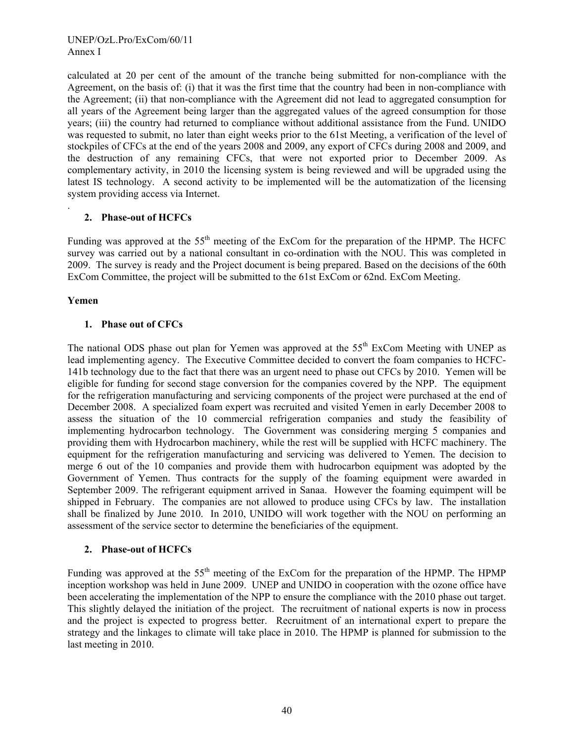calculated at 20 per cent of the amount of the tranche being submitted for non-compliance with the Agreement, on the basis of: (i) that it was the first time that the country had been in non-compliance with the Agreement; (ii) that non-compliance with the Agreement did not lead to aggregated consumption for all years of the Agreement being larger than the aggregated values of the agreed consumption for those years; (iii) the country had returned to compliance without additional assistance from the Fund. UNIDO was requested to submit, no later than eight weeks prior to the 61st Meeting, a verification of the level of stockpiles of CFCs at the end of the years 2008 and 2009, any export of CFCs during 2008 and 2009, and the destruction of any remaining CFCs, that were not exported prior to December 2009. As complementary activity, in 2010 the licensing system is being reviewed and will be upgraded using the latest IS technology. A second activity to be implemented will be the automatization of the licensing system providing access via Internet.

.

**2. Phase-out of HCFCs**

Funding was approved at the 55[th] meeting of the ExCom for the preparation of the HPMP. The HCFC survey was carried out by a national consultant in co-ordination with the NOU. This was completed in 2009. The survey is ready and the Project document is being prepared. Based on the decisions of the 60th ExCom Committee, the project will be submitted to the 61st ExCom or 62nd. ExCom Meeting.

**Yemen**

**1. Phase out of CFCs**

The national ODS phase out plan for Yemen was approved at the 55[th] ExCom Meeting with UNEP as lead implementing agency. The Executive Committee decided to convert the foam companies to HCFC-141b technology due to the fact that there was an urgent need to phase out CFCs by 2010. Yemen will be eligible for funding for second stage conversion for the companies covered by the NPP. The equipment for the refrigeration manufacturing and servicing components of the project were purchased at the end of December 2008. A specialized foam expert was recruited and visited Yemen in early December 2008 to assess the situation of the 10 commercial refrigeration companies and study the feasibility of implementing hydrocarbon technology. The Government was considering merging 5 companies and providing them with Hydrocarbon machinery, while the rest will be supplied with HCFC machinery. The equipment for the refrigeration manufacturing and servicing was delivered to Yemen. The decision to merge 6 out of the 10 companies and provide them with hudrocarbon equipment was adopted by the Government of Yemen. Thus contracts for the supply of the foaming equipment were awarded in September 2009. The refrigerant equipment arrived in Sanaa. However the foaming equimpent will be shipped in February. The companies are not allowed to produce using CFCs by law. The installation shall be finalized by June 2010. In 2010, UNIDO will work together with the NOU on performing an assessment of the service sector to determine the beneficiaries of the equipment.

**2. Phase-out of HCFCs**

Funding was approved at the 55[th] meeting of the ExCom for the preparation of the HPMP. The HPMP inception workshop was held in June 2009. UNEP and UNIDO in cooperation with the ozone office have been accelerating the implementation of the NPP to ensure the compliance with the 2010 phase out target. This slightly delayed the initiation of the project. The recruitment of national experts is now in process and the project is expected to progress better. Recruitment of an international expert to prepare the strategy and the linkages to climate will take place in 2010. The HPMP is planned for submission to the last meeting in 2010.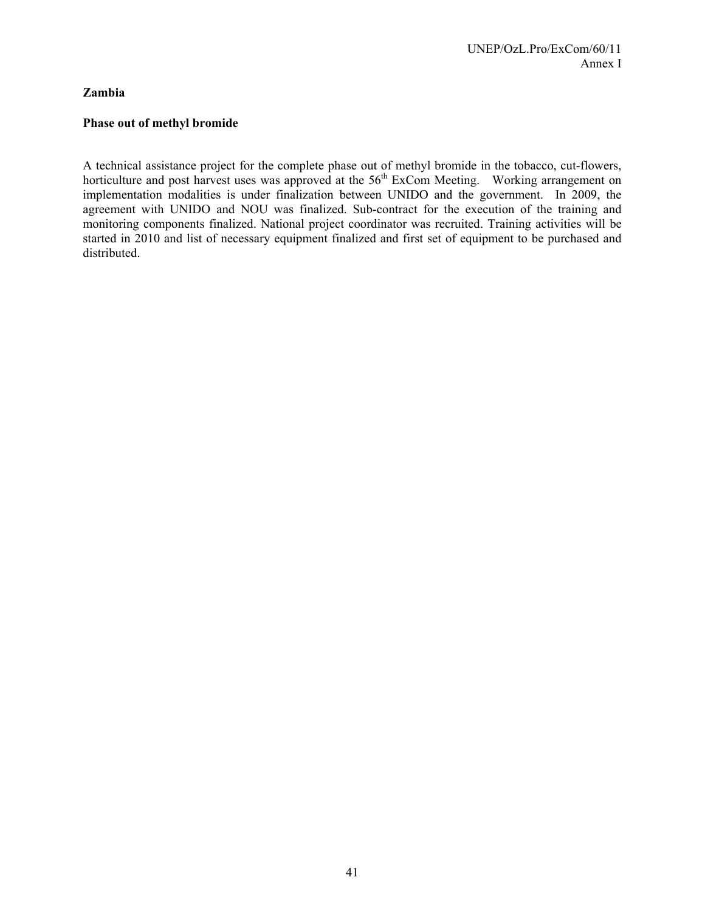**Zambia**

**Phase out of methyl bromide**

A technical assistance project for the complete phase out of methyl bromide in the tobacco, cut-flowers, horticulture and post harvest uses was approved at the 56th ExCom Meeting. Working arrangement on implementation modalities is under finalization between UNIDO and the government. In 2009, the agreement with UNIDO and NOU was finalized. Sub-contract for the execution of the training and monitoring components finalized. National project coordinator was recruited. Training activities will be started in 2010 and list of necessary equipment finalized and first set of equipment to be purchased and distributed.